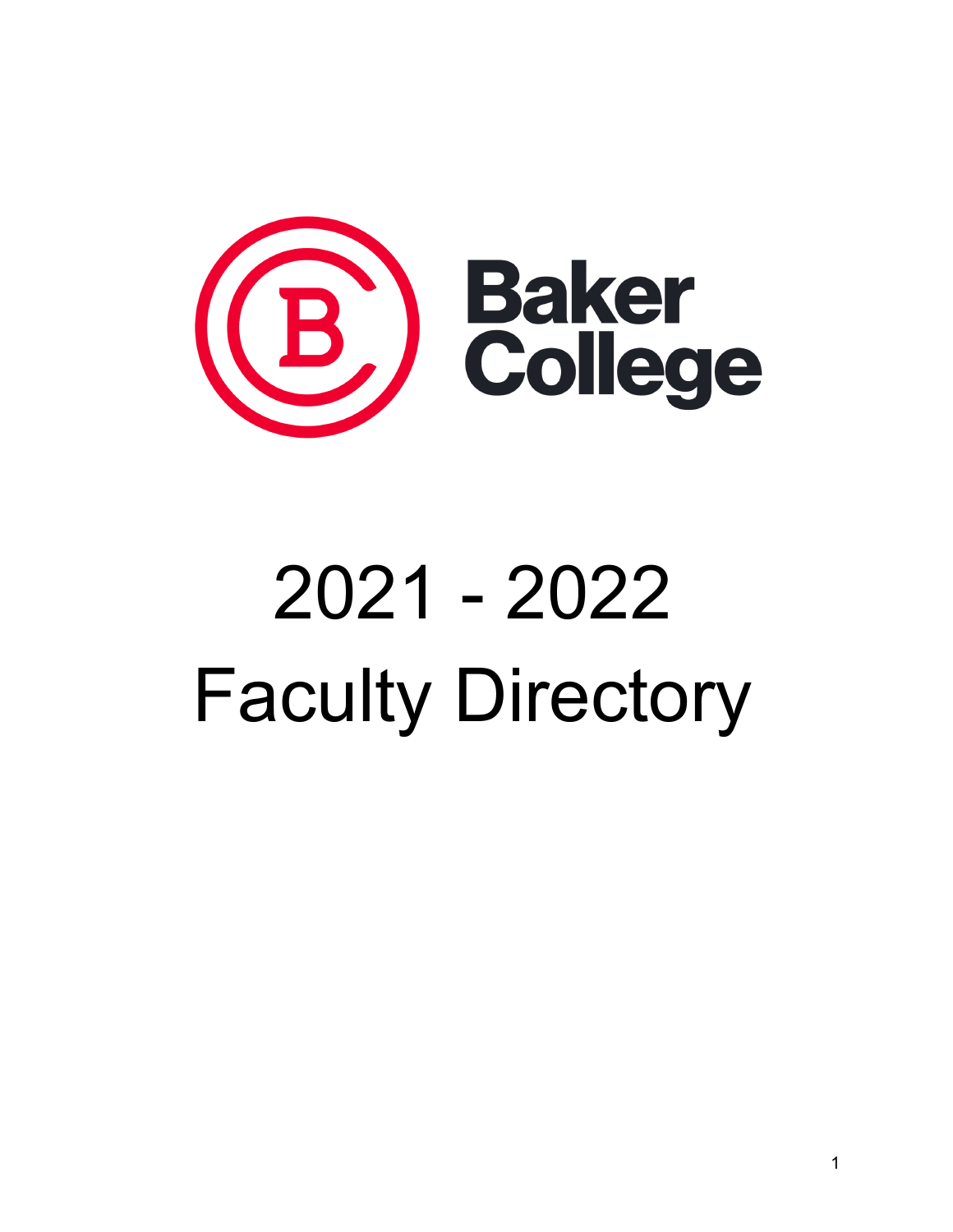Baker College

# 2021 - 2022
# Faculty Directory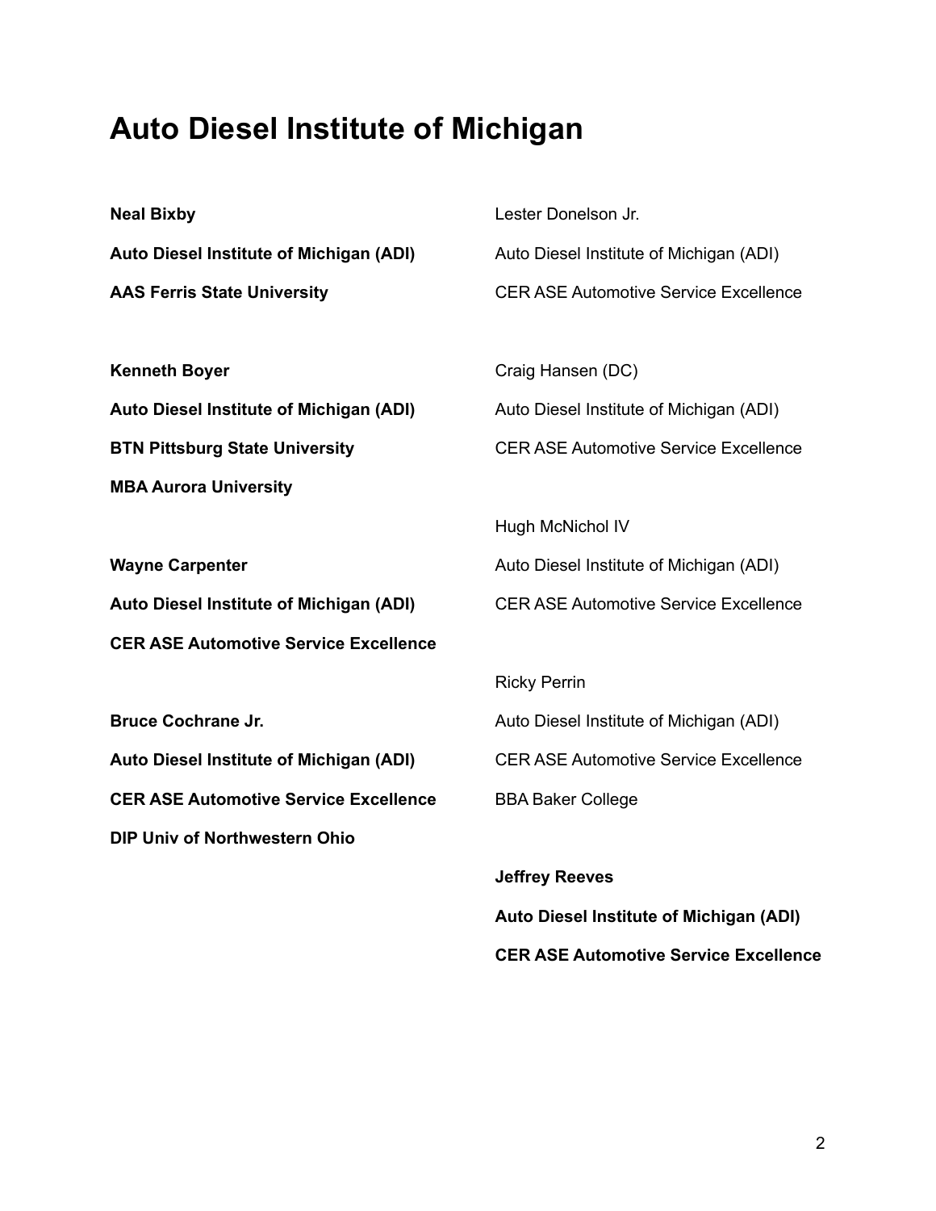# Auto Diesel Institute of Michigan

**Neal Bixby**

**Auto Diesel Institute of Michigan (ADI)**

**AAS Ferris State University**

**Kenneth Boyer**

**Auto Diesel Institute of Michigan (ADI)**

**BTN Pittsburg State University**

**MBA Aurora University**

**Wayne Carpenter**

**Auto Diesel Institute of Michigan (ADI)**

**CER ASE Automotive Service Excellence**

**Bruce Cochrane Jr.**

**Auto Diesel Institute of Michigan (ADI)**

**CER ASE Automotive Service Excellence**

**DIP Univ of Northwestern Ohio**

Lester Donelson Jr.

Auto Diesel Institute of Michigan (ADI)

CER ASE Automotive Service Excellence

Craig Hansen (DC)

Auto Diesel Institute of Michigan (ADI)

CER ASE Automotive Service Excellence

Hugh McNichol IV

Auto Diesel Institute of Michigan (ADI)

CER ASE Automotive Service Excellence

Ricky Perrin

Auto Diesel Institute of Michigan (ADI)

CER ASE Automotive Service Excellence

BBA Baker College

**Jeffrey Reeves**

**Auto Diesel Institute of Michigan (ADI)**

**CER ASE Automotive Service Excellence**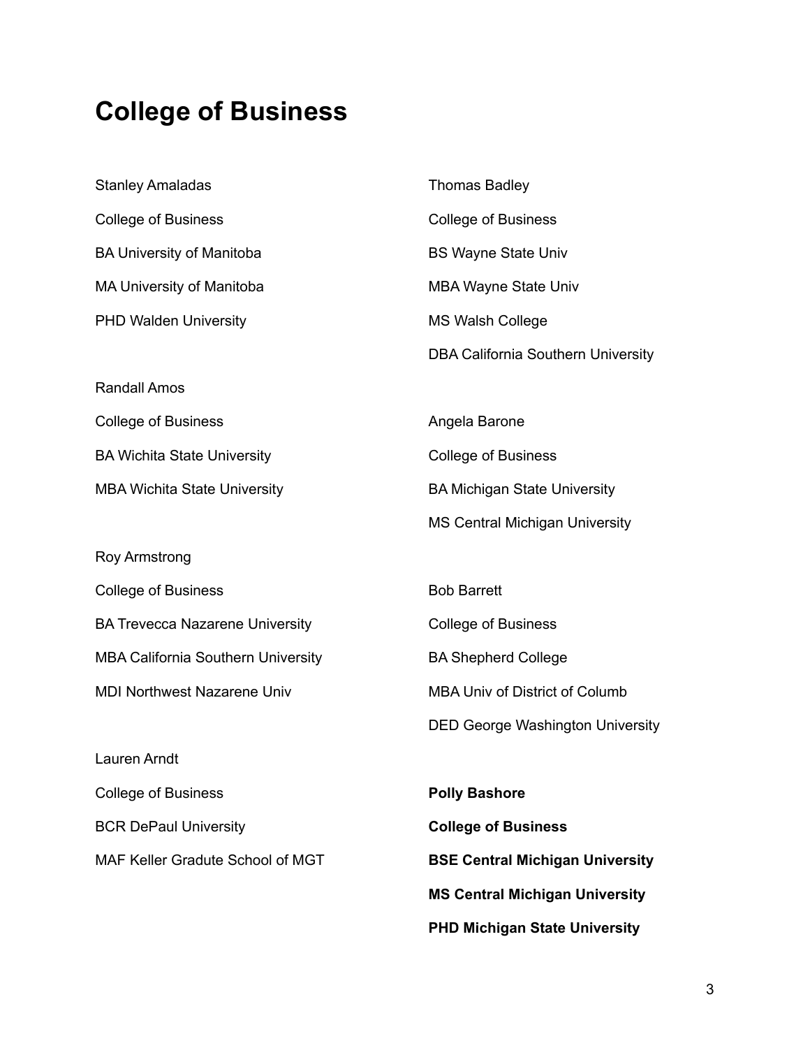# College of Business

Stanley Amaladas

College of Business

BA University of Manitoba

MA University of Manitoba

PHD Walden University

Randall Amos

College of Business

BA Wichita State University

MBA Wichita State University

Roy Armstrong

College of Business

BA Trevecca Nazarene University

MBA California Southern University

MDI Northwest Nazarene Univ

Lauren Arndt

College of Business

BCR DePaul University

MAF Keller Gradute School of MGT

Thomas Badley

College of Business

BS Wayne State Univ

MBA Wayne State Univ

MS Walsh College

DBA California Southern University

Angela Barone

College of Business

BA Michigan State University

MS Central Michigan University

Bob Barrett

College of Business

BA Shepherd College

MBA Univ of District of Columb

DED George Washington University

**Polly Bashore**

**College of Business**

**BSE Central Michigan University**

**MS Central Michigan University**

**PHD Michigan State University**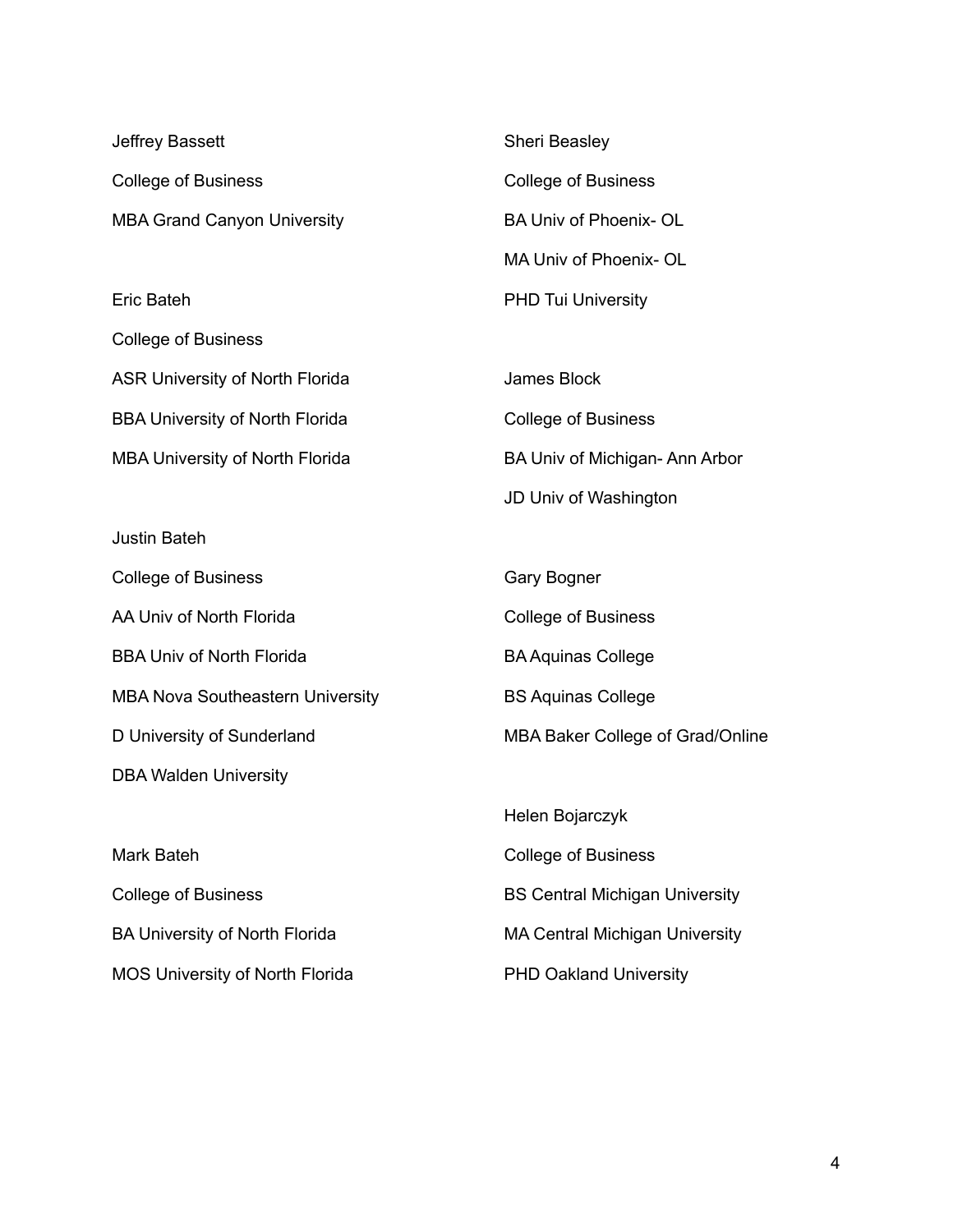Jeffrey Bassett

College of Business

MBA Grand Canyon University

Eric Bateh

College of Business

ASR University of North Florida

BBA University of North Florida

MBA University of North Florida

Justin Bateh

College of Business

AA Univ of North Florida

BBA Univ of North Florida

MBA Nova Southeastern University

D University of Sunderland

DBA Walden University

Mark Bateh

College of Business

BA University of North Florida

MOS University of North Florida

Sheri Beasley

College of Business

BA Univ of Phoenix- OL

MA Univ of Phoenix- OL

PHD Tui University

James Block

College of Business

BA Univ of Michigan- Ann Arbor

JD Univ of Washington

Gary Bogner

College of Business

BA Aquinas College

BS Aquinas College

MBA Baker College of Grad/Online

Helen Bojarczyk

College of Business

BS Central Michigan University

MA Central Michigan University

PHD Oakland University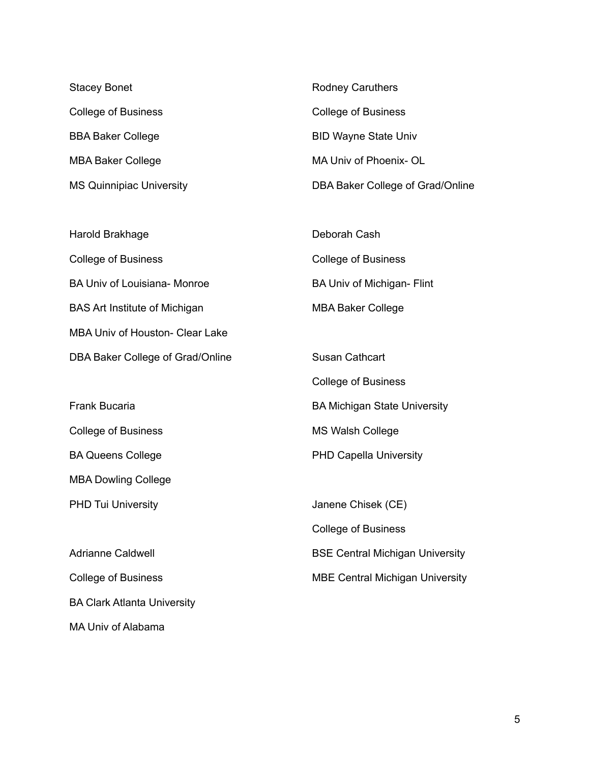Stacey Bonet

College of Business

BBA Baker College

MBA Baker College

MS Quinnipiac University

Harold Brakhage

College of Business

BA Univ of Louisiana- Monroe

BAS Art Institute of Michigan

MBA Univ of Houston- Clear Lake

DBA Baker College of Grad/Online

Frank Bucaria

College of Business

BA Queens College

MBA Dowling College

PHD Tui University

Adrianne Caldwell

College of Business

BA Clark Atlanta University

MA Univ of Alabama

Rodney Caruthers

College of Business

BID Wayne State Univ

MA Univ of Phoenix- OL

DBA Baker College of Grad/Online

Deborah Cash

College of Business

BA Univ of Michigan- Flint

MBA Baker College

Susan Cathcart

College of Business

BA Michigan State University

MS Walsh College

PHD Capella University

Janene Chisek (CE)

College of Business

BSE Central Michigan University

MBE Central Michigan University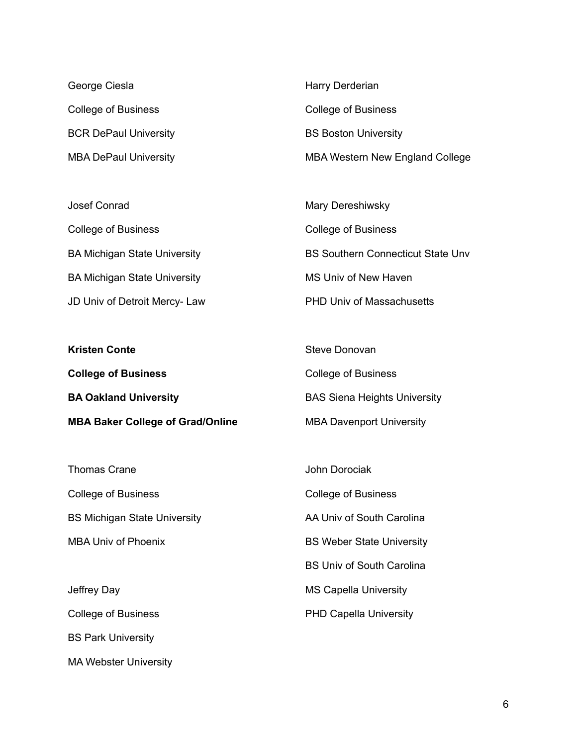George Ciesla

College of Business

BCR DePaul University

MBA DePaul University

Josef Conrad

College of Business

BA Michigan State University

BA Michigan State University

JD Univ of Detroit Mercy- Law

**Kristen Conte**

**College of Business**

**BA Oakland University**

**MBA Baker College of Grad/Online**

Thomas Crane

College of Business

BS Michigan State University

MBA Univ of Phoenix

Jeffrey Day

College of Business

BS Park University

MA Webster University

Harry Derderian

College of Business

BS Boston University

MBA Western New England College

Mary Dereshiwsky

College of Business

BS Southern Connecticut State Unv

MS Univ of New Haven

PHD Univ of Massachusetts

Steve Donovan

College of Business

BAS Siena Heights University

MBA Davenport University

John Dorociak

College of Business

AA Univ of South Carolina

BS Weber State University

BS Univ of South Carolina

MS Capella University

PHD Capella University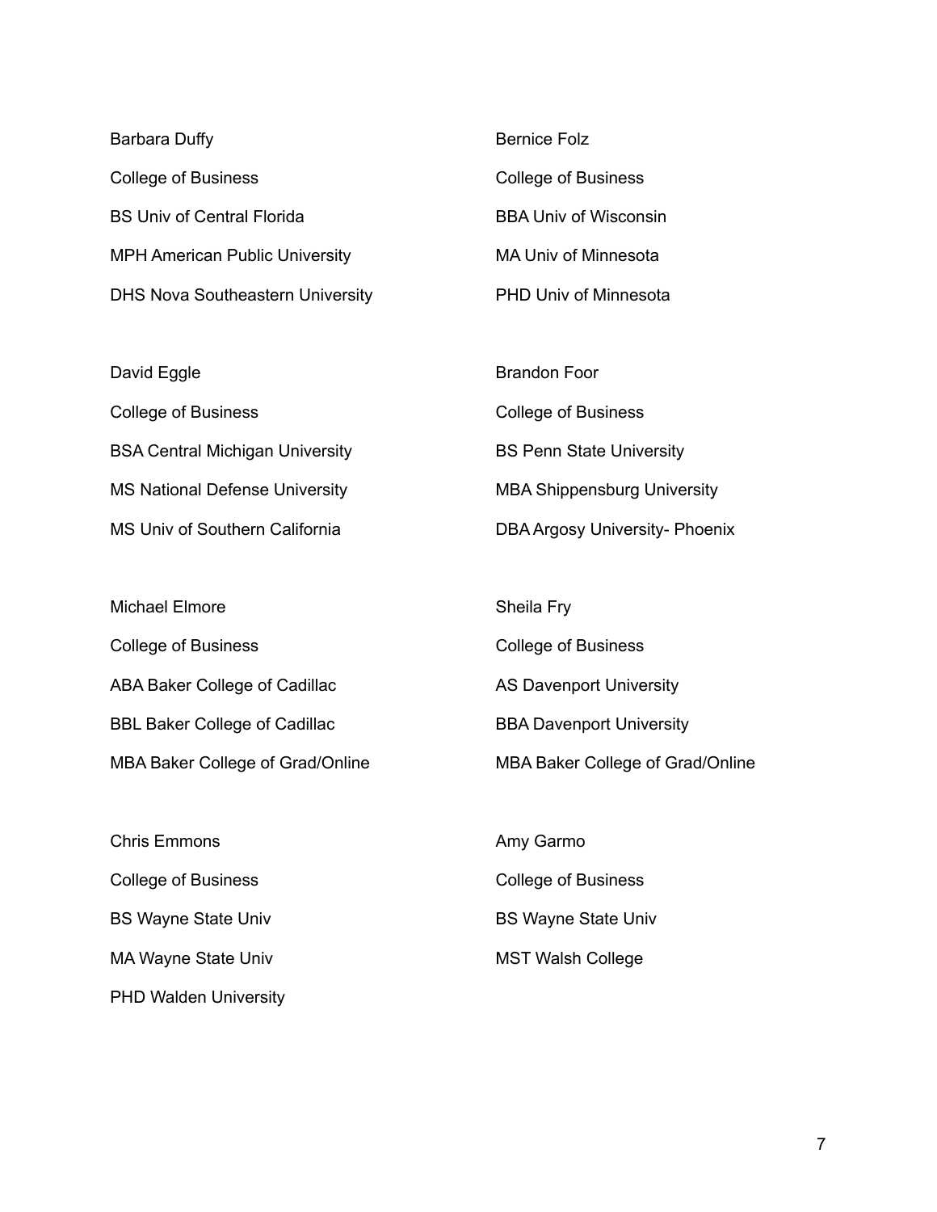Barbara Duffy

College of Business

BS Univ of Central Florida

MPH American Public University

DHS Nova Southeastern University

David Eggle

College of Business

BSA Central Michigan University

MS National Defense University

MS Univ of Southern California

Michael Elmore

College of Business

ABA Baker College of Cadillac

BBL Baker College of Cadillac

MBA Baker College of Grad/Online

Chris Emmons

College of Business

BS Wayne State Univ

MA Wayne State Univ

PHD Walden University

Bernice Folz

College of Business

BBA Univ of Wisconsin

MA Univ of Minnesota

PHD Univ of Minnesota

Brandon Foor

College of Business

BS Penn State University

MBA Shippensburg University

DBA Argosy University- Phoenix

Sheila Fry

College of Business

AS Davenport University

BBA Davenport University

MBA Baker College of Grad/Online

Amy Garmo

College of Business

BS Wayne State Univ

MST Walsh College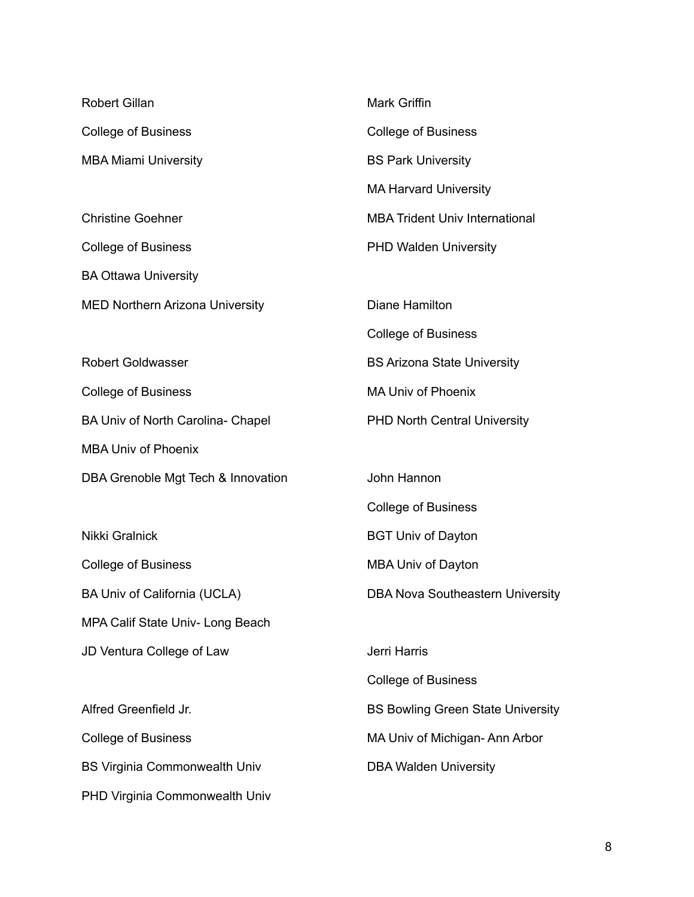Robert Gillan

College of Business

MBA Miami University

Christine Goehner

College of Business

BA Ottawa University

MED Northern Arizona University

Robert Goldwasser

College of Business

BA Univ of North Carolina- Chapel

MBA Univ of Phoenix

DBA Grenoble Mgt Tech & Innovation

Nikki Gralnick

College of Business

BA Univ of California (UCLA)

MPA Calif State Univ- Long Beach

JD Ventura College of Law

Alfred Greenfield Jr.

College of Business

BS Virginia Commonwealth Univ

PHD Virginia Commonwealth Univ

Mark Griffin

College of Business

BS Park University

MA Harvard University

MBA Trident Univ International

PHD Walden University

Diane Hamilton

College of Business

BS Arizona State University

MA Univ of Phoenix

PHD North Central University

John Hannon

College of Business

BGT Univ of Dayton

MBA Univ of Dayton

DBA Nova Southeastern University

Jerri Harris

College of Business

BS Bowling Green State University

MA Univ of Michigan- Ann Arbor

DBA Walden University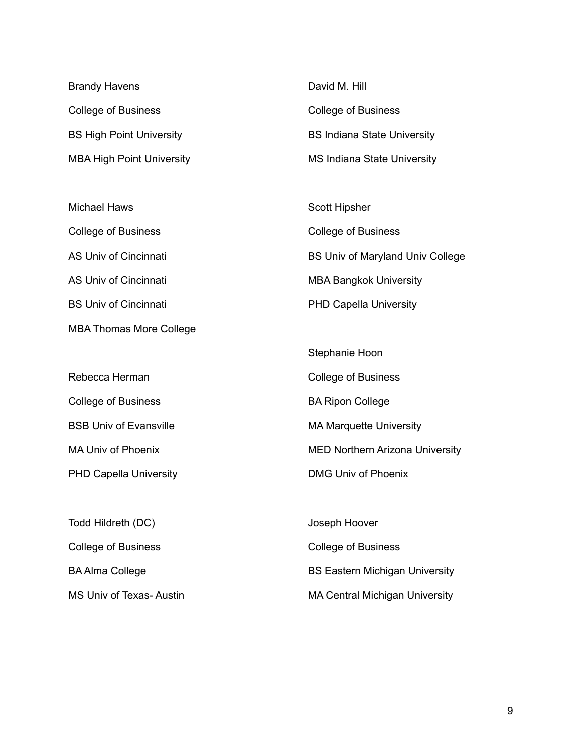Brandy Havens

College of Business

BS High Point University

MBA High Point University

Michael Haws

College of Business

AS Univ of Cincinnati

AS Univ of Cincinnati

BS Univ of Cincinnati

MBA Thomas More College

Rebecca Herman

College of Business

BSB Univ of Evansville

MA Univ of Phoenix

PHD Capella University

Todd Hildreth (DC)

College of Business

BA Alma College

MS Univ of Texas- Austin

David M. Hill

College of Business

BS Indiana State University

MS Indiana State University

Scott Hipsher

College of Business

BS Univ of Maryland Univ College

MBA Bangkok University

PHD Capella University

Stephanie Hoon

College of Business

BA Ripon College

MA Marquette University

MED Northern Arizona University

DMG Univ of Phoenix

Joseph Hoover

College of Business

BS Eastern Michigan University

MA Central Michigan University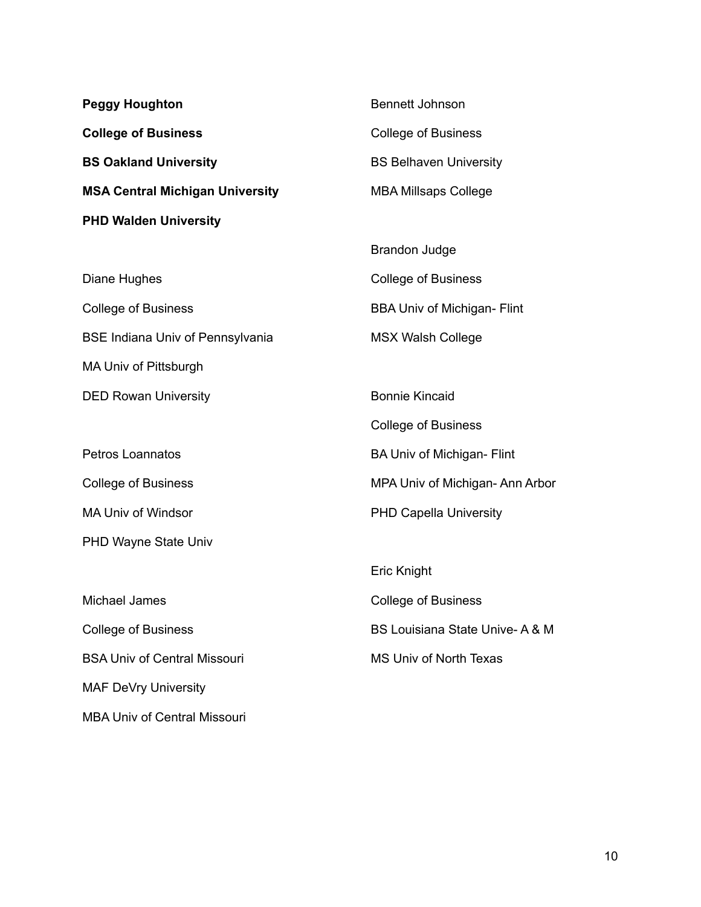**Peggy Houghton**

**College of Business**

**BS Oakland University**

**MSA Central Michigan University**

**PHD Walden University**

Diane Hughes

College of Business

BSE Indiana Univ of Pennsylvania

MA Univ of Pittsburgh

DED Rowan University

Petros Loannatos

College of Business

MA Univ of Windsor

PHD Wayne State Univ

Michael James

College of Business

BSA Univ of Central Missouri

MAF DeVry University

MBA Univ of Central Missouri

Bennett Johnson

College of Business

BS Belhaven University

MBA Millsaps College

Brandon Judge

College of Business

BBA Univ of Michigan- Flint

MSX Walsh College

Bonnie Kincaid

College of Business

BA Univ of Michigan- Flint

MPA Univ of Michigan- Ann Arbor

PHD Capella University

Eric Knight

College of Business

BS Louisiana State Unive- A & M

MS Univ of North Texas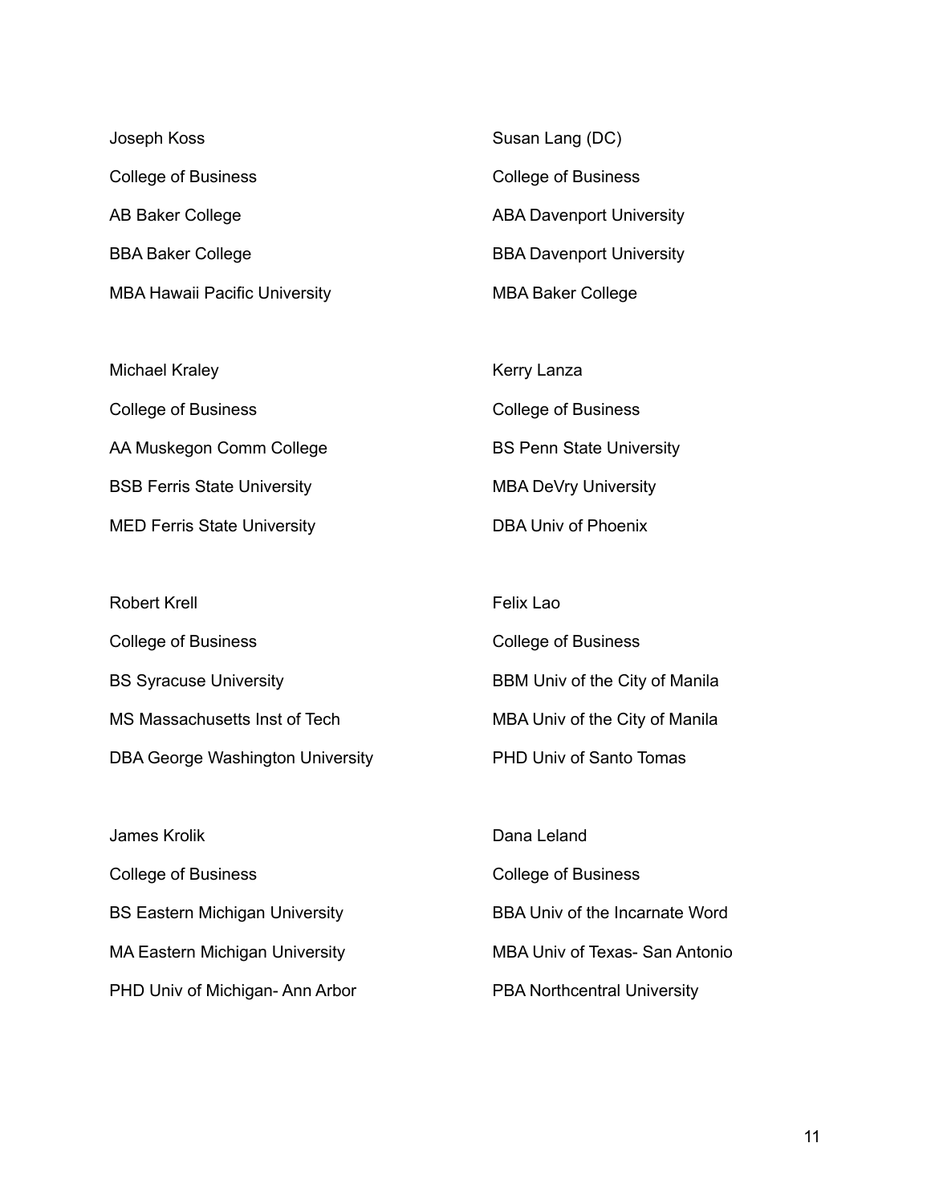Joseph Koss

College of Business

AB Baker College

BBA Baker College

MBA Hawaii Pacific University

Michael Kraley

College of Business

AA Muskegon Comm College

BSB Ferris State University

MED Ferris State University

Robert Krell

College of Business

BS Syracuse University

MS Massachusetts Inst of Tech

DBA George Washington University

James Krolik

College of Business

BS Eastern Michigan University

MA Eastern Michigan University

PHD Univ of Michigan- Ann Arbor

Susan Lang (DC)

College of Business

ABA Davenport University

BBA Davenport University

MBA Baker College

Kerry Lanza

College of Business

BS Penn State University

MBA DeVry University

DBA Univ of Phoenix

Felix Lao

College of Business

BBM Univ of the City of Manila

MBA Univ of the City of Manila

PHD Univ of Santo Tomas

Dana Leland

College of Business

BBA Univ of the Incarnate Word

MBA Univ of Texas- San Antonio

PBA Northcentral University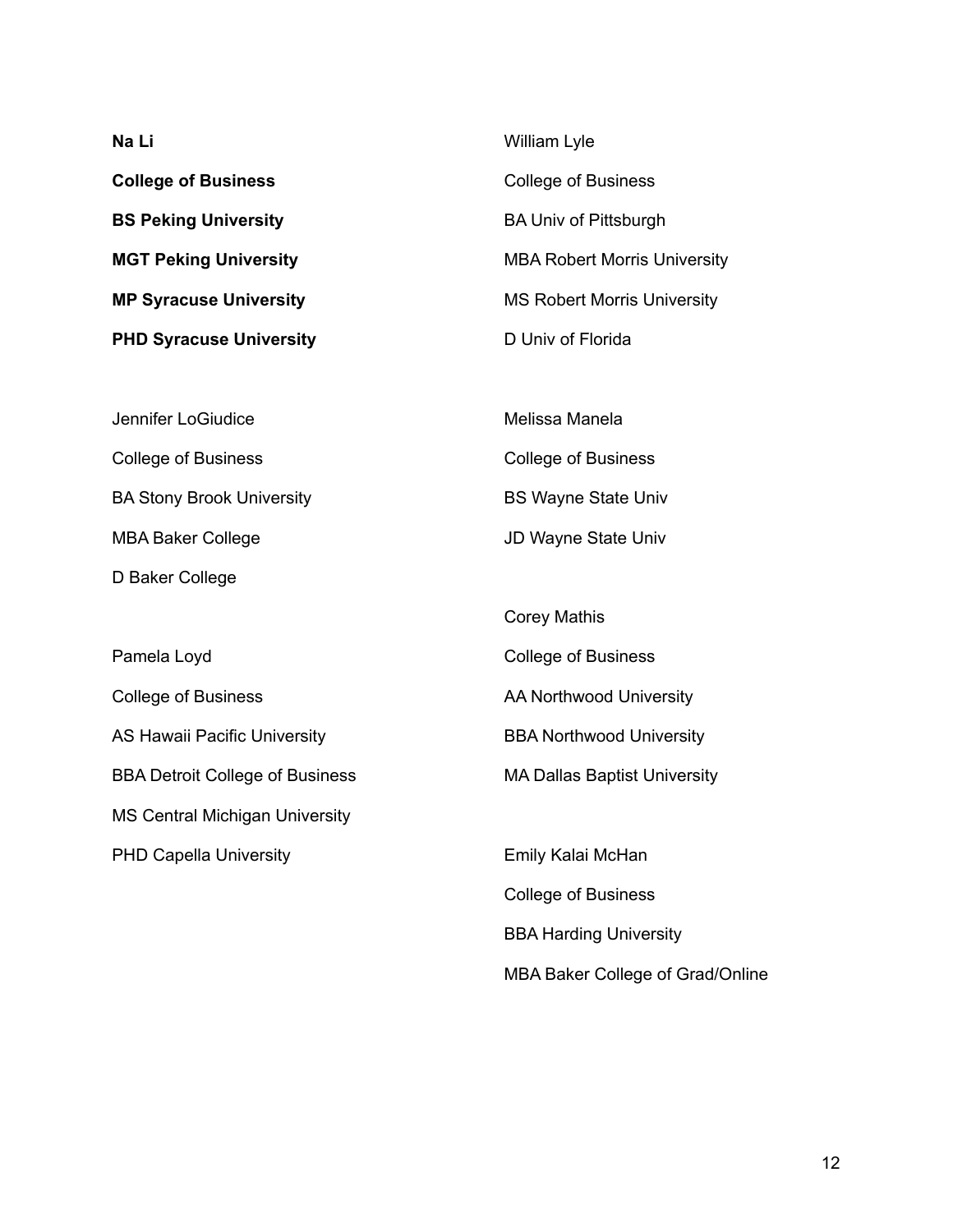**Na Li**

**College of Business**

**BS Peking University**

**MGT Peking University**

**MP Syracuse University**

**PHD Syracuse University**

Jennifer LoGiudice

College of Business

BA Stony Brook University

MBA Baker College

D Baker College

Pamela Loyd

College of Business

AS Hawaii Pacific University

BBA Detroit College of Business

MS Central Michigan University

PHD Capella University

William Lyle

College of Business

BA Univ of Pittsburgh

MBA Robert Morris University

MS Robert Morris University

D Univ of Florida

Melissa Manela

College of Business

BS Wayne State Univ

JD Wayne State Univ

Corey Mathis

College of Business

AA Northwood University

BBA Northwood University

MA Dallas Baptist University

Emily Kalai McHan

College of Business

BBA Harding University

MBA Baker College of Grad/Online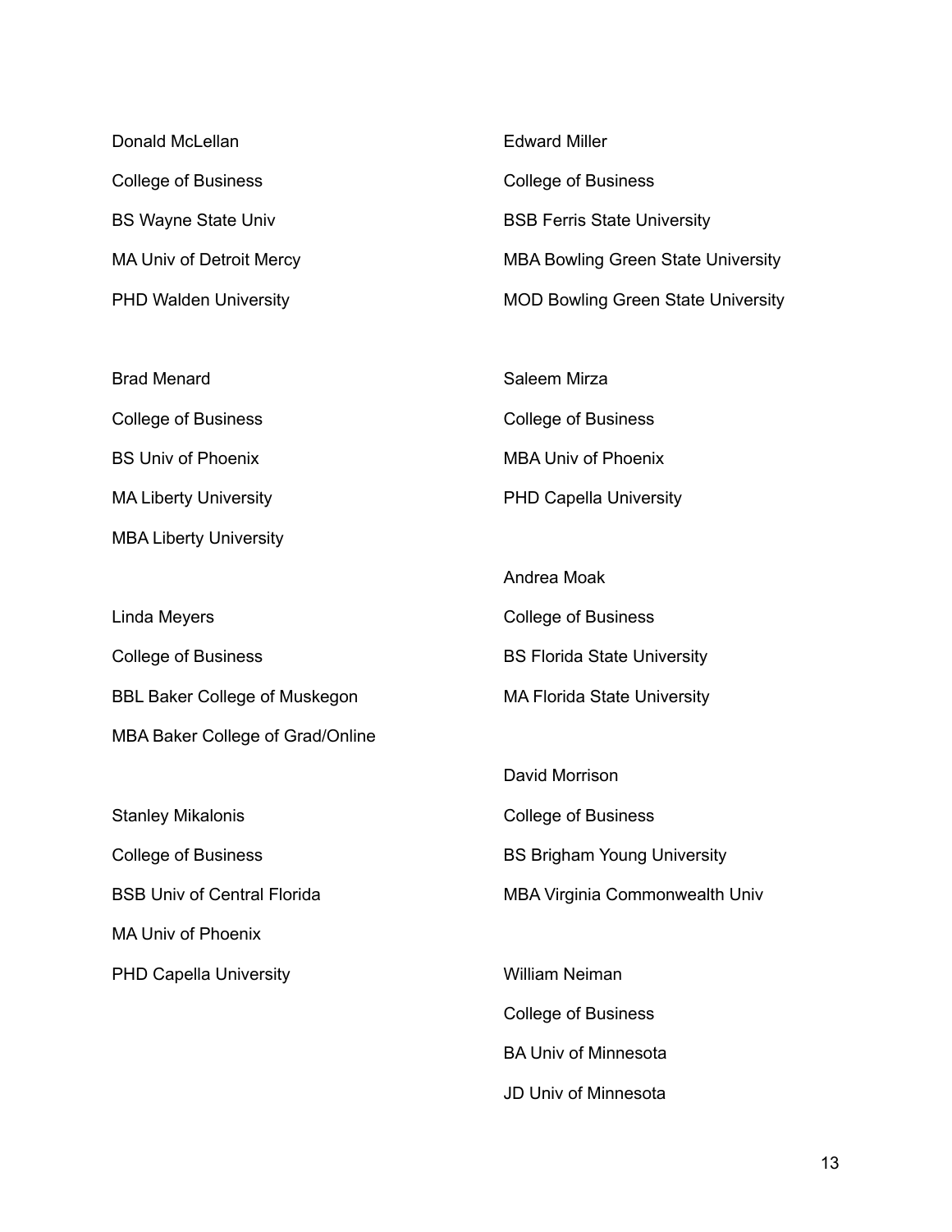Donald McLellan

College of Business

BS Wayne State Univ

MA Univ of Detroit Mercy

PHD Walden University

Brad Menard

College of Business

BS Univ of Phoenix

MA Liberty University

MBA Liberty University

Linda Meyers

College of Business

BBL Baker College of Muskegon

MBA Baker College of Grad/Online

Stanley Mikalonis

College of Business

BSB Univ of Central Florida

MA Univ of Phoenix

PHD Capella University

Edward Miller

College of Business

BSB Ferris State University

MBA Bowling Green State University

MOD Bowling Green State University

Saleem Mirza

College of Business

MBA Univ of Phoenix

PHD Capella University

Andrea Moak

College of Business

BS Florida State University

MA Florida State University

David Morrison

College of Business

BS Brigham Young University

MBA Virginia Commonwealth Univ

William Neiman

College of Business

BA Univ of Minnesota

JD Univ of Minnesota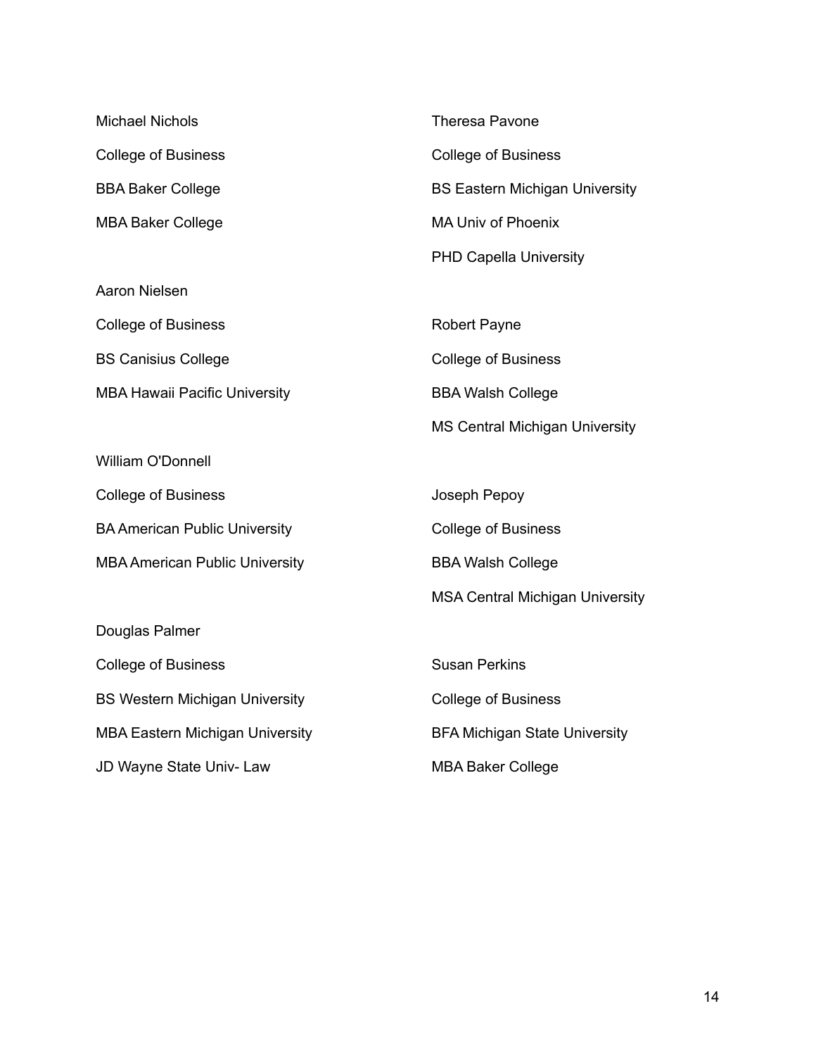Michael Nichols

College of Business

BBA Baker College

MBA Baker College

Aaron Nielsen

College of Business

BS Canisius College

MBA Hawaii Pacific University

William O'Donnell

College of Business

BA American Public University

MBA American Public University

Douglas Palmer

College of Business

BS Western Michigan University

MBA Eastern Michigan University

JD Wayne State Univ- Law

Theresa Pavone

College of Business

BS Eastern Michigan University

MA Univ of Phoenix

PHD Capella University

Robert Payne

College of Business

BBA Walsh College

MS Central Michigan University

Joseph Pepoy

College of Business

BBA Walsh College

MSA Central Michigan University

Susan Perkins

College of Business

BFA Michigan State University

MBA Baker College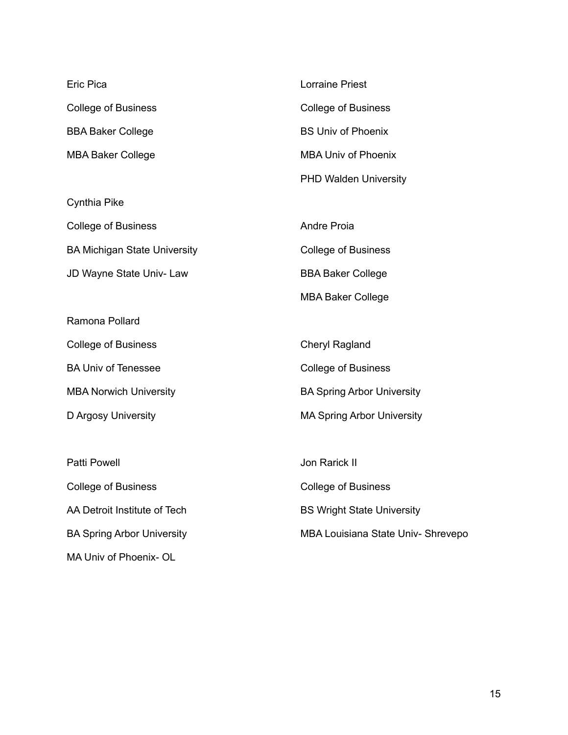Eric Pica

College of Business

BBA Baker College

MBA Baker College

Cynthia Pike

College of Business

BA Michigan State University

JD Wayne State Univ- Law

Ramona Pollard

College of Business

BA Univ of Tenessee

MBA Norwich University

D Argosy University

Patti Powell

College of Business

AA Detroit Institute of Tech

BA Spring Arbor University

MA Univ of Phoenix- OL

Lorraine Priest

College of Business

BS Univ of Phoenix

MBA Univ of Phoenix

PHD Walden University

Andre Proia

College of Business

BBA Baker College

MBA Baker College

Cheryl Ragland

College of Business

BA Spring Arbor University

MA Spring Arbor University

Jon Rarick II

College of Business

BS Wright State University

MBA Louisiana State Univ- Shrevepo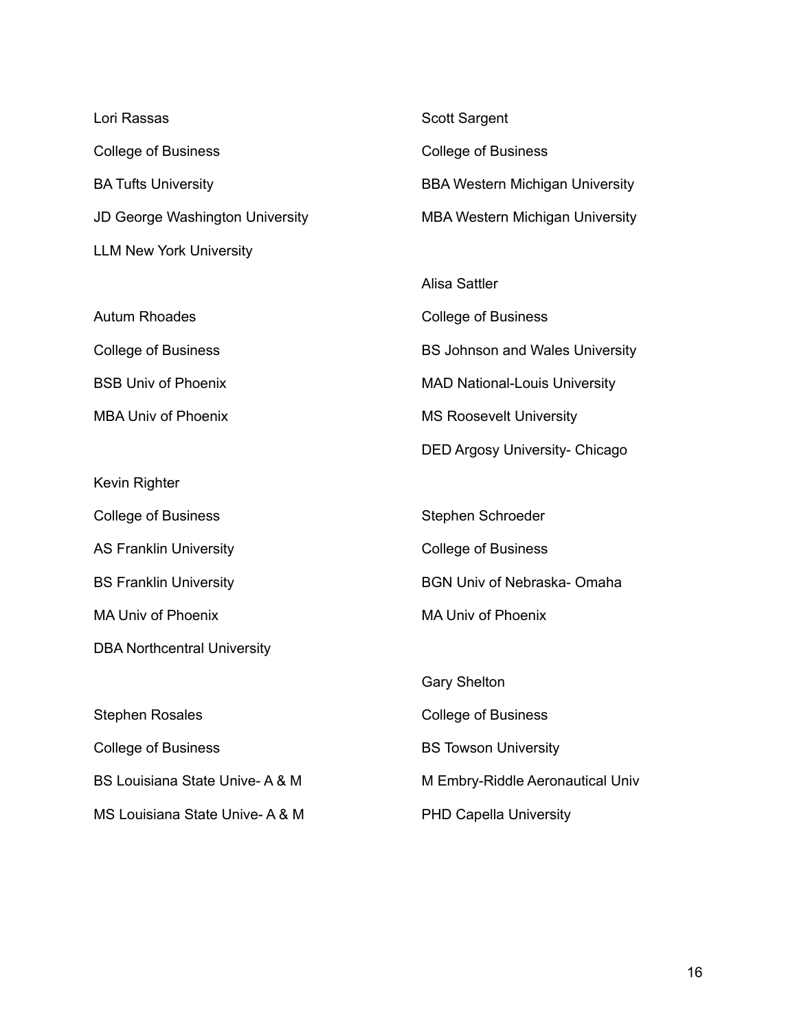Lori Rassas

College of Business

BA Tufts University

JD George Washington University

LLM New York University

Autum Rhoades

College of Business

BSB Univ of Phoenix

MBA Univ of Phoenix

Kevin Righter

College of Business

AS Franklin University

BS Franklin University

MA Univ of Phoenix

DBA Northcentral University

Stephen Rosales

College of Business

BS Louisiana State Unive- A & M

MS Louisiana State Unive- A & M

Scott Sargent

College of Business

BBA Western Michigan University

MBA Western Michigan University

Alisa Sattler

College of Business

BS Johnson and Wales University

MAD National-Louis University

MS Roosevelt University

DED Argosy University- Chicago

Stephen Schroeder

College of Business

BGN Univ of Nebraska- Omaha

MA Univ of Phoenix

Gary Shelton

College of Business

BS Towson University

M Embry-Riddle Aeronautical Univ

PHD Capella University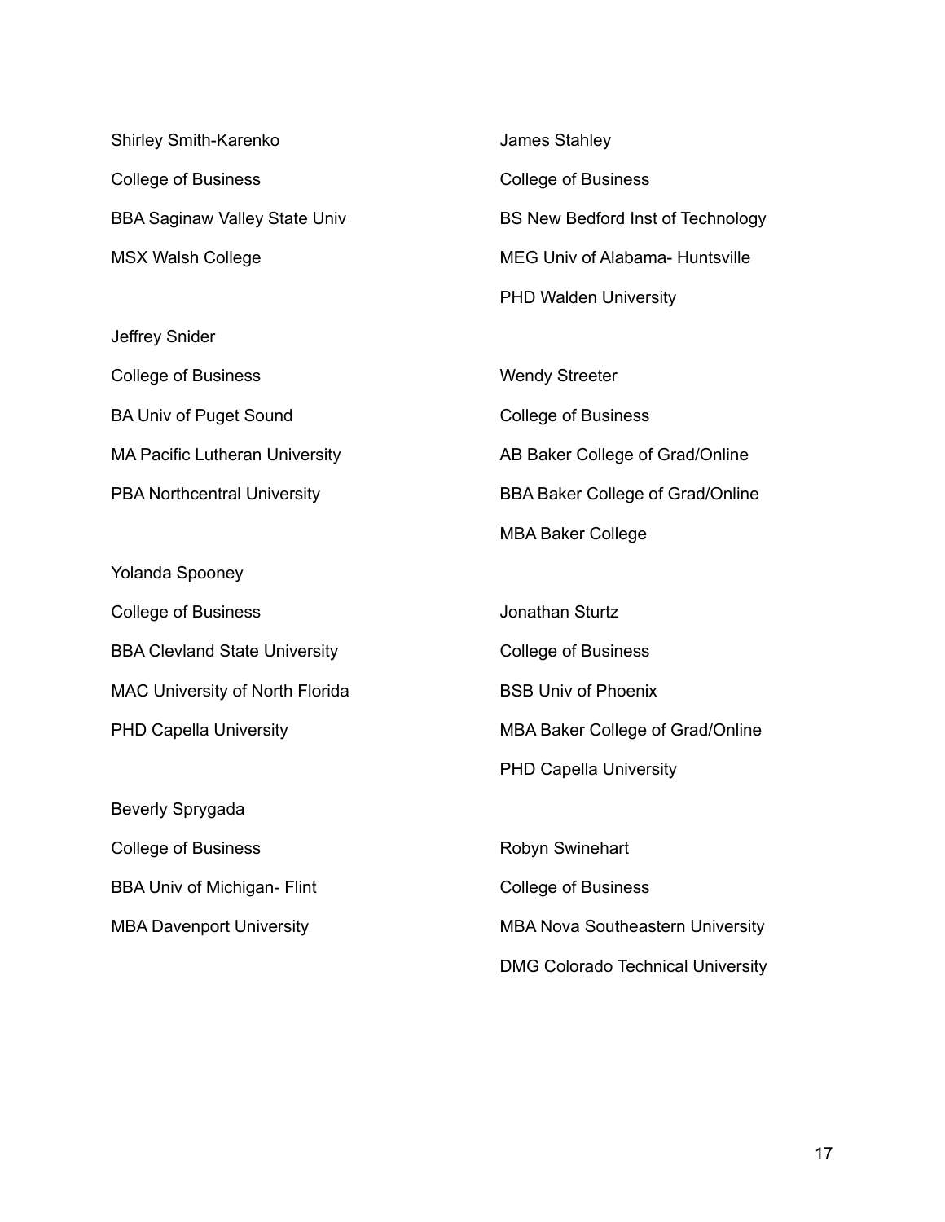Shirley Smith-Karenko

College of Business

BBA Saginaw Valley State Univ

MSX Walsh College

Jeffrey Snider

College of Business

BA Univ of Puget Sound

MA Pacific Lutheran University

PBA Northcentral University

Yolanda Spooney

College of Business

BBA Clevland State University

MAC University of North Florida

PHD Capella University

Beverly Sprygada

College of Business

BBA Univ of Michigan- Flint

MBA Davenport University

James Stahley

College of Business

BS New Bedford Inst of Technology

MEG Univ of Alabama- Huntsville

PHD Walden University

Wendy Streeter

College of Business

AB Baker College of Grad/Online

BBA Baker College of Grad/Online

MBA Baker College

Jonathan Sturtz

College of Business

BSB Univ of Phoenix

MBA Baker College of Grad/Online

PHD Capella University

Robyn Swinehart

College of Business

MBA Nova Southeastern University

DMG Colorado Technical University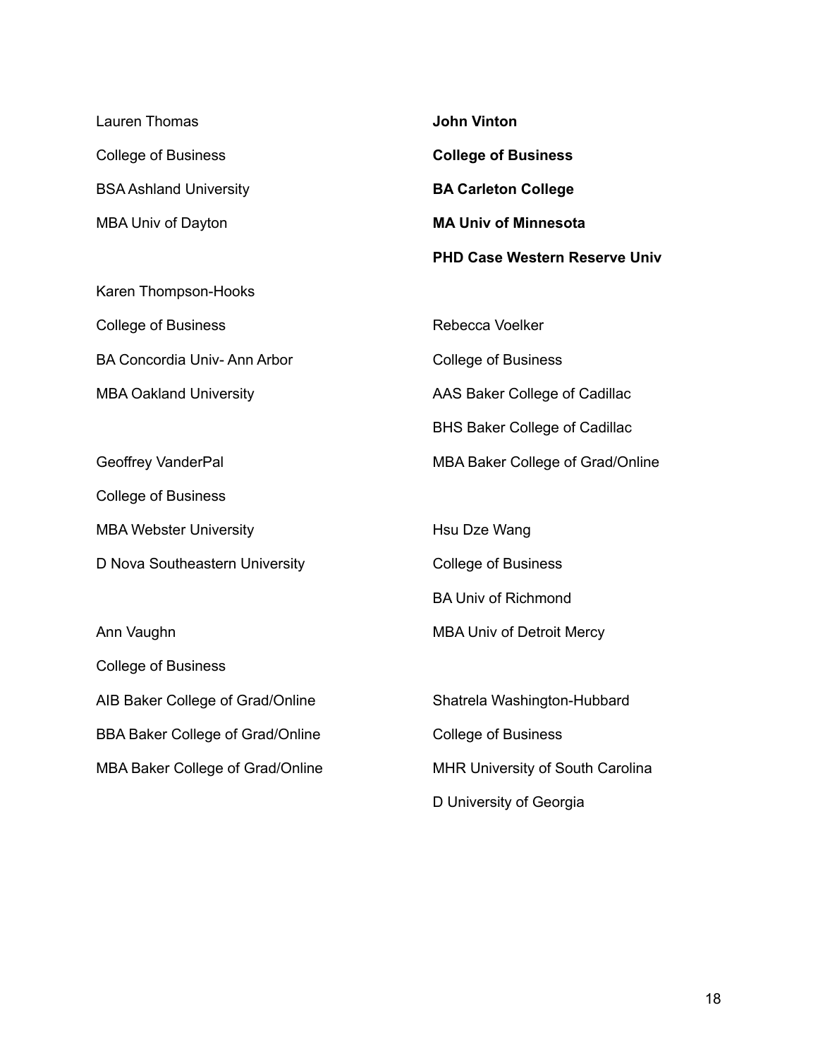Lauren Thomas

College of Business

BSA Ashland University

MBA Univ of Dayton

Karen Thompson-Hooks

College of Business

BA Concordia Univ- Ann Arbor

MBA Oakland University

Geoffrey VanderPal

College of Business

MBA Webster University

D Nova Southeastern University

Ann Vaughn

College of Business

AIB Baker College of Grad/Online

BBA Baker College of Grad/Online

MBA Baker College of Grad/Online

**John Vinton**

**College of Business**

**BA Carleton College**

**MA Univ of Minnesota**

**PHD Case Western Reserve Univ**

Rebecca Voelker

College of Business

AAS Baker College of Cadillac

BHS Baker College of Cadillac

MBA Baker College of Grad/Online

Hsu Dze Wang

College of Business

BA Univ of Richmond

MBA Univ of Detroit Mercy

Shatrela Washington-Hubbard

College of Business

MHR University of South Carolina

D University of Georgia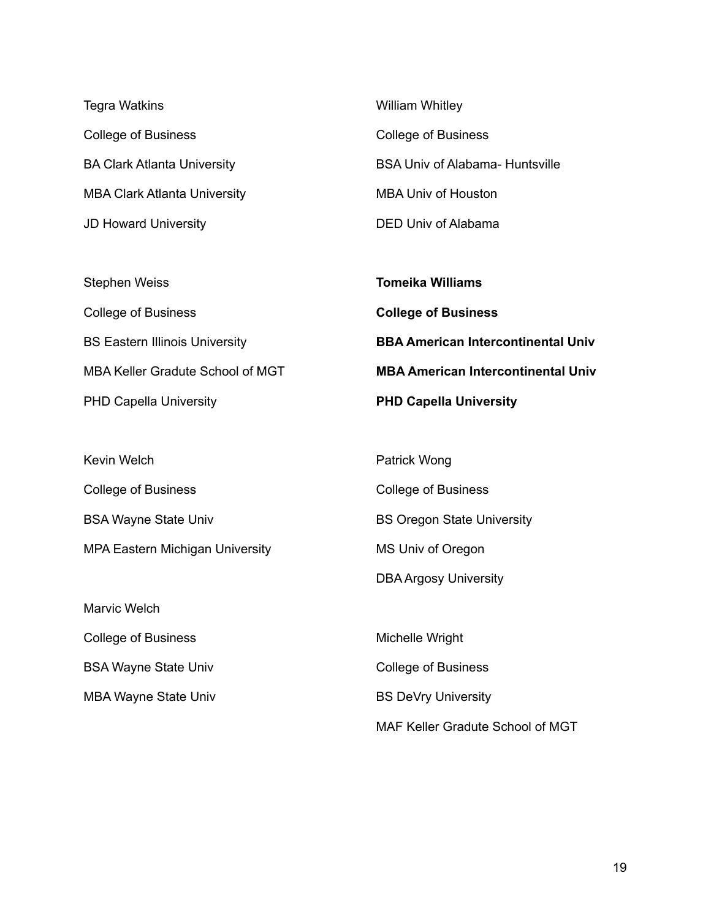Tegra Watkins

College of Business

BA Clark Atlanta University

MBA Clark Atlanta University

JD Howard University

Stephen Weiss

College of Business

BS Eastern Illinois University

MBA Keller Gradute School of MGT

PHD Capella University

Kevin Welch

College of Business

BSA Wayne State Univ

MPA Eastern Michigan University

Marvic Welch

College of Business

BSA Wayne State Univ

MBA Wayne State Univ

William Whitley

College of Business

BSA Univ of Alabama- Huntsville

MBA Univ of Houston

DED Univ of Alabama

**Tomeika Williams**

**College of Business**

**BBA American Intercontinental Univ**

**MBA American Intercontinental Univ**

**PHD Capella University**

Patrick Wong

College of Business

BS Oregon State University

MS Univ of Oregon

DBA Argosy University

Michelle Wright

College of Business

BS DeVry University

MAF Keller Gradute School of MGT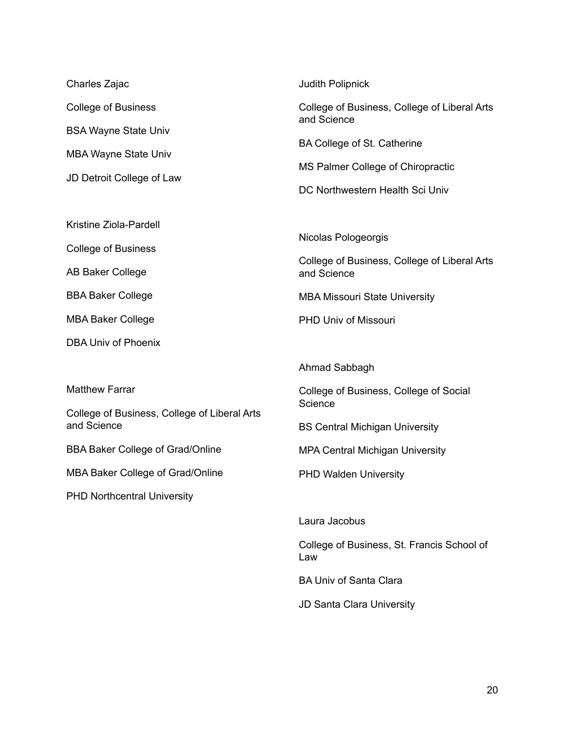Charles Zajac

College of Business

BSA Wayne State Univ

MBA Wayne State Univ

JD Detroit College of Law

Kristine Ziola-Pardell

College of Business

AB Baker College

BBA Baker College

MBA Baker College

DBA Univ of Phoenix

Matthew Farrar

College of Business, College of Liberal Arts and Science

BBA Baker College of Grad/Online

MBA Baker College of Grad/Online

PHD Northcentral University

Judith Polipnick

College of Business, College of Liberal Arts and Science

BA College of St. Catherine

MS Palmer College of Chiropractic

DC Northwestern Health Sci Univ

Nicolas Pologeorgis

College of Business, College of Liberal Arts and Science

MBA Missouri State University

PHD Univ of Missouri

Ahmad Sabbagh

College of Business, College of Social Science

BS Central Michigan University

MPA Central Michigan University

PHD Walden University

Laura Jacobus

College of Business, St. Francis School of Law

BA Univ of Santa Clara

JD Santa Clara University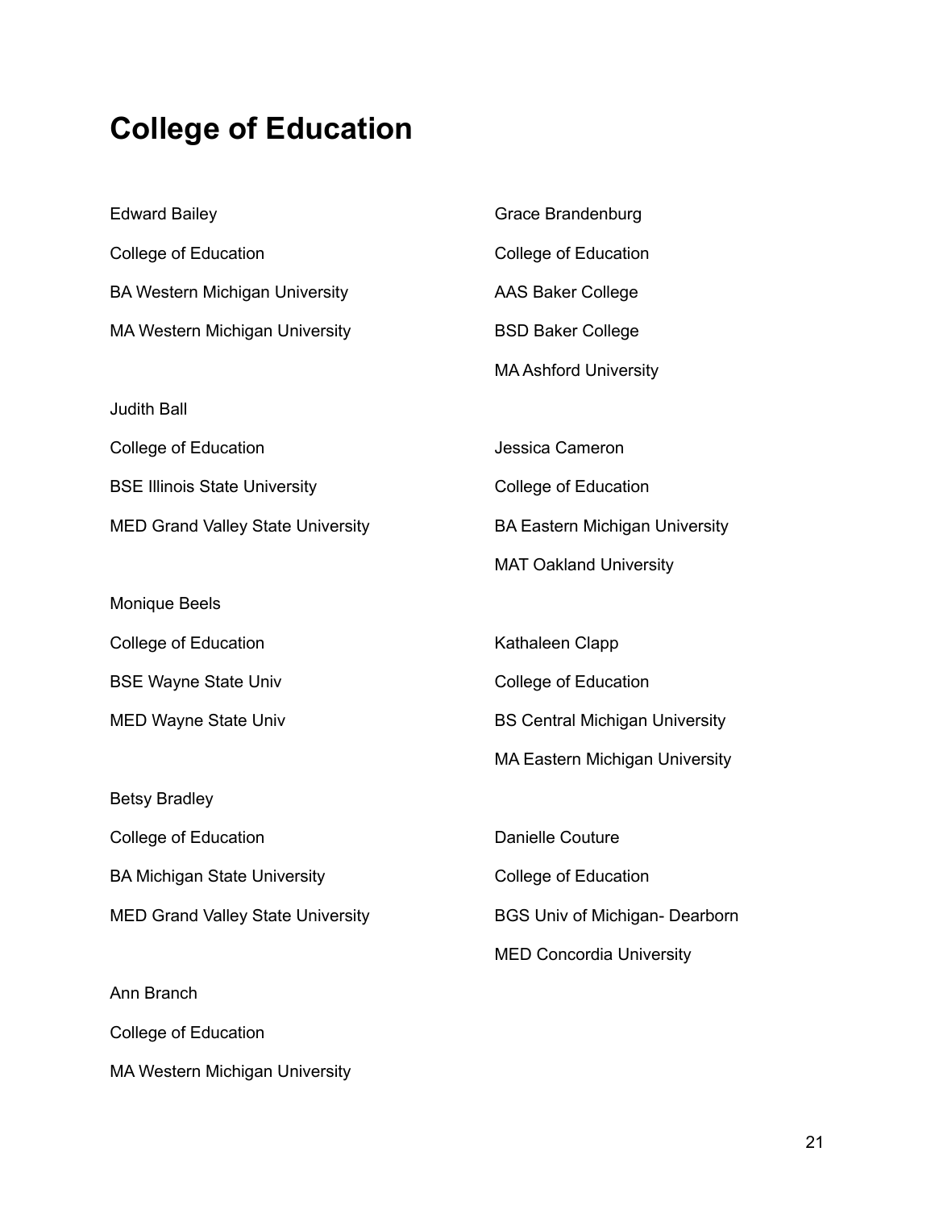# College of Education

Edward Bailey

College of Education

BA Western Michigan University

MA Western Michigan University

Judith Ball

College of Education

BSE Illinois State University

MED Grand Valley State University

Monique Beels

College of Education

BSE Wayne State Univ

MED Wayne State Univ

Betsy Bradley

College of Education

BA Michigan State University

MED Grand Valley State University

Ann Branch

College of Education

MA Western Michigan University

Grace Brandenburg

College of Education

AAS Baker College

BSD Baker College

MA Ashford University

Jessica Cameron

College of Education

BA Eastern Michigan University

MAT Oakland University

Kathaleen Clapp

College of Education

BS Central Michigan University

MA Eastern Michigan University

Danielle Couture

College of Education

BGS Univ of Michigan- Dearborn

MED Concordia University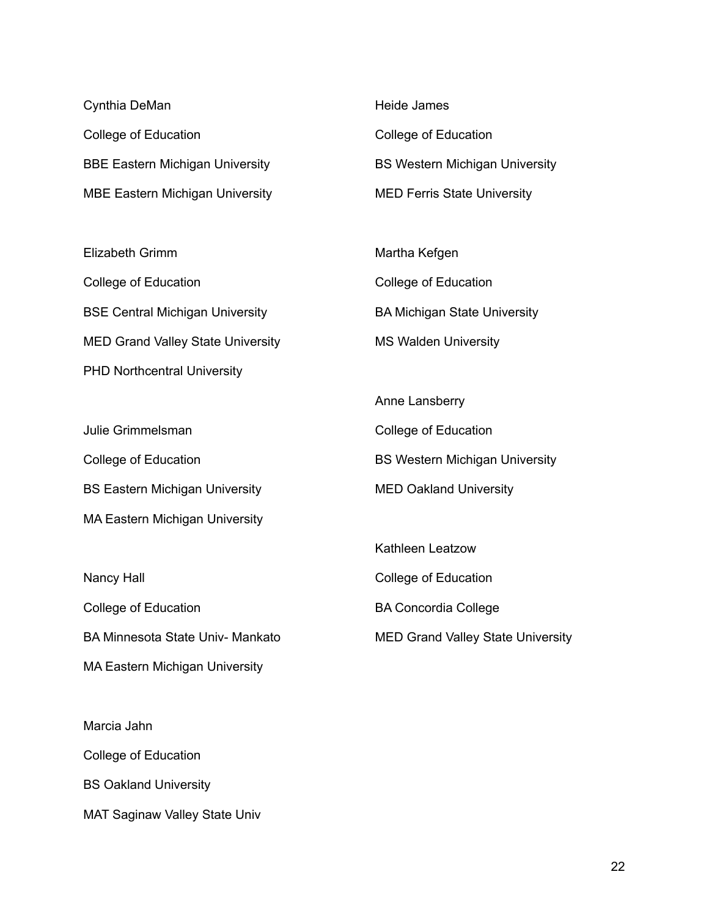Cynthia DeMan

College of Education

BBE Eastern Michigan University

MBE Eastern Michigan University

Elizabeth Grimm

College of Education

BSE Central Michigan University

MED Grand Valley State University

PHD Northcentral University

Julie Grimmelsman

College of Education

BS Eastern Michigan University

MA Eastern Michigan University

Nancy Hall

College of Education

BA Minnesota State Univ- Mankato

MA Eastern Michigan University

Marcia Jahn

College of Education

BS Oakland University

MAT Saginaw Valley State Univ

Heide James

College of Education

BS Western Michigan University

MED Ferris State University

Martha Kefgen

College of Education

BA Michigan State University

MS Walden University

Anne Lansberry

College of Education

BS Western Michigan University

MED Oakland University

Kathleen Leatzow

College of Education

BA Concordia College

MED Grand Valley State University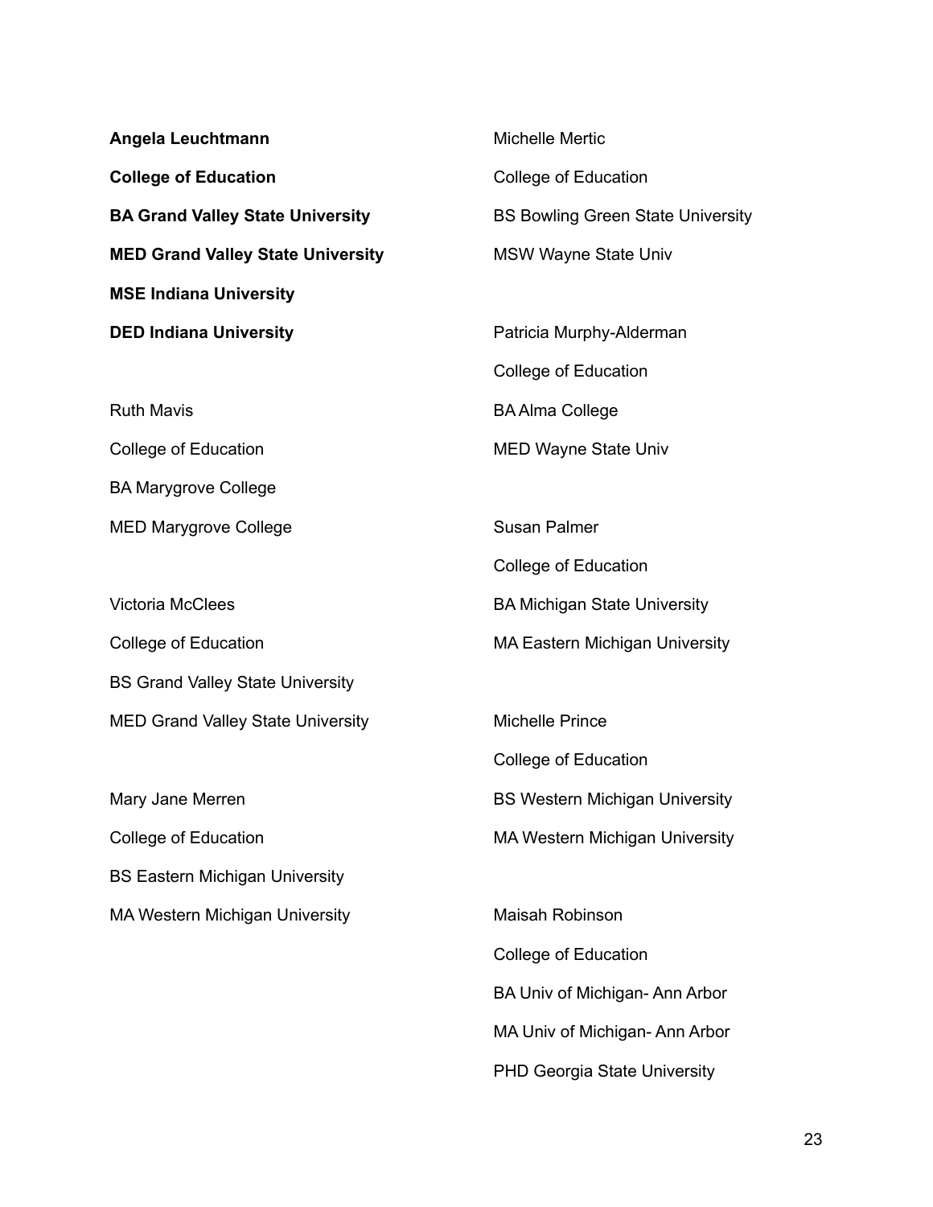**Angela Leuchtmann**

**College of Education**

**BA Grand Valley State University**

**MED Grand Valley State University**

**MSE Indiana University**

**DED Indiana University**

Ruth Mavis

College of Education

BA Marygrove College

MED Marygrove College

Victoria McClees

College of Education

BS Grand Valley State University

MED Grand Valley State University

Mary Jane Merren

College of Education

BS Eastern Michigan University

MA Western Michigan University

Michelle Mertic

College of Education

BS Bowling Green State University

MSW Wayne State Univ

Patricia Murphy-Alderman

College of Education

BA Alma College

MED Wayne State Univ

Susan Palmer

College of Education

BA Michigan State University

MA Eastern Michigan University

Michelle Prince

College of Education

BS Western Michigan University

MA Western Michigan University

Maisah Robinson

College of Education

BA Univ of Michigan- Ann Arbor

MA Univ of Michigan- Ann Arbor

PHD Georgia State University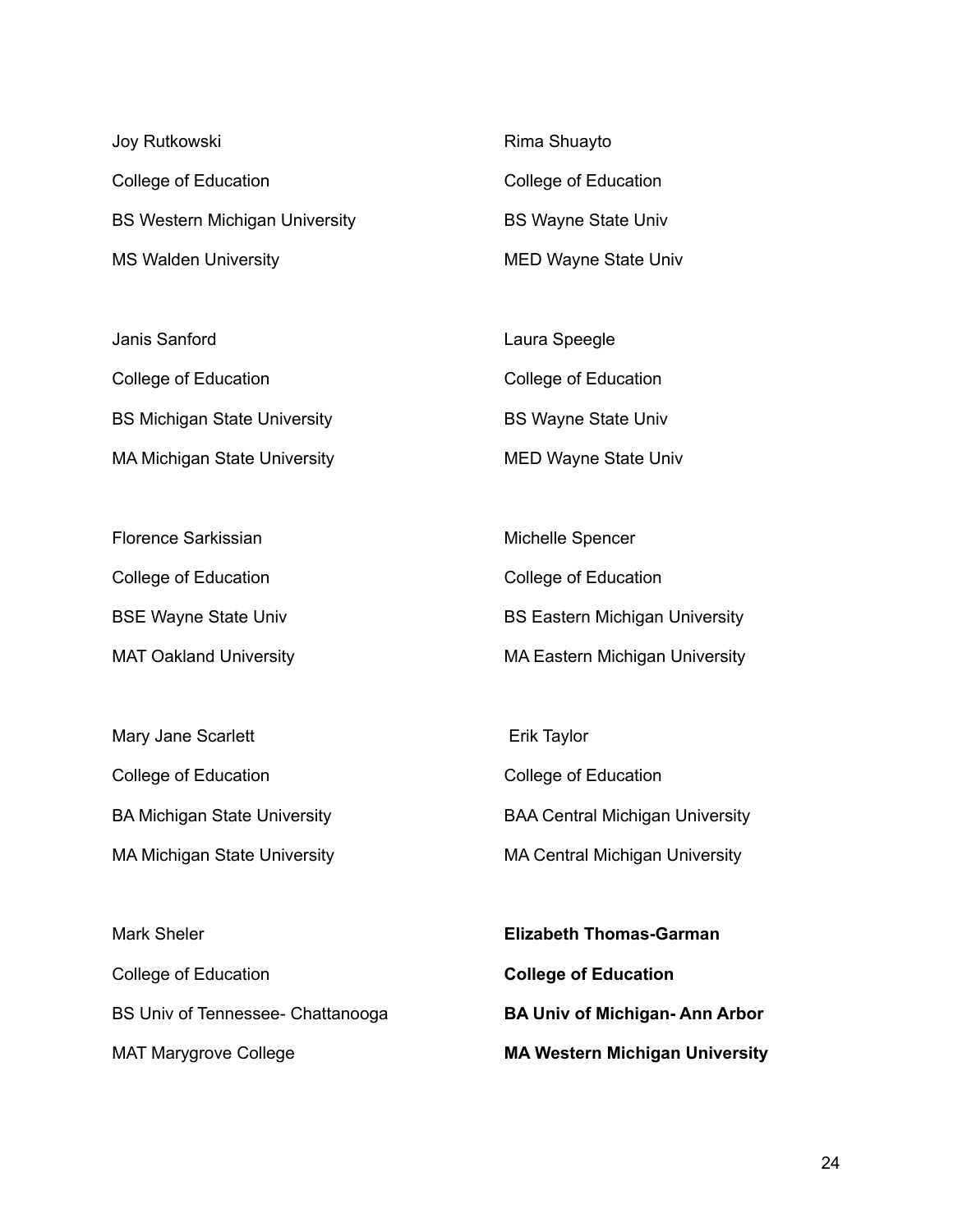Joy Rutkowski

College of Education

BS Western Michigan University

MS Walden University

Janis Sanford

College of Education

BS Michigan State University

MA Michigan State University

Florence Sarkissian

College of Education

BSE Wayne State Univ

MAT Oakland University

Mary Jane Scarlett

College of Education

BA Michigan State University

MA Michigan State University

Mark Sheler

College of Education

BS Univ of Tennessee- Chattanooga

MAT Marygrove College

Rima Shuayto

College of Education

BS Wayne State Univ

MED Wayne State Univ

Laura Speegle

College of Education

BS Wayne State Univ

MED Wayne State Univ

Michelle Spencer

College of Education

BS Eastern Michigan University

MA Eastern Michigan University

Erik Taylor

College of Education

BAA Central Michigan University

MA Central Michigan University

**Elizabeth Thomas-Garman**

**College of Education**

**BA Univ of Michigan- Ann Arbor**

**MA Western Michigan University**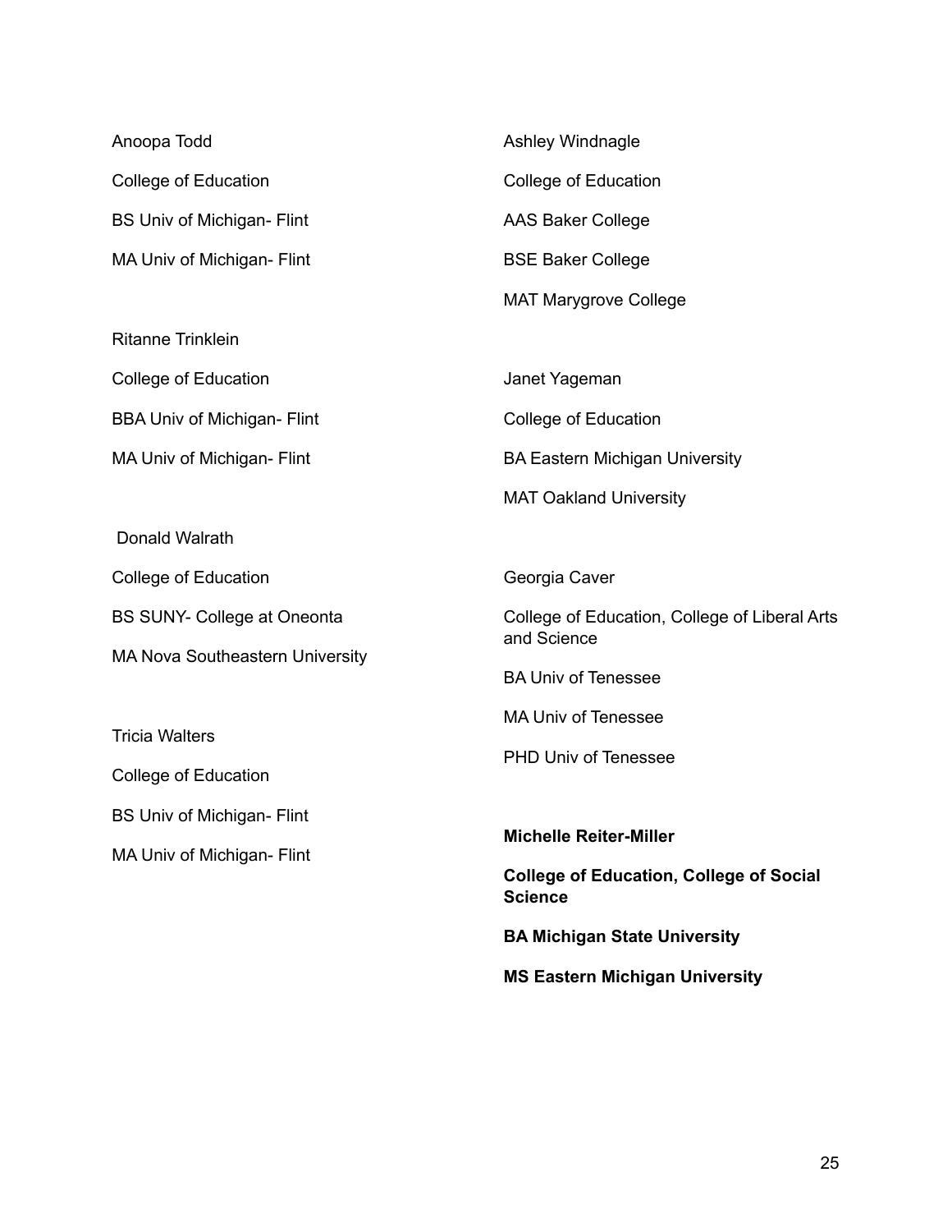Anoopa Todd

College of Education

BS Univ of Michigan- Flint

MA Univ of Michigan- Flint

Ritanne Trinklein

College of Education

BBA Univ of Michigan- Flint

MA Univ of Michigan- Flint

Donald Walrath

College of Education

BS SUNY- College at Oneonta

MA Nova Southeastern University

Tricia Walters

College of Education

BS Univ of Michigan- Flint

MA Univ of Michigan- Flint

Ashley Windnagle

College of Education

AAS Baker College

BSE Baker College

MAT Marygrove College

Janet Yageman

College of Education

BA Eastern Michigan University

MAT Oakland University

Georgia Caver

College of Education, College of Liberal Arts and Science

BA Univ of Tenessee

MA Univ of Tenessee

PHD Univ of Tenessee

**Michelle Reiter-Miller**

**College of Education, College of Social Science**

**BA Michigan State University**

**MS Eastern Michigan University**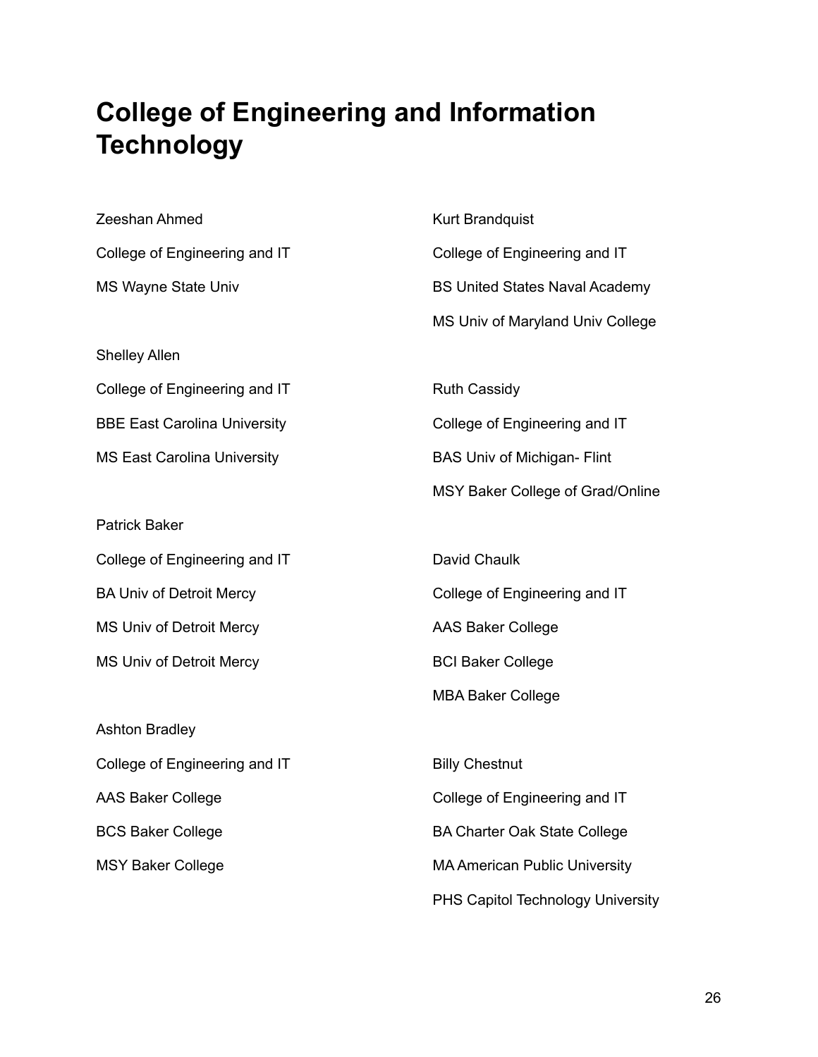# College of Engineering and Information Technology

Zeeshan Ahmed

College of Engineering and IT

MS Wayne State Univ

Shelley Allen

College of Engineering and IT

BBE East Carolina University

MS East Carolina University

Patrick Baker

College of Engineering and IT

BA Univ of Detroit Mercy

MS Univ of Detroit Mercy

MS Univ of Detroit Mercy

Ashton Bradley

College of Engineering and IT

AAS Baker College

BCS Baker College

MSY Baker College

Kurt Brandquist

College of Engineering and IT

BS United States Naval Academy

MS Univ of Maryland Univ College

Ruth Cassidy

College of Engineering and IT

BAS Univ of Michigan- Flint

MSY Baker College of Grad/Online

David Chaulk

College of Engineering and IT

AAS Baker College

BCI Baker College

MBA Baker College

Billy Chestnut

College of Engineering and IT

BA Charter Oak State College

MA American Public University

PHS Capitol Technology University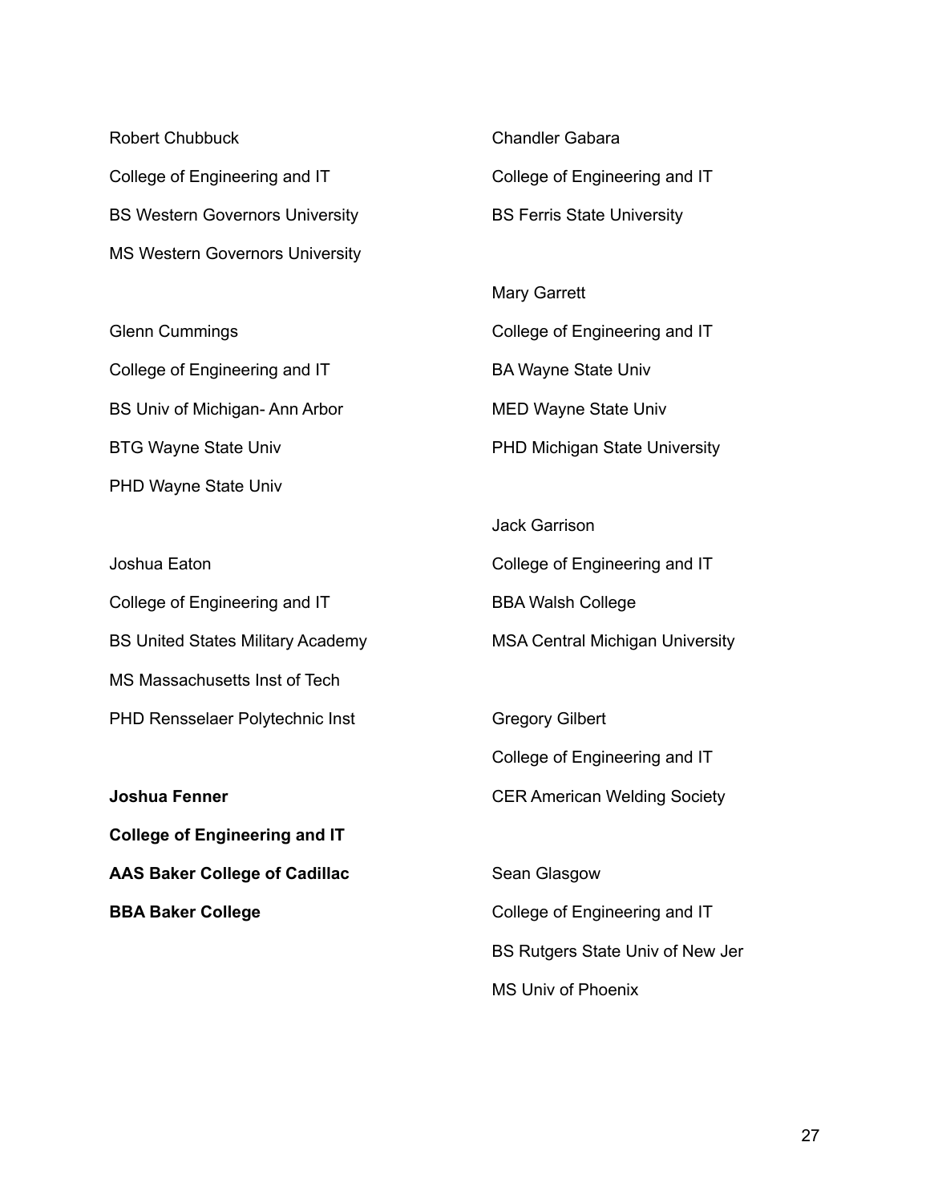Robert Chubbuck

College of Engineering and IT

BS Western Governors University

MS Western Governors University

Glenn Cummings

College of Engineering and IT

BS Univ of Michigan- Ann Arbor

BTG Wayne State Univ

PHD Wayne State Univ

Joshua Eaton

College of Engineering and IT

BS United States Military Academy

MS Massachusetts Inst of Tech

PHD Rensselaer Polytechnic Inst

**Joshua Fenner**

**College of Engineering and IT**

**AAS Baker College of Cadillac**

**BBA Baker College**

Chandler Gabara

College of Engineering and IT

BS Ferris State University

Mary Garrett

College of Engineering and IT

BA Wayne State Univ

MED Wayne State Univ

PHD Michigan State University

Jack Garrison

College of Engineering and IT

BBA Walsh College

MSA Central Michigan University

Gregory Gilbert

College of Engineering and IT

CER American Welding Society

Sean Glasgow

College of Engineering and IT

BS Rutgers State Univ of New Jer

MS Univ of Phoenix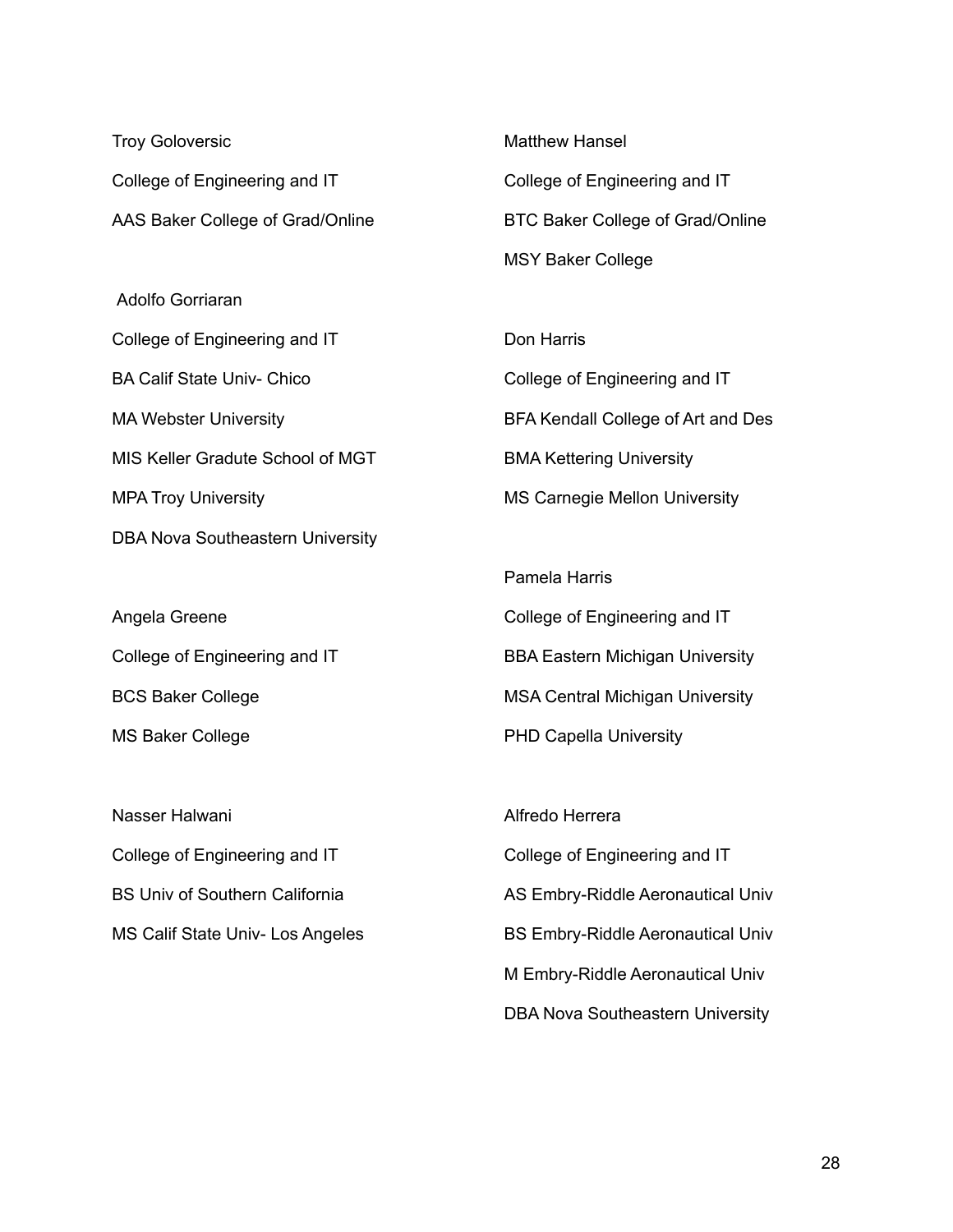Troy Goloversic

College of Engineering and IT

AAS Baker College of Grad/Online

Adolfo Gorriaran

College of Engineering and IT

BA Calif State Univ- Chico

MA Webster University

MIS Keller Gradute School of MGT

MPA Troy University

DBA Nova Southeastern University

Angela Greene

College of Engineering and IT

BCS Baker College

MS Baker College

Nasser Halwani

College of Engineering and IT

BS Univ of Southern California

MS Calif State Univ- Los Angeles

Matthew Hansel

College of Engineering and IT

BTC Baker College of Grad/Online

MSY Baker College

Don Harris

College of Engineering and IT

BFA Kendall College of Art and Des

BMA Kettering University

MS Carnegie Mellon University

Pamela Harris

College of Engineering and IT

BBA Eastern Michigan University

MSA Central Michigan University

PHD Capella University

Alfredo Herrera

College of Engineering and IT

AS Embry-Riddle Aeronautical Univ

BS Embry-Riddle Aeronautical Univ

M Embry-Riddle Aeronautical Univ

DBA Nova Southeastern University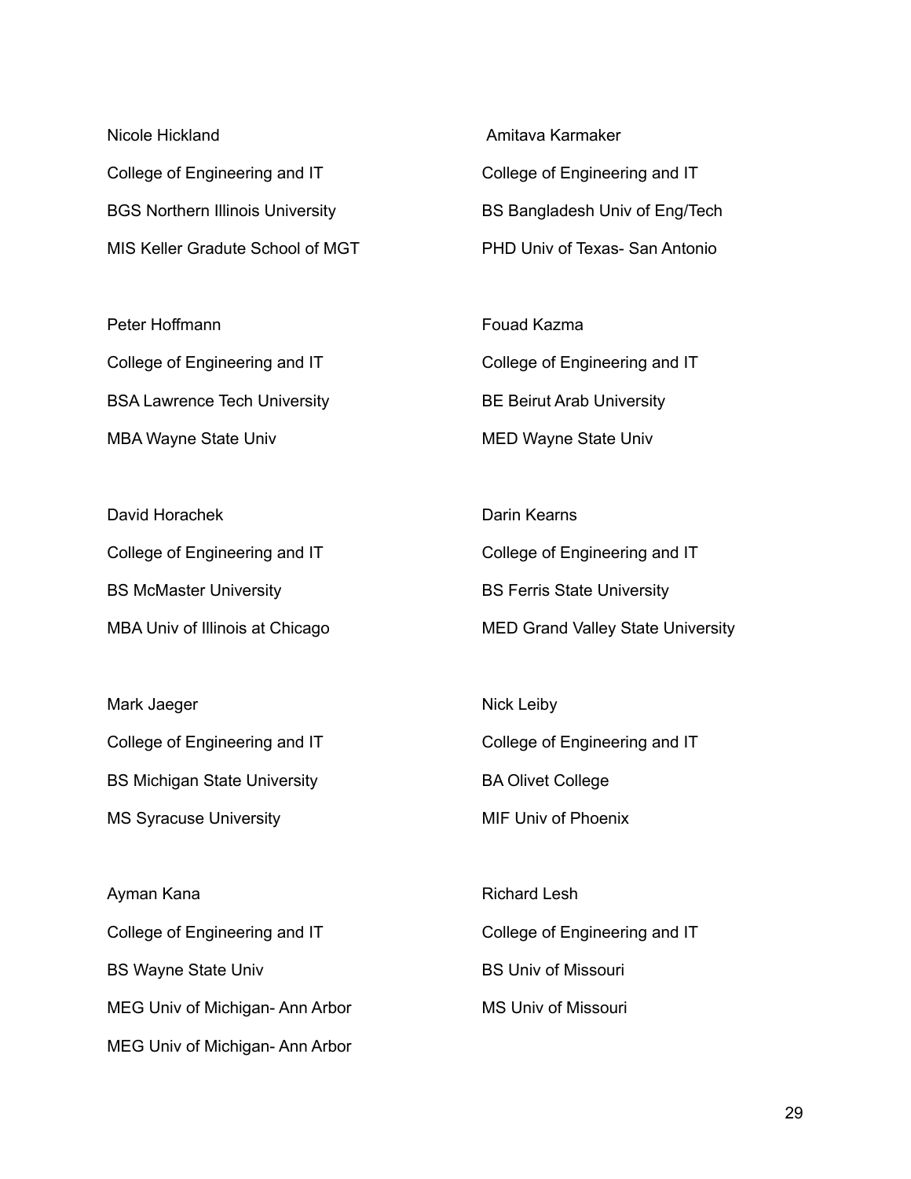Nicole Hickland

College of Engineering and IT

BGS Northern Illinois University

MIS Keller Gradute School of MGT

Peter Hoffmann

College of Engineering and IT

BSA Lawrence Tech University

MBA Wayne State Univ

David Horachek

College of Engineering and IT

BS McMaster University

MBA Univ of Illinois at Chicago

Mark Jaeger

College of Engineering and IT

BS Michigan State University

MS Syracuse University

Ayman Kana

College of Engineering and IT

BS Wayne State Univ

MEG Univ of Michigan- Ann Arbor

MEG Univ of Michigan- Ann Arbor

Amitava Karmaker

College of Engineering and IT

BS Bangladesh Univ of Eng/Tech

PHD Univ of Texas- San Antonio

Fouad Kazma

College of Engineering and IT

BE Beirut Arab University

MED Wayne State Univ

Darin Kearns

College of Engineering and IT

BS Ferris State University

MED Grand Valley State University

Nick Leiby

College of Engineering and IT

BA Olivet College

MIF Univ of Phoenix

Richard Lesh

College of Engineering and IT

BS Univ of Missouri

MS Univ of Missouri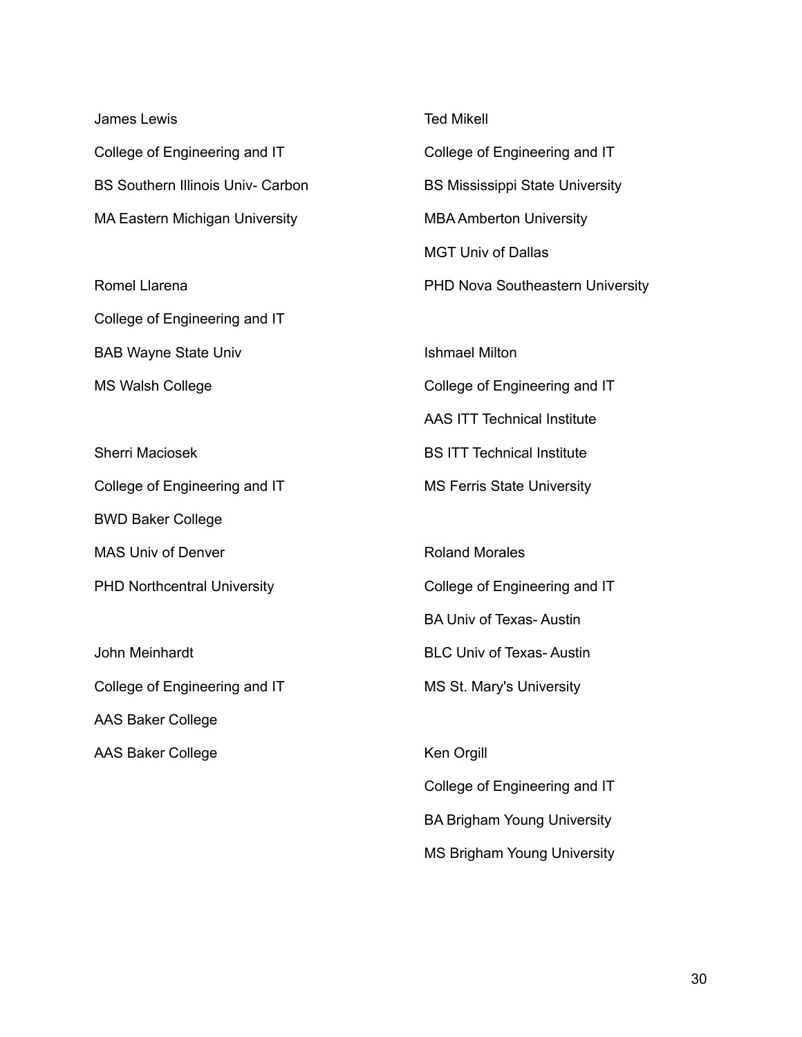James Lewis

College of Engineering and IT

BS Southern Illinois Univ- Carbon

MA Eastern Michigan University

Romel Llarena

College of Engineering and IT

BAB Wayne State Univ

MS Walsh College

Sherri Maciosek

College of Engineering and IT

BWD Baker College

MAS Univ of Denver

PHD Northcentral University

John Meinhardt

College of Engineering and IT

AAS Baker College

AAS Baker College

Ted Mikell

College of Engineering and IT

BS Mississippi State University

MBA Amberton University

MGT Univ of Dallas

PHD Nova Southeastern University

Ishmael Milton

College of Engineering and IT

AAS ITT Technical Institute

BS ITT Technical Institute

MS Ferris State University

Roland Morales

College of Engineering and IT

BA Univ of Texas- Austin

BLC Univ of Texas- Austin

MS St. Mary's University

Ken Orgill

College of Engineering and IT

BA Brigham Young University

MS Brigham Young University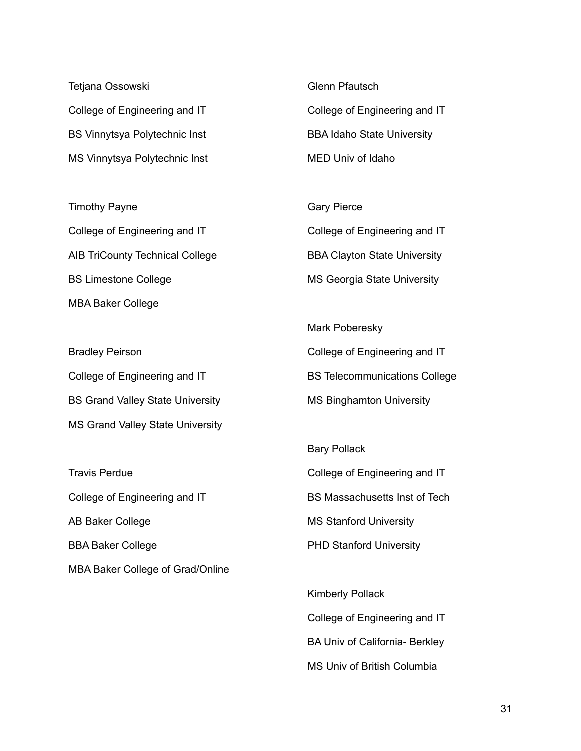Tetjana Ossowski

College of Engineering and IT

BS Vinnytsya Polytechnic Inst

MS Vinnytsya Polytechnic Inst

Timothy Payne

College of Engineering and IT

AIB TriCounty Technical College

BS Limestone College

MBA Baker College

Bradley Peirson

College of Engineering and IT

BS Grand Valley State University

MS Grand Valley State University

Travis Perdue

College of Engineering and IT

AB Baker College

BBA Baker College

MBA Baker College of Grad/Online

Glenn Pfautsch

College of Engineering and IT

BBA Idaho State University

MED Univ of Idaho

Gary Pierce

College of Engineering and IT

BBA Clayton State University

MS Georgia State University

Mark Poberesky

College of Engineering and IT

BS Telecommunications College

MS Binghamton University

Bary Pollack

College of Engineering and IT

BS Massachusetts Inst of Tech

MS Stanford University

PHD Stanford University

Kimberly Pollack

College of Engineering and IT

BA Univ of California- Berkley

MS Univ of British Columbia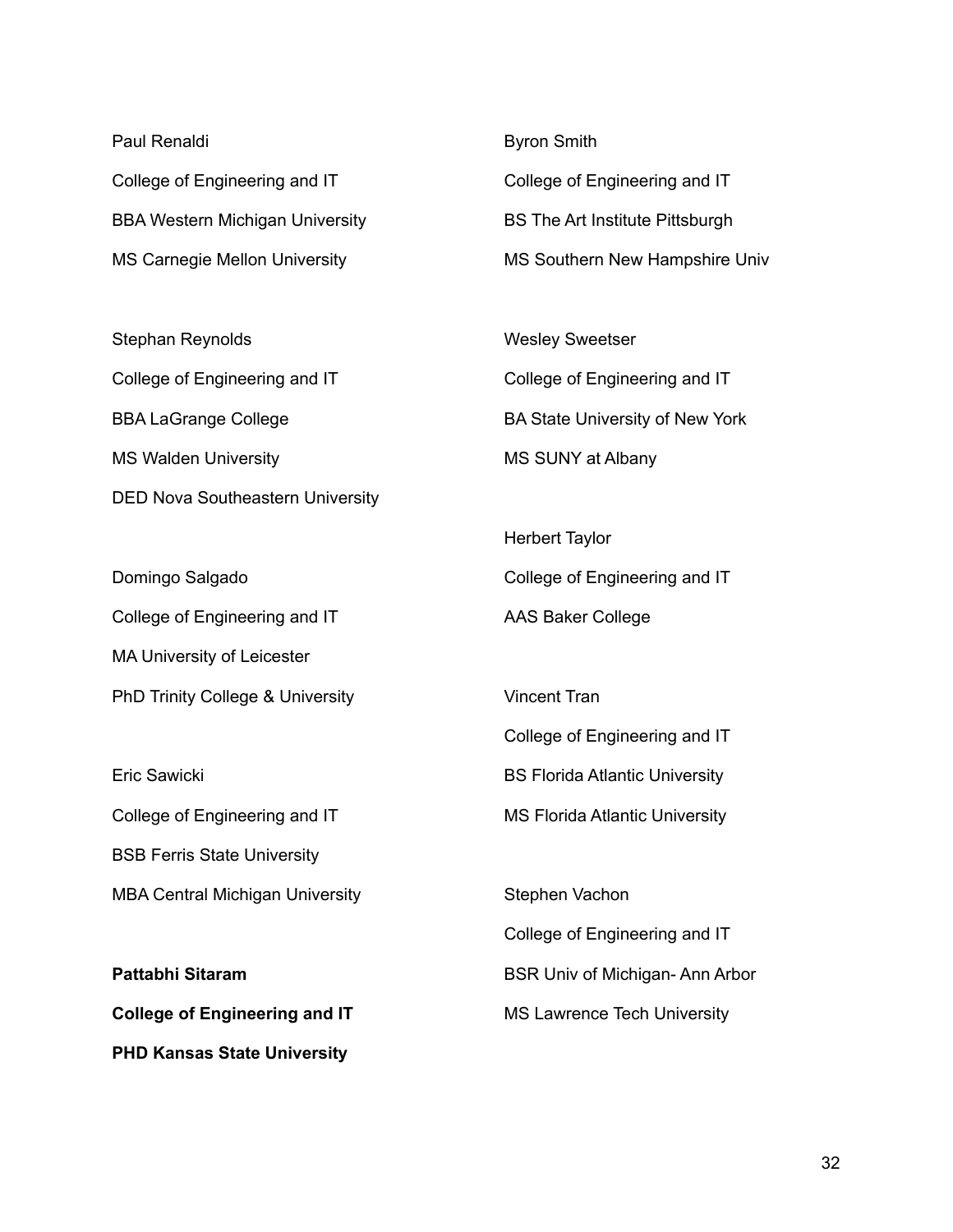Paul Renaldi

College of Engineering and IT

BBA Western Michigan University

MS Carnegie Mellon University

Stephan Reynolds

College of Engineering and IT

BBA LaGrange College

MS Walden University

DED Nova Southeastern University

Domingo Salgado

College of Engineering and IT

MA University of Leicester

PhD Trinity College & University

Eric Sawicki

College of Engineering and IT

BSB Ferris State University

MBA Central Michigan University

**Pattabhi Sitaram**

**College of Engineering and IT**

**PHD Kansas State University**

Byron Smith

College of Engineering and IT

BS The Art Institute Pittsburgh

MS Southern New Hampshire Univ

Wesley Sweetser

College of Engineering and IT

BA State University of New York

MS SUNY at Albany

Herbert Taylor

College of Engineering and IT

AAS Baker College

Vincent Tran

College of Engineering and IT

BS Florida Atlantic University

MS Florida Atlantic University

Stephen Vachon

College of Engineering and IT

BSR Univ of Michigan- Ann Arbor

MS Lawrence Tech University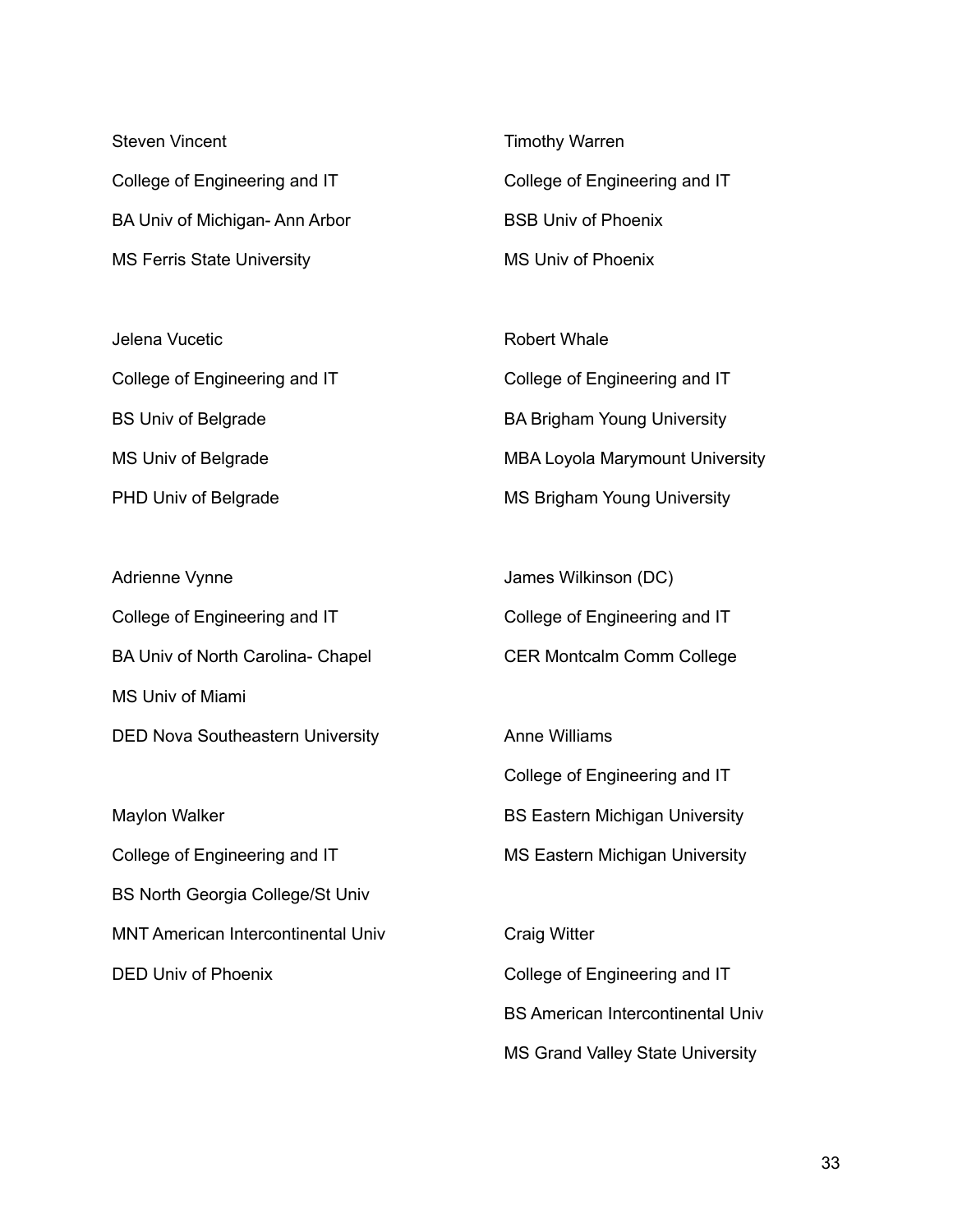Steven Vincent

College of Engineering and IT

BA Univ of Michigan- Ann Arbor

MS Ferris State University

Jelena Vucetic

College of Engineering and IT

BS Univ of Belgrade

MS Univ of Belgrade

PHD Univ of Belgrade

Adrienne Vynne

College of Engineering and IT

BA Univ of North Carolina- Chapel

MS Univ of Miami

DED Nova Southeastern University

Maylon Walker

College of Engineering and IT

BS North Georgia College/St Univ

MNT American Intercontinental Univ

DED Univ of Phoenix

Timothy Warren

College of Engineering and IT

BSB Univ of Phoenix

MS Univ of Phoenix

Robert Whale

College of Engineering and IT

BA Brigham Young University

MBA Loyola Marymount University

MS Brigham Young University

James Wilkinson (DC)

College of Engineering and IT

CER Montcalm Comm College

Anne Williams

College of Engineering and IT

BS Eastern Michigan University

MS Eastern Michigan University

Craig Witter

College of Engineering and IT

BS American Intercontinental Univ

MS Grand Valley State University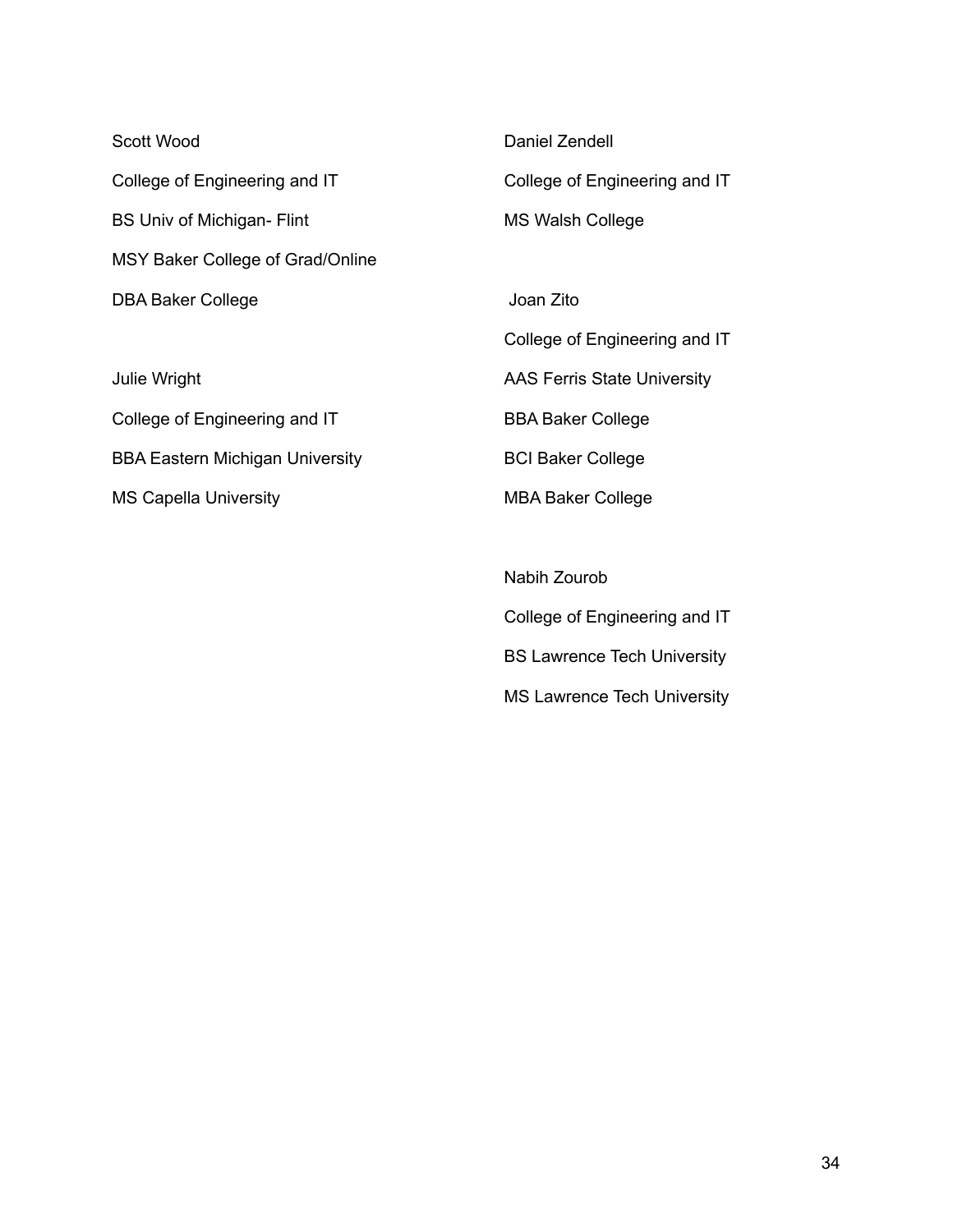Scott Wood

College of Engineering and IT

BS Univ of Michigan- Flint

MSY Baker College of Grad/Online

DBA Baker College

Julie Wright

College of Engineering and IT

BBA Eastern Michigan University

MS Capella University

Daniel Zendell

College of Engineering and IT

MS Walsh College

Joan Zito

College of Engineering and IT

AAS Ferris State University

BBA Baker College

BCI Baker College

MBA Baker College

Nabih Zourob

College of Engineering and IT

BS Lawrence Tech University

MS Lawrence Tech University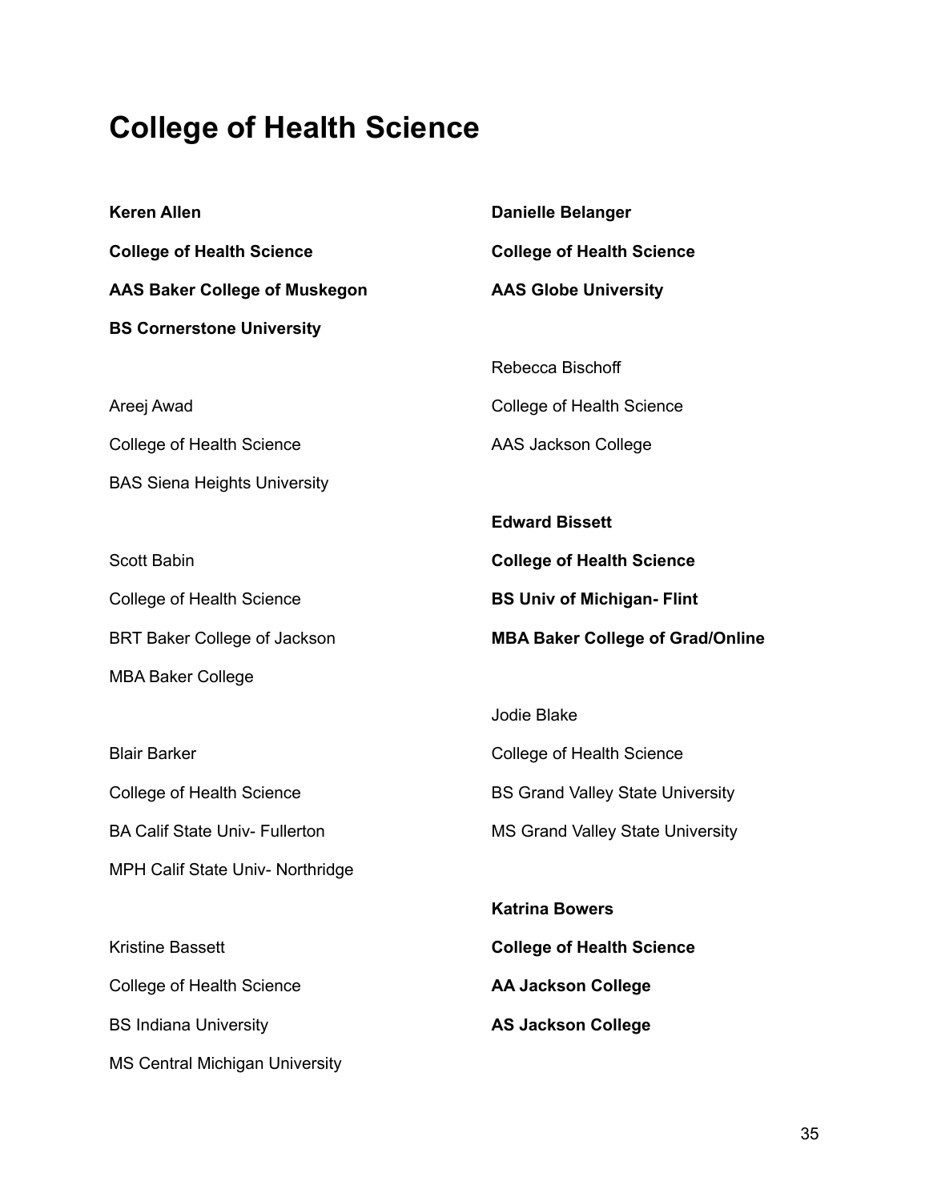# College of Health Science

**Keren Allen**

**College of Health Science**

**AAS Baker College of Muskegon**

**BS Cornerstone University**

Areej Awad

College of Health Science

BAS Siena Heights University

Scott Babin

College of Health Science

BRT Baker College of Jackson

MBA Baker College

Blair Barker

College of Health Science

BA Calif State Univ- Fullerton

MPH Calif State Univ- Northridge

Kristine Bassett

College of Health Science

BS Indiana University

MS Central Michigan University

**Danielle Belanger**

**College of Health Science**

**AAS Globe University**

Rebecca Bischoff

College of Health Science

AAS Jackson College

**Edward Bissett**

**College of Health Science**

**BS Univ of Michigan- Flint**

**MBA Baker College of Grad/Online**

Jodie Blake

College of Health Science

BS Grand Valley State University

MS Grand Valley State University

**Katrina Bowers**

**College of Health Science**

**AA Jackson College**

**AS Jackson College**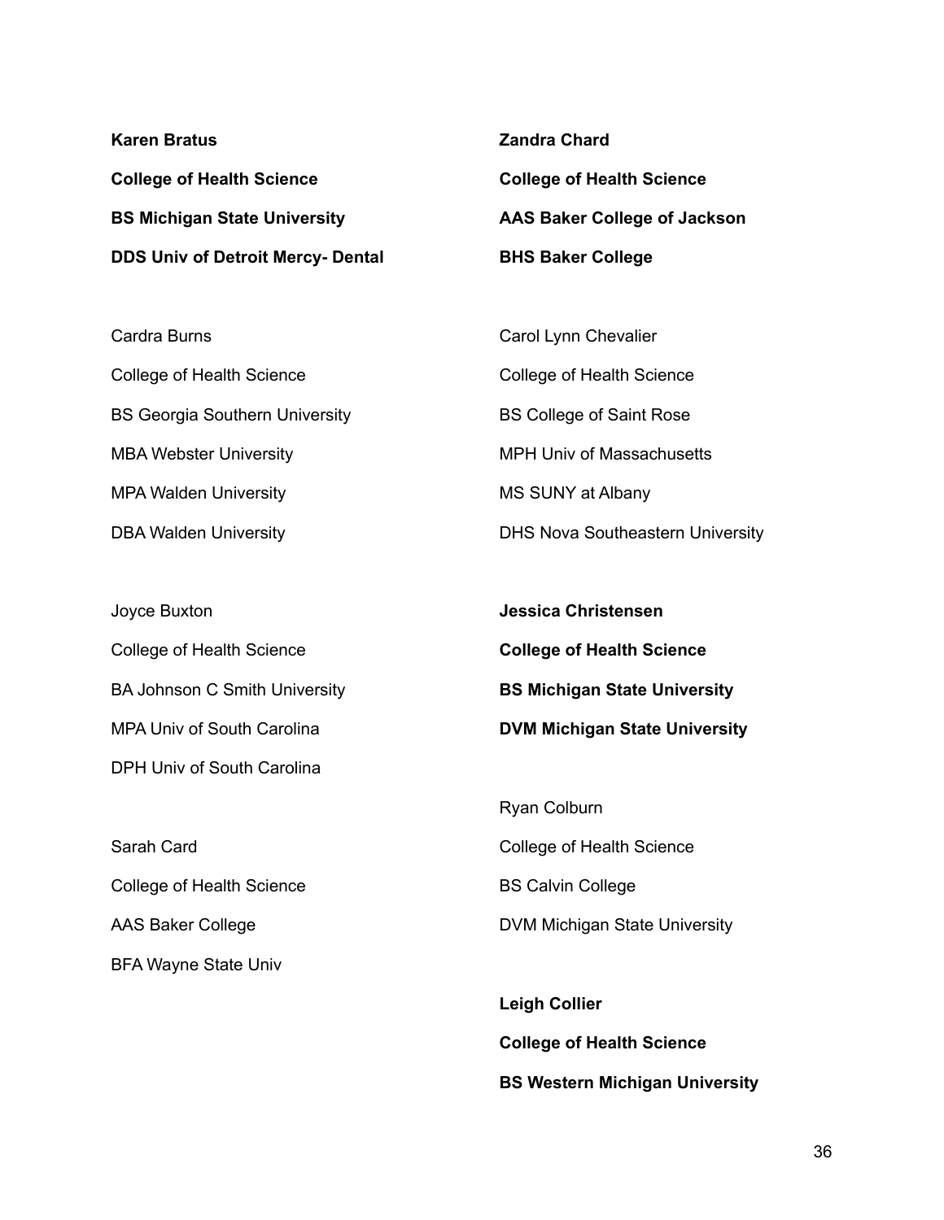**Karen Bratus**

**College of Health Science**

**BS Michigan State University**

**DDS Univ of Detroit Mercy- Dental**

Cardra Burns

College of Health Science

BS Georgia Southern University

MBA Webster University

MPA Walden University

DBA Walden University

Joyce Buxton

College of Health Science

BA Johnson C Smith University

MPA Univ of South Carolina

DPH Univ of South Carolina

Sarah Card

College of Health Science

AAS Baker College

BFA Wayne State Univ

**Zandra Chard**

**College of Health Science**

**AAS Baker College of Jackson**

**BHS Baker College**

Carol Lynn Chevalier

College of Health Science

BS College of Saint Rose

MPH Univ of Massachusetts

MS SUNY at Albany

DHS Nova Southeastern University

**Jessica Christensen**

**College of Health Science**

**BS Michigan State University**

**DVM Michigan State University**

Ryan Colburn

College of Health Science

BS Calvin College

DVM Michigan State University

**Leigh Collier**

**College of Health Science**

**BS Western Michigan University**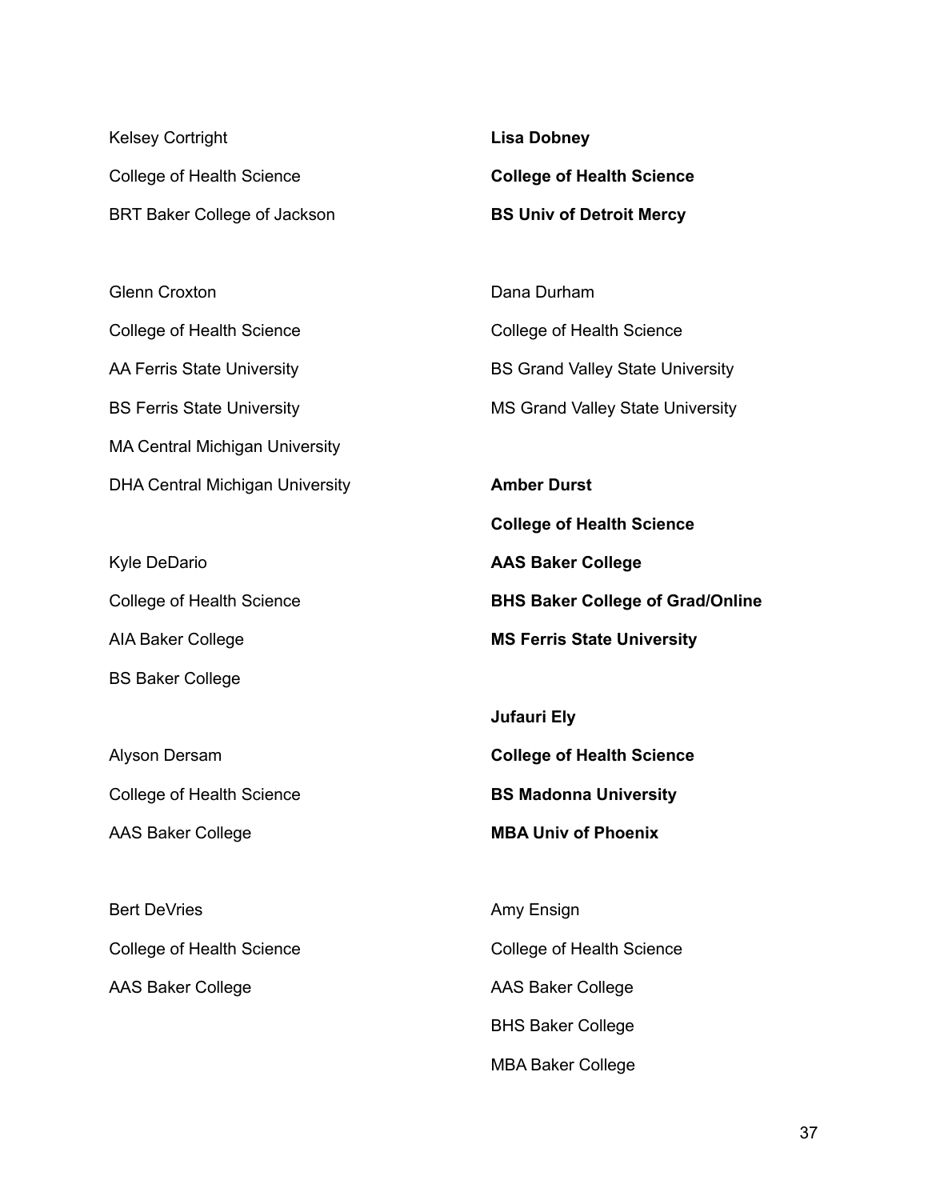Kelsey Cortright

College of Health Science

BRT Baker College of Jackson

Glenn Croxton

College of Health Science

AA Ferris State University

BS Ferris State University

MA Central Michigan University

DHA Central Michigan University

Kyle DeDario

College of Health Science

AIA Baker College

BS Baker College

Alyson Dersam

College of Health Science

AAS Baker College

Bert DeVries

College of Health Science

AAS Baker College

**Lisa Dobney**

**College of Health Science**

**BS Univ of Detroit Mercy**

Dana Durham

College of Health Science

BS Grand Valley State University

MS Grand Valley State University

**Amber Durst**

**College of Health Science**

**AAS Baker College**

**BHS Baker College of Grad/Online**

**MS Ferris State University**

**Jufauri Ely**

**College of Health Science**

**BS Madonna University**

**MBA Univ of Phoenix**

Amy Ensign

College of Health Science

AAS Baker College

BHS Baker College

MBA Baker College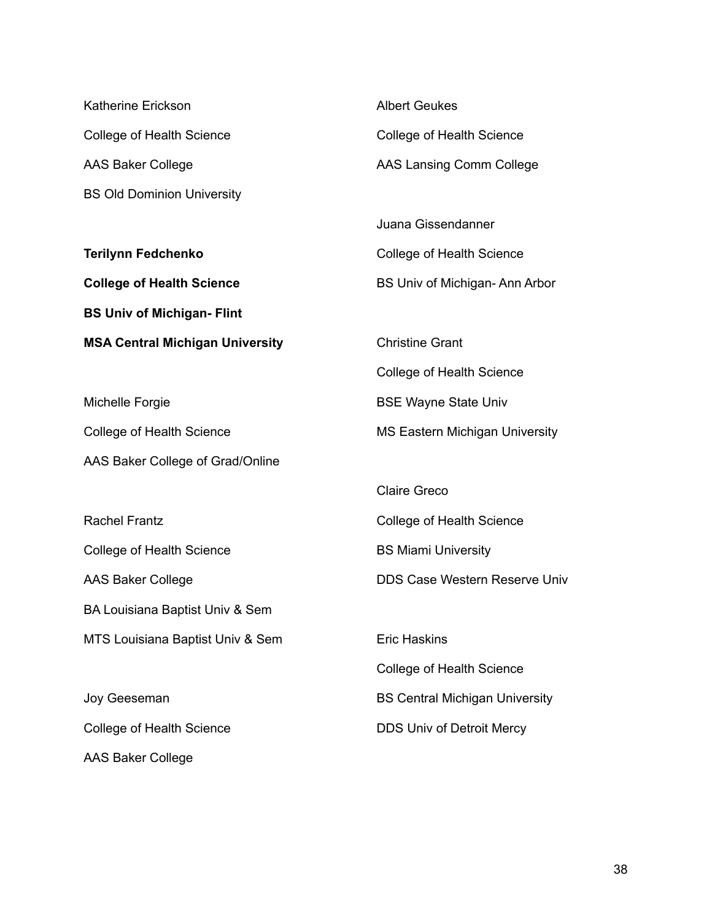Katherine Erickson
College of Health Science
AAS Baker College
BS Old Dominion University

**Terilynn Fedchenko**
**College of Health Science**
**BS Univ of Michigan- Flint**
**MSA Central Michigan University**

Michelle Forgie
College of Health Science
AAS Baker College of Grad/Online

Rachel Frantz
College of Health Science
AAS Baker College
BA Louisiana Baptist Univ & Sem
MTS Louisiana Baptist Univ & Sem

Joy Geeseman
College of Health Science
AAS Baker College

Albert Geukes
College of Health Science
AAS Lansing Comm College

Juana Gissendanner
College of Health Science
BS Univ of Michigan- Ann Arbor

Christine Grant
College of Health Science
BSE Wayne State Univ
MS Eastern Michigan University

Claire Greco
College of Health Science
BS Miami University
DDS Case Western Reserve Univ

Eric Haskins
College of Health Science
BS Central Michigan University
DDS Univ of Detroit Mercy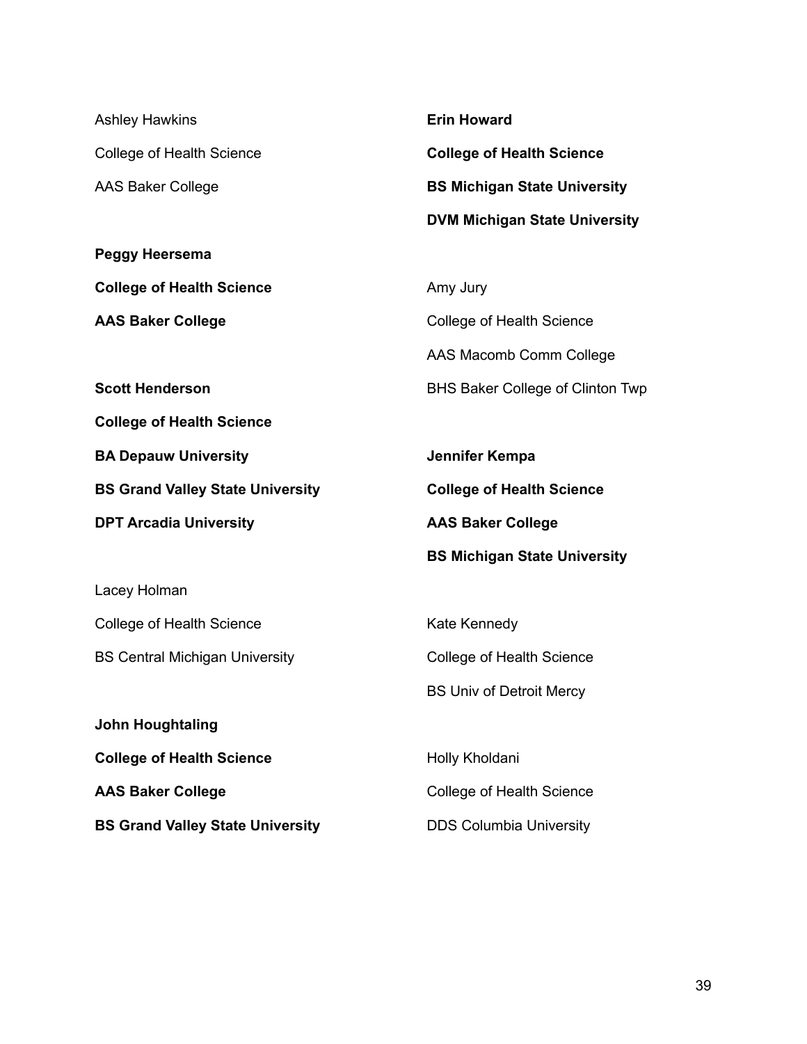Ashley Hawkins

College of Health Science

AAS Baker College

**Peggy Heersema**

**College of Health Science**

**AAS Baker College**

**Scott Henderson**

**College of Health Science**

**BA Depauw University**

**BS Grand Valley State University**

**DPT Arcadia University**

Lacey Holman

College of Health Science

BS Central Michigan University

**John Houghtaling**

**College of Health Science**

**AAS Baker College**

**BS Grand Valley State University**

**Erin Howard**

**College of Health Science**

**BS Michigan State University**

**DVM Michigan State University**

Amy Jury

College of Health Science

AAS Macomb Comm College

BHS Baker College of Clinton Twp

**Jennifer Kempa**

**College of Health Science**

**AAS Baker College**

**BS Michigan State University**

Kate Kennedy

College of Health Science

BS Univ of Detroit Mercy

Holly Kholdani

College of Health Science

DDS Columbia University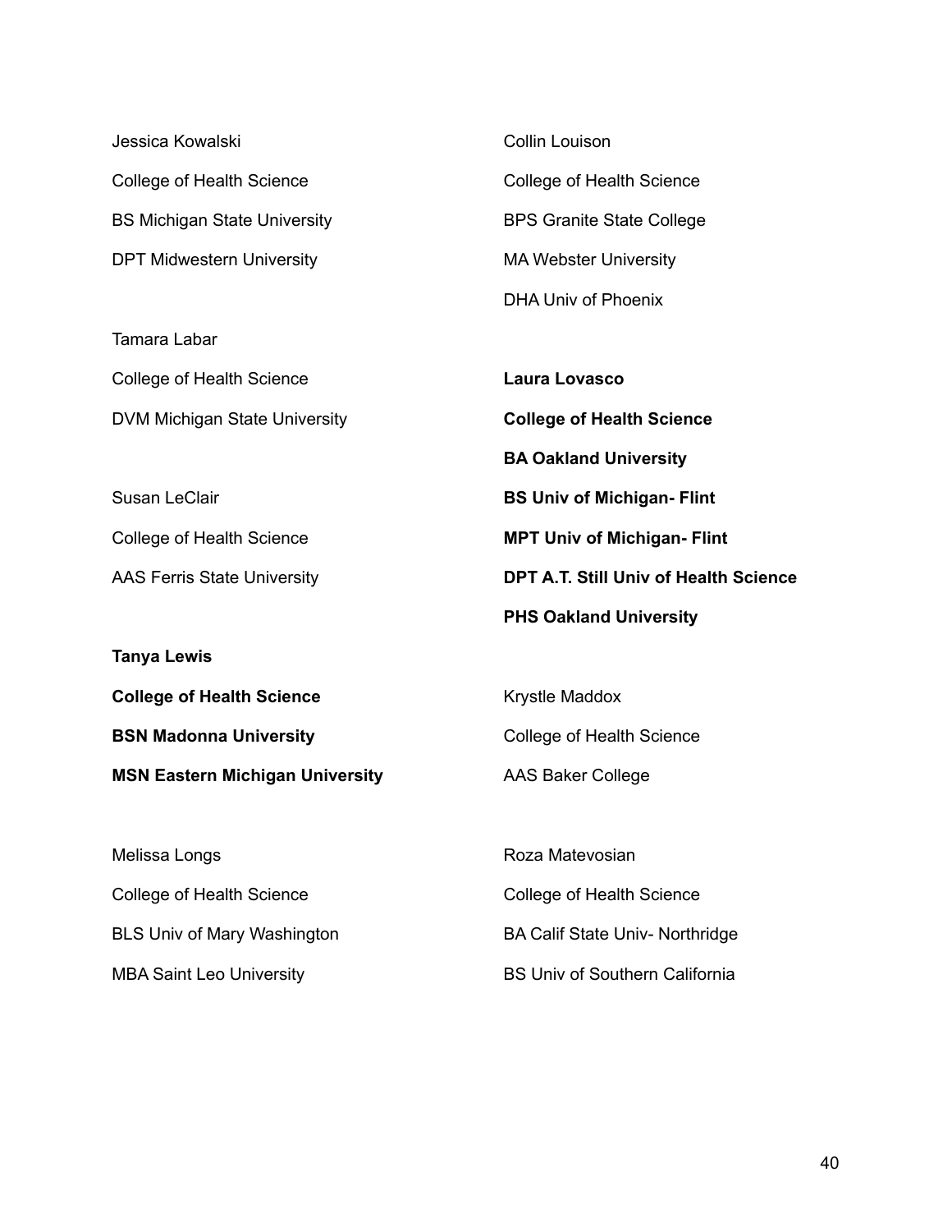Jessica Kowalski

College of Health Science

BS Michigan State University

DPT Midwestern University

Tamara Labar

College of Health Science

DVM Michigan State University

Susan LeClair

College of Health Science

AAS Ferris State University

**Tanya Lewis**

**College of Health Science**

**BSN Madonna University**

**MSN Eastern Michigan University**

Melissa Longs

College of Health Science

BLS Univ of Mary Washington

MBA Saint Leo University

Collin Louison

College of Health Science

BPS Granite State College

MA Webster University

DHA Univ of Phoenix

**Laura Lovasco**

**College of Health Science**

**BA Oakland University**

**BS Univ of Michigan- Flint**

**MPT Univ of Michigan- Flint**

**DPT A.T. Still Univ of Health Science**

**PHS Oakland University**

Krystle Maddox

College of Health Science

AAS Baker College

Roza Matevosian

College of Health Science

BA Calif State Univ- Northridge

BS Univ of Southern California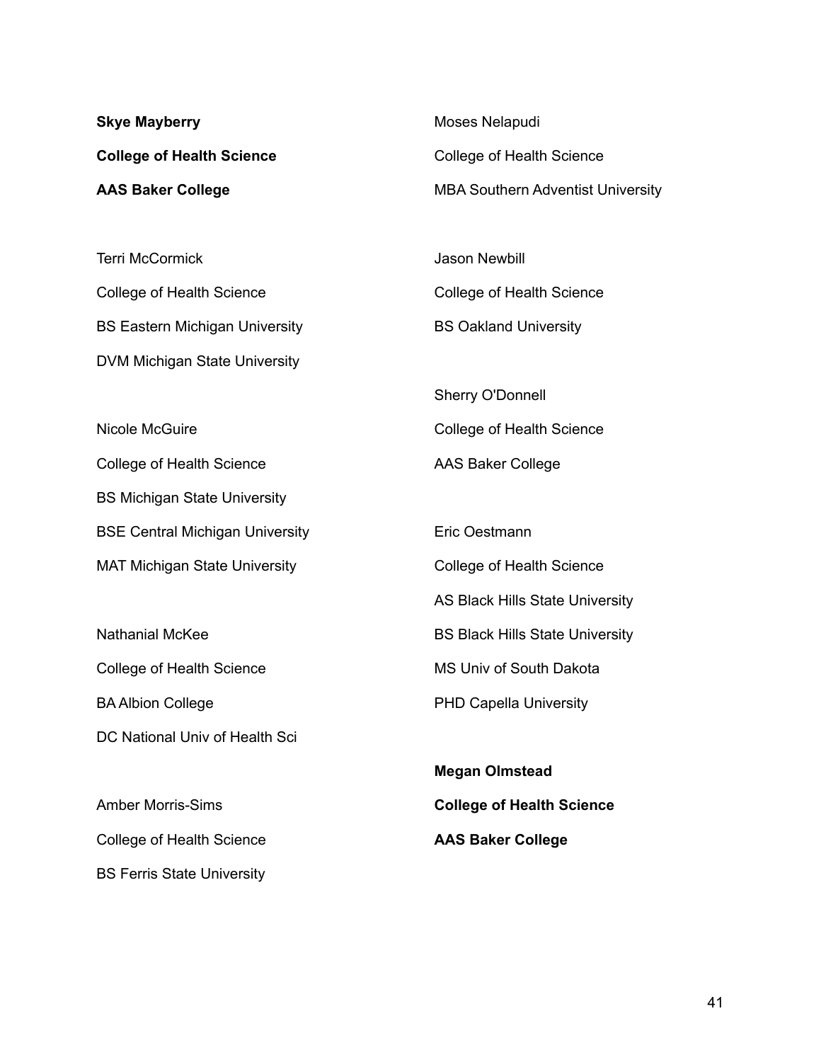**Skye Mayberry**

**College of Health Science**

**AAS Baker College**

Terri McCormick

College of Health Science

BS Eastern Michigan University

DVM Michigan State University

Nicole McGuire

College of Health Science

BS Michigan State University

BSE Central Michigan University

MAT Michigan State University

Nathanial McKee

College of Health Science

BA Albion College

DC National Univ of Health Sci

Amber Morris-Sims

College of Health Science

BS Ferris State University

Moses Nelapudi

College of Health Science

MBA Southern Adventist University

Jason Newbill

College of Health Science

BS Oakland University

Sherry O'Donnell

College of Health Science

AAS Baker College

Eric Oestmann

College of Health Science

AS Black Hills State University

BS Black Hills State University

MS Univ of South Dakota

PHD Capella University

**Megan Olmstead**

**College of Health Science**

**AAS Baker College**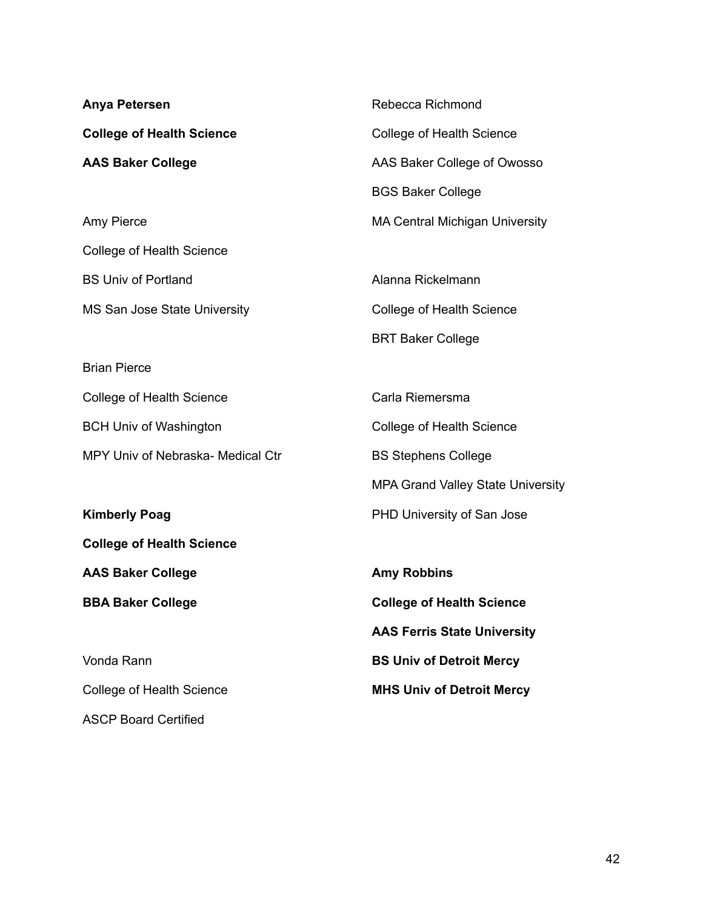**Anya Petersen**

**College of Health Science**

**AAS Baker College**

Amy Pierce

College of Health Science

BS Univ of Portland

MS San Jose State University

Brian Pierce

College of Health Science

BCH Univ of Washington

MPY Univ of Nebraska- Medical Ctr

**Kimberly Poag**

**College of Health Science**

**AAS Baker College**

**BBA Baker College**

Vonda Rann

College of Health Science

ASCP Board Certified

Rebecca Richmond

College of Health Science

AAS Baker College of Owosso

BGS Baker College

MA Central Michigan University

Alanna Rickelmann

College of Health Science

BRT Baker College

Carla Riemersma

College of Health Science

BS Stephens College

MPA Grand Valley State University

PHD University of San Jose

**Amy Robbins**

**College of Health Science**

**AAS Ferris State University**

**BS Univ of Detroit Mercy**

**MHS Univ of Detroit Mercy**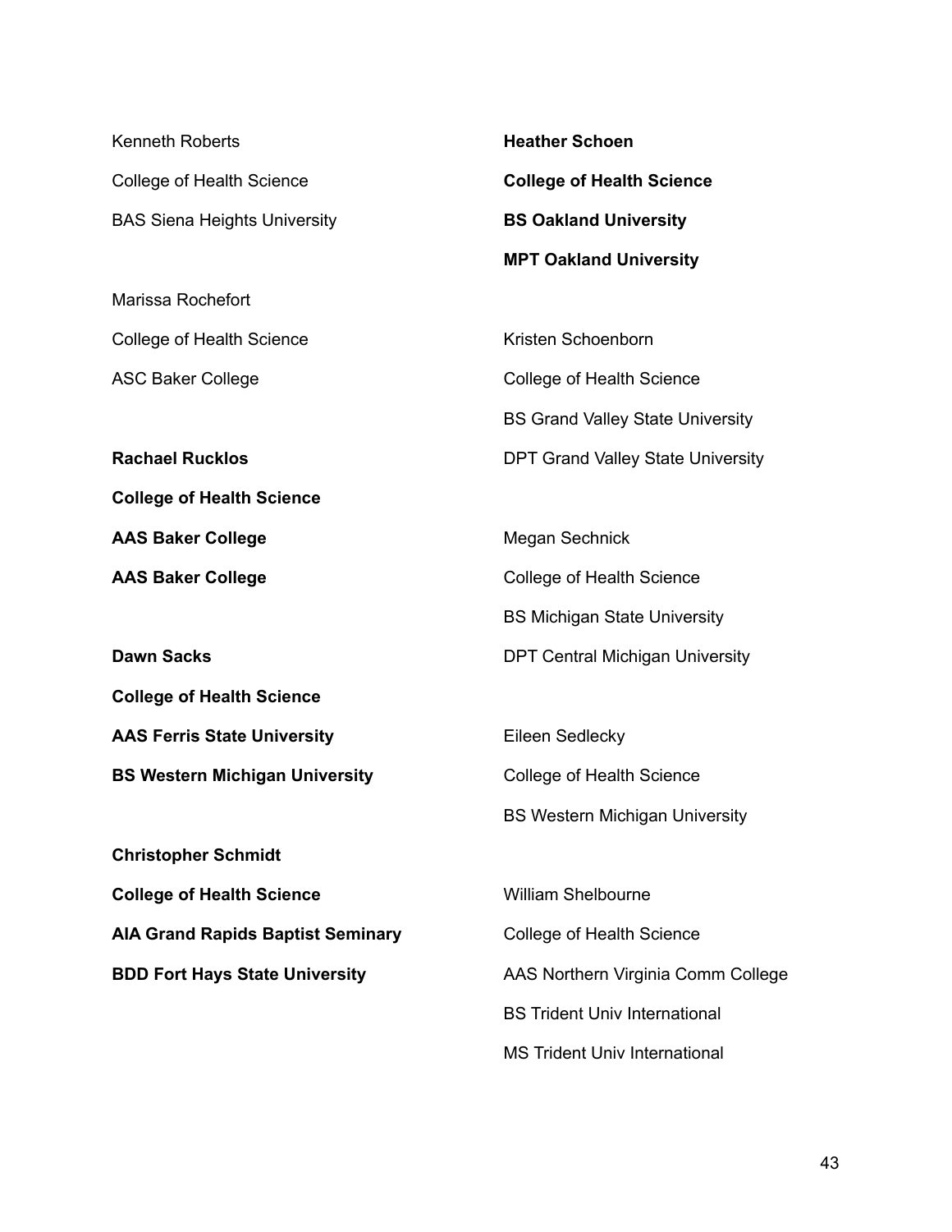Kenneth Roberts
College of Health Science
BAS Siena Heights University

Marissa Rochefort
College of Health Science
ASC Baker College

**Rachael Rucklos**
**College of Health Science**
**AAS Baker College**
**AAS Baker College**

**Dawn Sacks**
**College of Health Science**
**AAS Ferris State University**
**BS Western Michigan University**

**Christopher Schmidt**
**College of Health Science**
**AIA Grand Rapids Baptist Seminary**
**BDD Fort Hays State University**

**Heather Schoen**
**College of Health Science**
**BS Oakland University**
**MPT Oakland University**

Kristen Schoenborn
College of Health Science
BS Grand Valley State University
DPT Grand Valley State University

Megan Sechnick
College of Health Science
BS Michigan State University
DPT Central Michigan University

Eileen Sedlecky
College of Health Science
BS Western Michigan University

William Shelbourne
College of Health Science
AAS Northern Virginia Comm College
BS Trident Univ International
MS Trident Univ International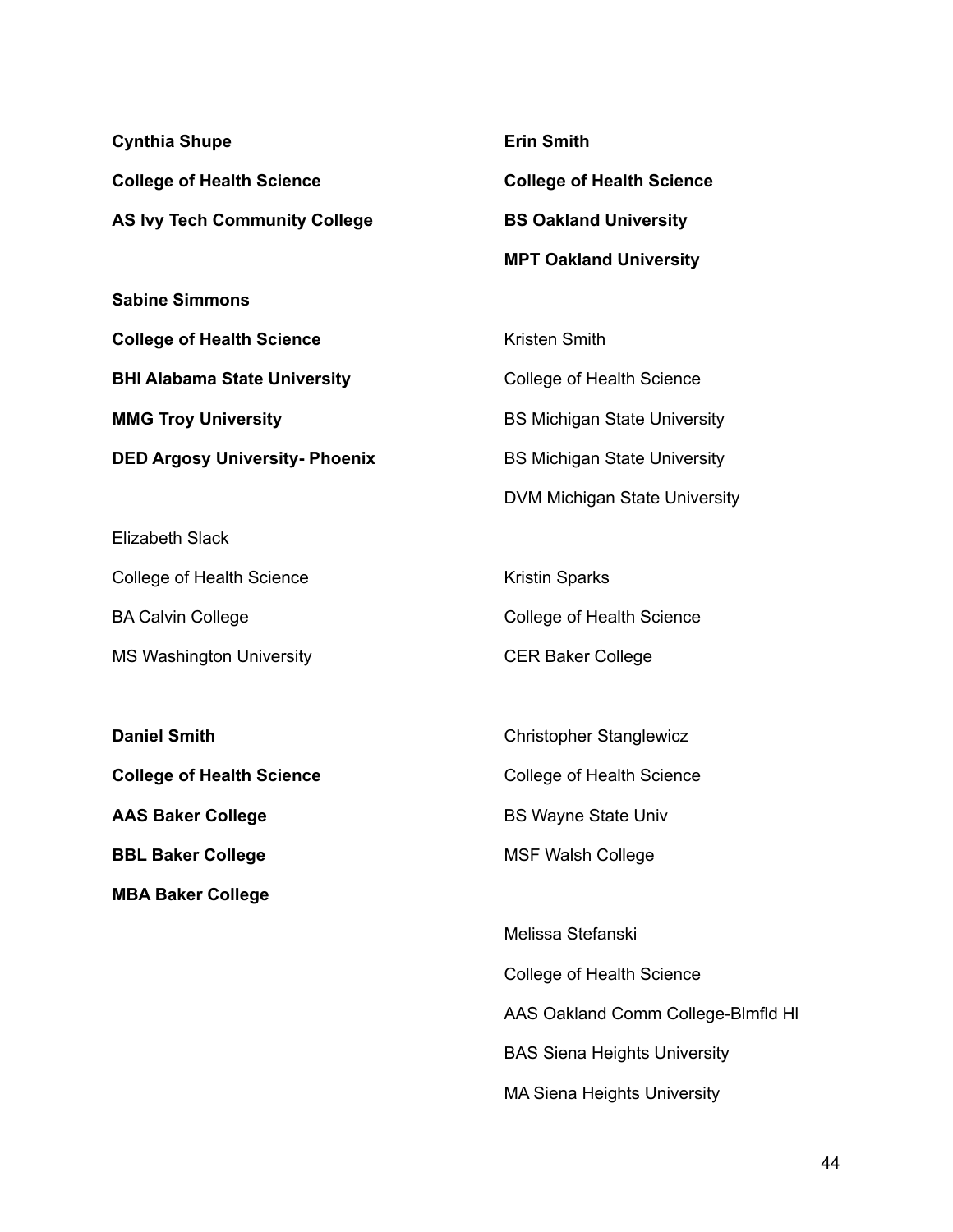**Cynthia Shupe**

**College of Health Science**

**AS Ivy Tech Community College**

**Sabine Simmons**

**College of Health Science**

**BHI Alabama State University**

**MMG Troy University**

**DED Argosy University- Phoenix**

Elizabeth Slack

College of Health Science

BA Calvin College

MS Washington University

**Daniel Smith**

**College of Health Science**

**AAS Baker College**

**BBL Baker College**

**MBA Baker College**

**Erin Smith**

**College of Health Science**

**BS Oakland University**

**MPT Oakland University**

Kristen Smith

College of Health Science

BS Michigan State University

BS Michigan State University

DVM Michigan State University

Kristin Sparks

College of Health Science

CER Baker College

Christopher Stanglewicz

College of Health Science

BS Wayne State Univ

MSF Walsh College

Melissa Stefanski

College of Health Science

AAS Oakland Comm College-Blmfld Hl

BAS Siena Heights University

MA Siena Heights University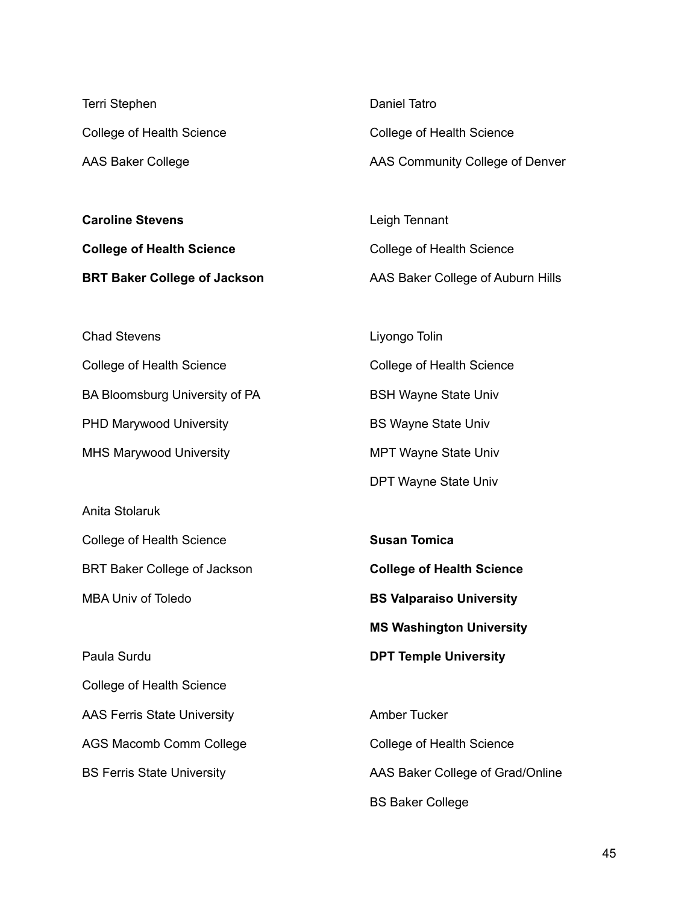Terri Stephen

College of Health Science

AAS Baker College

**Caroline Stevens**

**College of Health Science**

**BRT Baker College of Jackson**

Chad Stevens

College of Health Science

BA Bloomsburg University of PA

PHD Marywood University

MHS Marywood University

Anita Stolaruk

College of Health Science

BRT Baker College of Jackson

MBA Univ of Toledo

Paula Surdu

College of Health Science

AAS Ferris State University

AGS Macomb Comm College

BS Ferris State University

Daniel Tatro

College of Health Science

AAS Community College of Denver

Leigh Tennant

College of Health Science

AAS Baker College of Auburn Hills

Liyongo Tolin

College of Health Science

BSH Wayne State Univ

BS Wayne State Univ

MPT Wayne State Univ

DPT Wayne State Univ

**Susan Tomica**

**College of Health Science**

**BS Valparaiso University**

**MS Washington University**

**DPT Temple University**

Amber Tucker

College of Health Science

AAS Baker College of Grad/Online

BS Baker College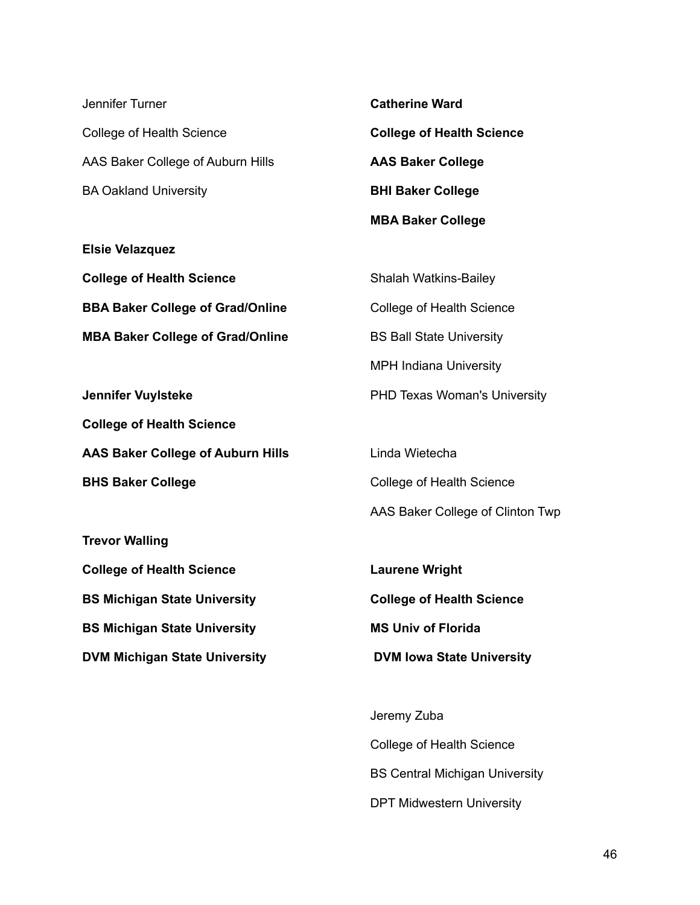Jennifer Turner

College of Health Science

AAS Baker College of Auburn Hills

BA Oakland University

**Elsie Velazquez**

**College of Health Science**

**BBA Baker College of Grad/Online**

**MBA Baker College of Grad/Online**

**Jennifer Vuylsteke**

**College of Health Science**

**AAS Baker College of Auburn Hills**

**BHS Baker College**

**Trevor Walling**

**College of Health Science**

**BS Michigan State University**

**BS Michigan State University**

**DVM Michigan State University**

**Catherine Ward**

**College of Health Science**

**AAS Baker College**

**BHI Baker College**

**MBA Baker College**

Shalah Watkins-Bailey

College of Health Science

BS Ball State University

MPH Indiana University

PHD Texas Woman's University

Linda Wietecha

College of Health Science

AAS Baker College of Clinton Twp

**Laurene Wright**

**College of Health Science**

**MS Univ of Florida**

**DVM Iowa State University**

Jeremy Zuba

College of Health Science

BS Central Michigan University

DPT Midwestern University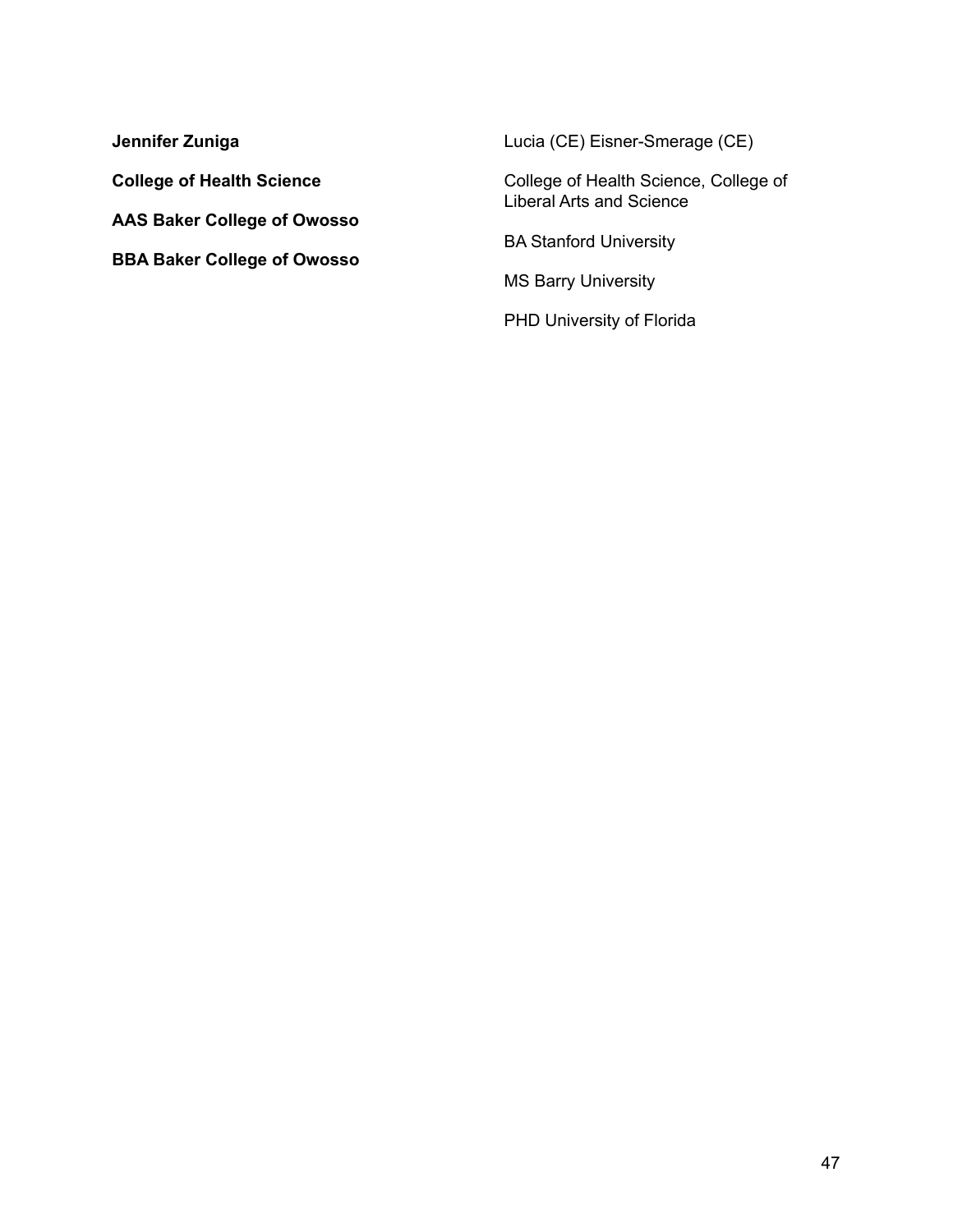**Jennifer Zuniga**

**College of Health Science**

**AAS Baker College of Owosso**

**BBA Baker College of Owosso**

Lucia (CE) Eisner-Smerage (CE)

College of Health Science, College of Liberal Arts and Science

BA Stanford University

MS Barry University

PHD University of Florida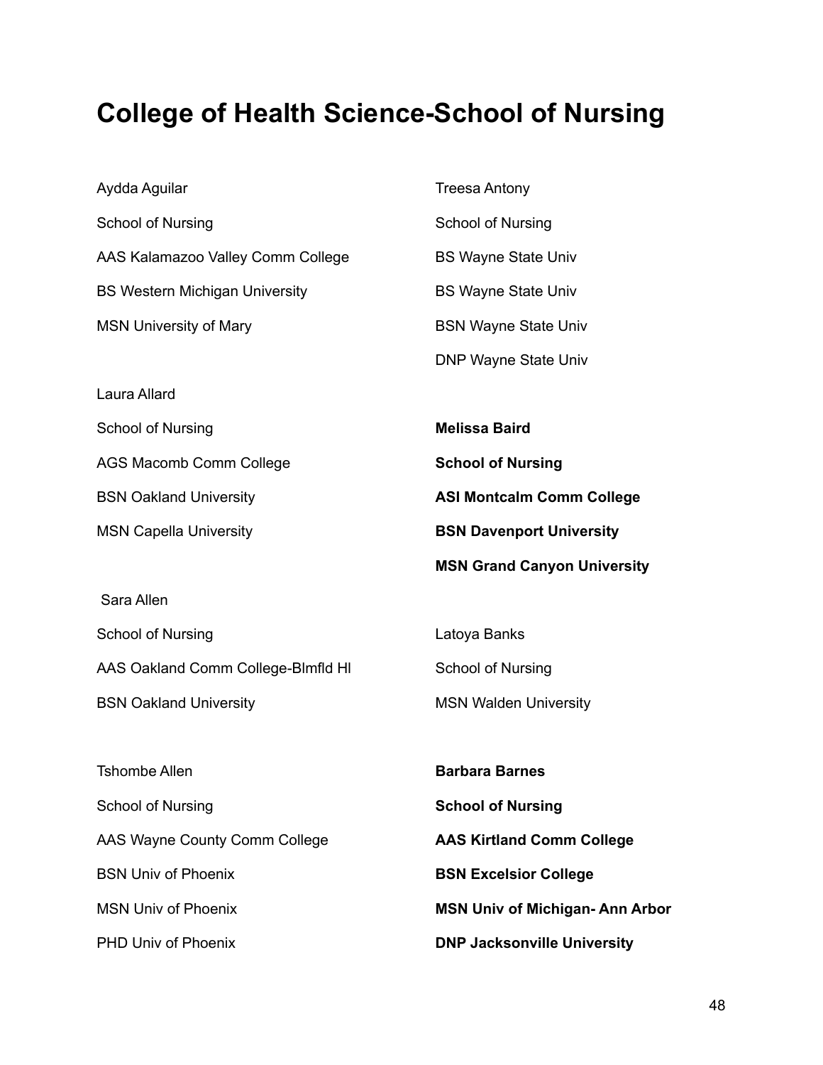# College of Health Science-School of Nursing

Aydda Aguilar

School of Nursing

AAS Kalamazoo Valley Comm College

BS Western Michigan University

MSN University of Mary

Laura Allard

School of Nursing

AGS Macomb Comm College

BSN Oakland University

MSN Capella University

Sara Allen

School of Nursing

AAS Oakland Comm College-Blmfld Hl

BSN Oakland University

Tshombe Allen

School of Nursing

AAS Wayne County Comm College

BSN Univ of Phoenix

MSN Univ of Phoenix

PHD Univ of Phoenix

Treesa Antony

School of Nursing

BS Wayne State Univ

BS Wayne State Univ

BSN Wayne State Univ

DNP Wayne State Univ

**Melissa Baird**

**School of Nursing**

**ASI Montcalm Comm College**

**BSN Davenport University**

**MSN Grand Canyon University**

Latoya Banks

School of Nursing

MSN Walden University

**Barbara Barnes**

**School of Nursing**

**AAS Kirtland Comm College**

**BSN Excelsior College**

**MSN Univ of Michigan- Ann Arbor**

**DNP Jacksonville University**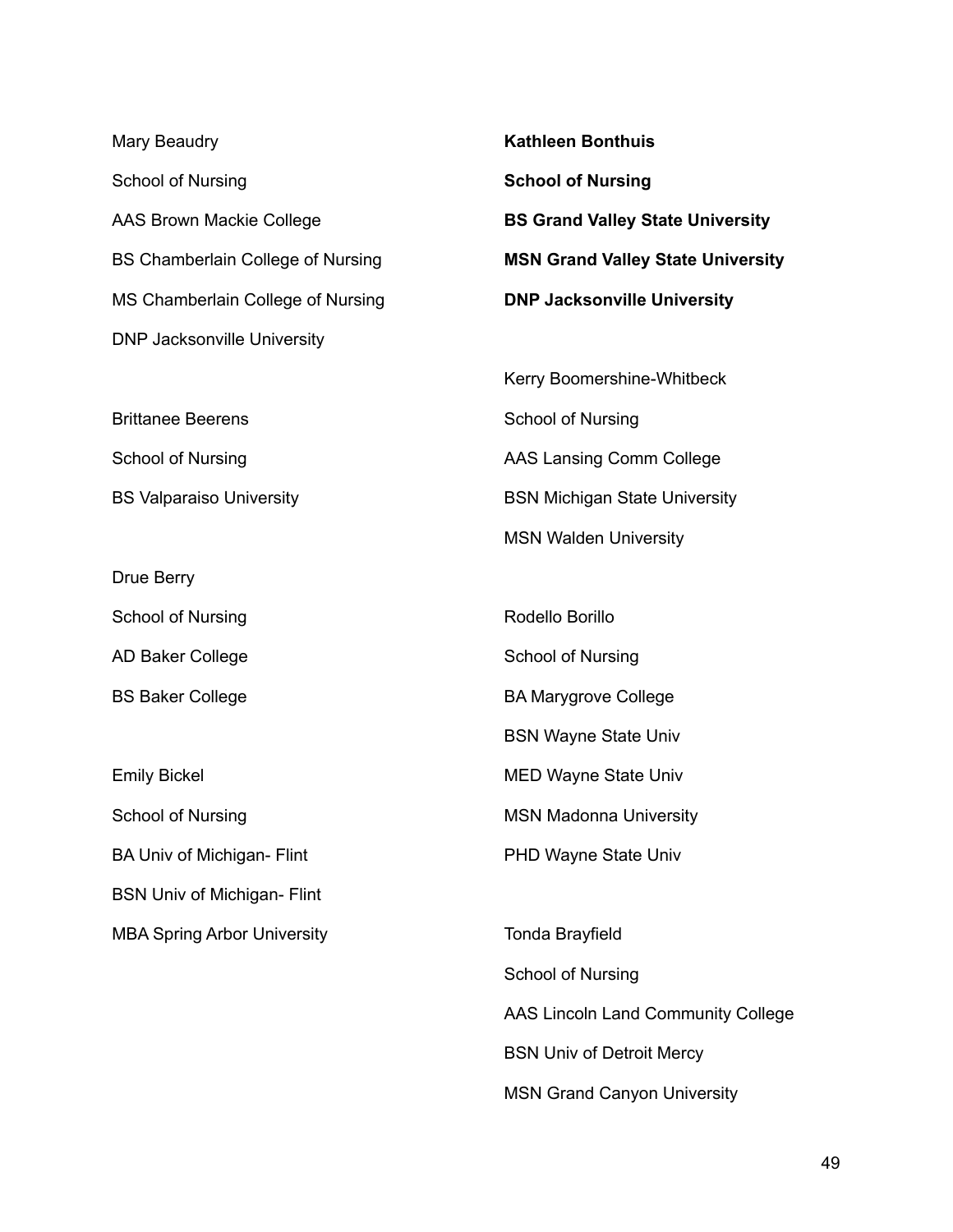Mary Beaudry

School of Nursing

AAS Brown Mackie College

BS Chamberlain College of Nursing

MS Chamberlain College of Nursing

DNP Jacksonville University

Brittanee Beerens

School of Nursing

BS Valparaiso University

Drue Berry

School of Nursing

AD Baker College

BS Baker College

Emily Bickel

School of Nursing

BA Univ of Michigan- Flint

BSN Univ of Michigan- Flint

MBA Spring Arbor University

**Kathleen Bonthuis**

**School of Nursing**

**BS Grand Valley State University**

**MSN Grand Valley State University**

**DNP Jacksonville University**

Kerry Boomershine-Whitbeck

School of Nursing

AAS Lansing Comm College

BSN Michigan State University

MSN Walden University

Rodello Borillo

School of Nursing

BA Marygrove College

BSN Wayne State Univ

MED Wayne State Univ

MSN Madonna University

PHD Wayne State Univ

Tonda Brayfield

School of Nursing

AAS Lincoln Land Community College

BSN Univ of Detroit Mercy

MSN Grand Canyon University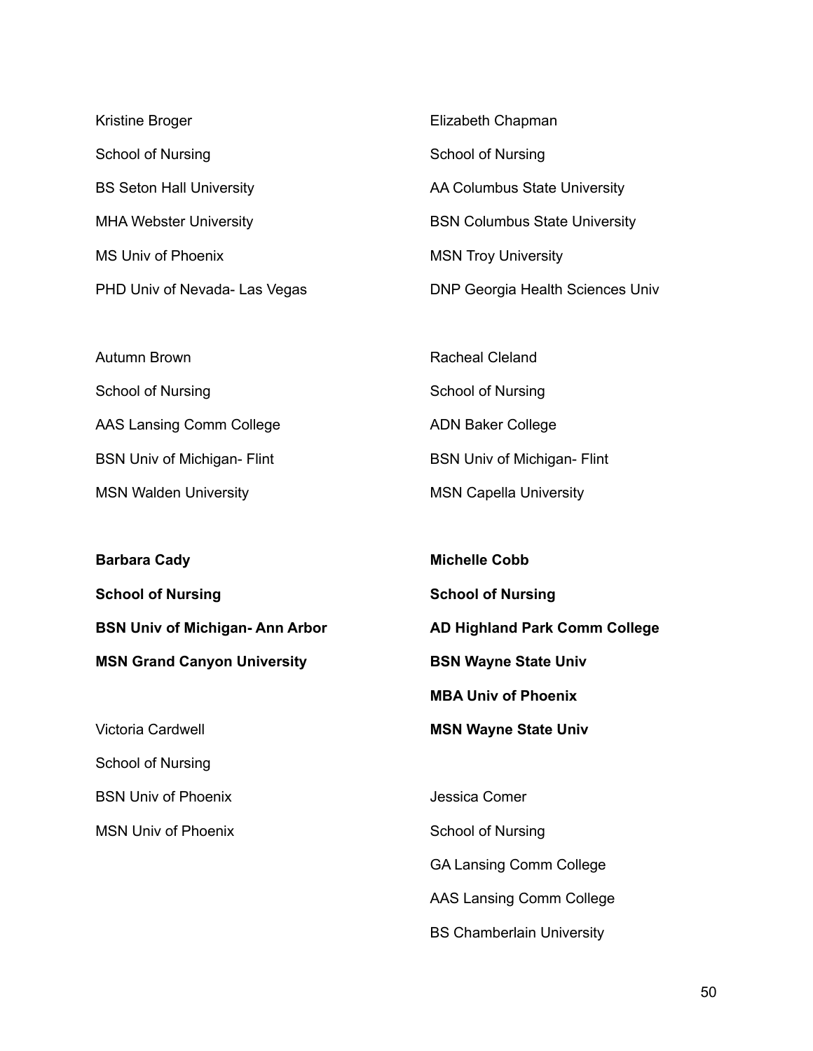Kristine Broger

School of Nursing

BS Seton Hall University

MHA Webster University

MS Univ of Phoenix

PHD Univ of Nevada- Las Vegas

Autumn Brown

School of Nursing

AAS Lansing Comm College

BSN Univ of Michigan- Flint

MSN Walden University

**Barbara Cady**

**School of Nursing**

**BSN Univ of Michigan- Ann Arbor**

**MSN Grand Canyon University**

Victoria Cardwell

School of Nursing

BSN Univ of Phoenix

MSN Univ of Phoenix

Elizabeth Chapman

School of Nursing

AA Columbus State University

BSN Columbus State University

MSN Troy University

DNP Georgia Health Sciences Univ

Racheal Cleland

School of Nursing

ADN Baker College

BSN Univ of Michigan- Flint

MSN Capella University

**Michelle Cobb**

**School of Nursing**

**AD Highland Park Comm College**

**BSN Wayne State Univ**

**MBA Univ of Phoenix**

**MSN Wayne State Univ**

Jessica Comer

School of Nursing

GA Lansing Comm College

AAS Lansing Comm College

BS Chamberlain University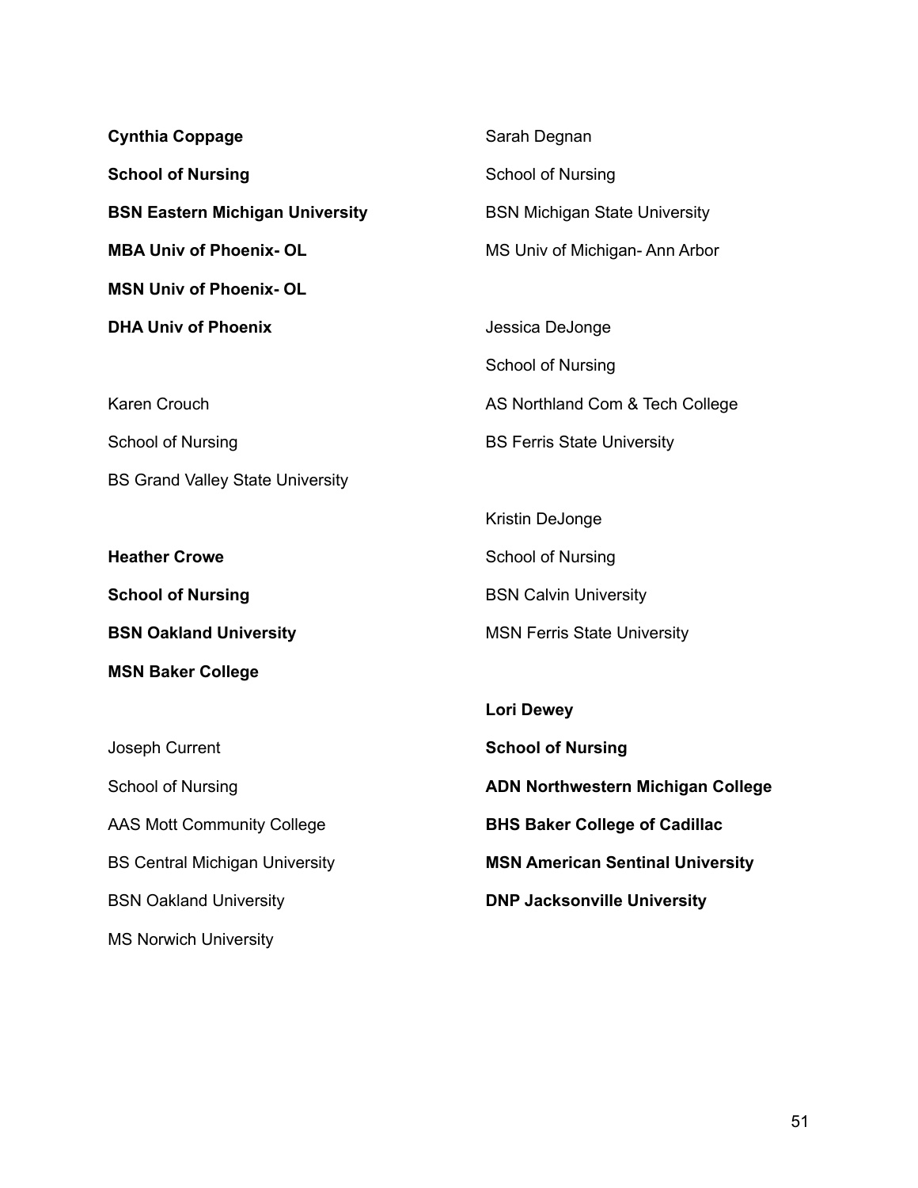**Cynthia Coppage**

**School of Nursing**

**BSN Eastern Michigan University**

**MBA Univ of Phoenix- OL**

**MSN Univ of Phoenix- OL**

**DHA Univ of Phoenix**

Karen Crouch

School of Nursing

BS Grand Valley State University

**Heather Crowe**

**School of Nursing**

**BSN Oakland University**

**MSN Baker College**

Joseph Current

School of Nursing

AAS Mott Community College

BS Central Michigan University

BSN Oakland University

MS Norwich University

Sarah Degnan

School of Nursing

BSN Michigan State University

MS Univ of Michigan- Ann Arbor

Jessica DeJonge

School of Nursing

AS Northland Com & Tech College

BS Ferris State University

Kristin DeJonge

School of Nursing

BSN Calvin University

MSN Ferris State University

**Lori Dewey**

**School of Nursing**

**ADN Northwestern Michigan College**

**BHS Baker College of Cadillac**

**MSN American Sentinal University**

**DNP Jacksonville University**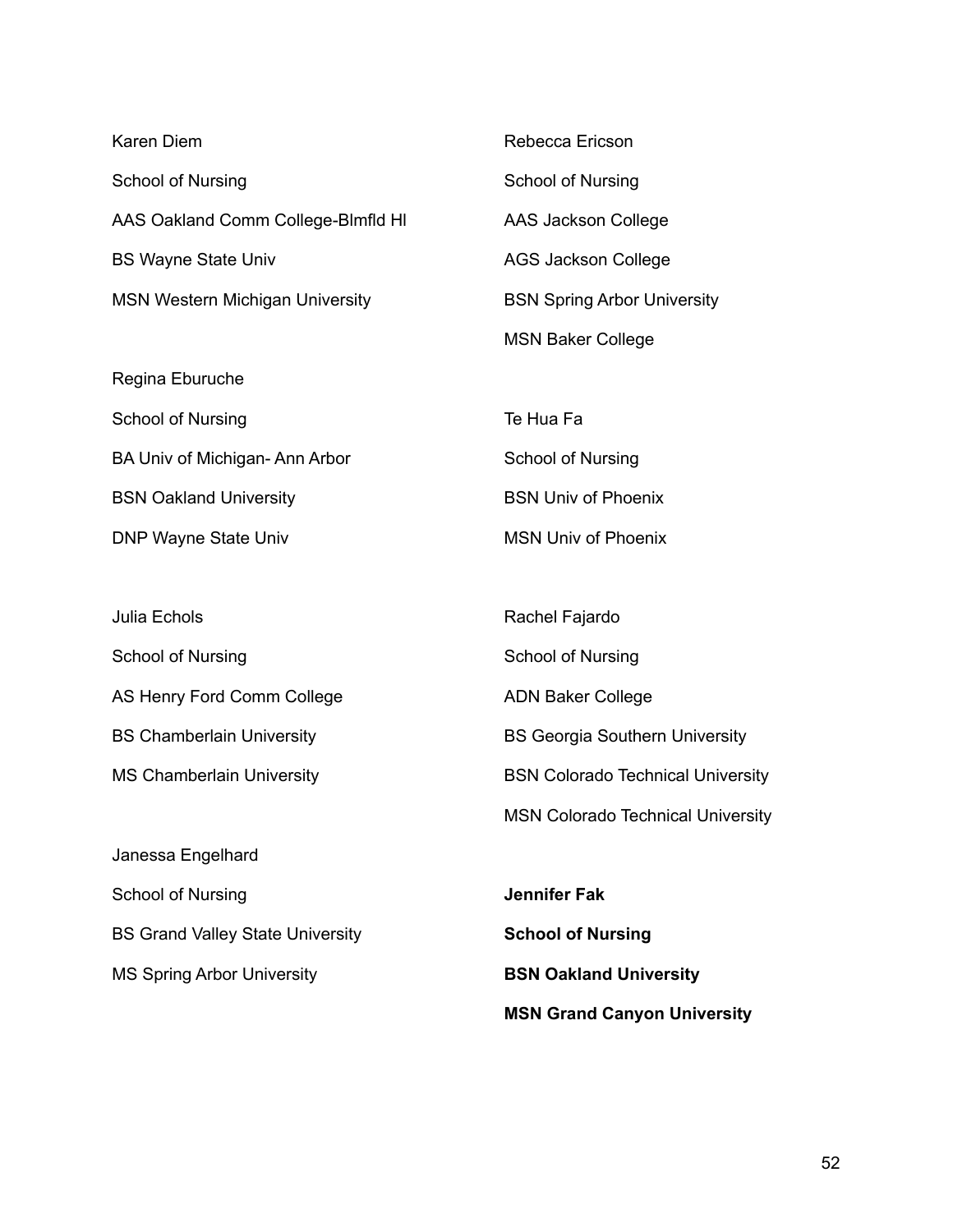Karen Diem

School of Nursing

AAS Oakland Comm College-Blmfld Hl

BS Wayne State Univ

MSN Western Michigan University

Regina Eburuche

School of Nursing

BA Univ of Michigan- Ann Arbor

BSN Oakland University

DNP Wayne State Univ

Julia Echols

School of Nursing

AS Henry Ford Comm College

BS Chamberlain University

MS Chamberlain University

Janessa Engelhard

School of Nursing

BS Grand Valley State University

MS Spring Arbor University

Rebecca Ericson

School of Nursing

AAS Jackson College

AGS Jackson College

BSN Spring Arbor University

MSN Baker College

Te Hua Fa

School of Nursing

BSN Univ of Phoenix

MSN Univ of Phoenix

Rachel Fajardo

School of Nursing

ADN Baker College

BS Georgia Southern University

BSN Colorado Technical University

MSN Colorado Technical University

**Jennifer Fak**

**School of Nursing**

**BSN Oakland University**

**MSN Grand Canyon University**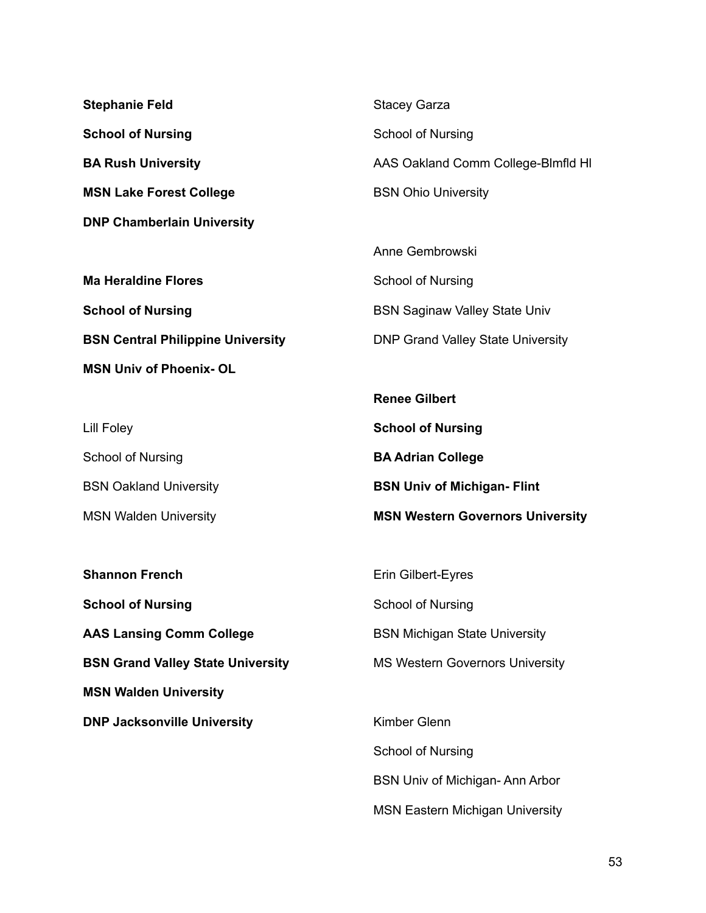**Stephanie Feld**

**School of Nursing**

**BA Rush University**

**MSN Lake Forest College**

**DNP Chamberlain University**

**Ma Heraldine Flores**

**School of Nursing**

**BSN Central Philippine University**

**MSN Univ of Phoenix- OL**

Lill Foley

School of Nursing

BSN Oakland University

MSN Walden University

**Shannon French**

**School of Nursing**

**AAS Lansing Comm College**

**BSN Grand Valley State University**

**MSN Walden University**

**DNP Jacksonville University**

Stacey Garza

School of Nursing

AAS Oakland Comm College-Blmfld Hl

BSN Ohio University

Anne Gembrowski

School of Nursing

BSN Saginaw Valley State Univ

DNP Grand Valley State University

**Renee Gilbert**

**School of Nursing**

**BA Adrian College**

**BSN Univ of Michigan- Flint**

**MSN Western Governors University**

Erin Gilbert-Eyres

School of Nursing

BSN Michigan State University

MS Western Governors University

Kimber Glenn

School of Nursing

BSN Univ of Michigan- Ann Arbor

MSN Eastern Michigan University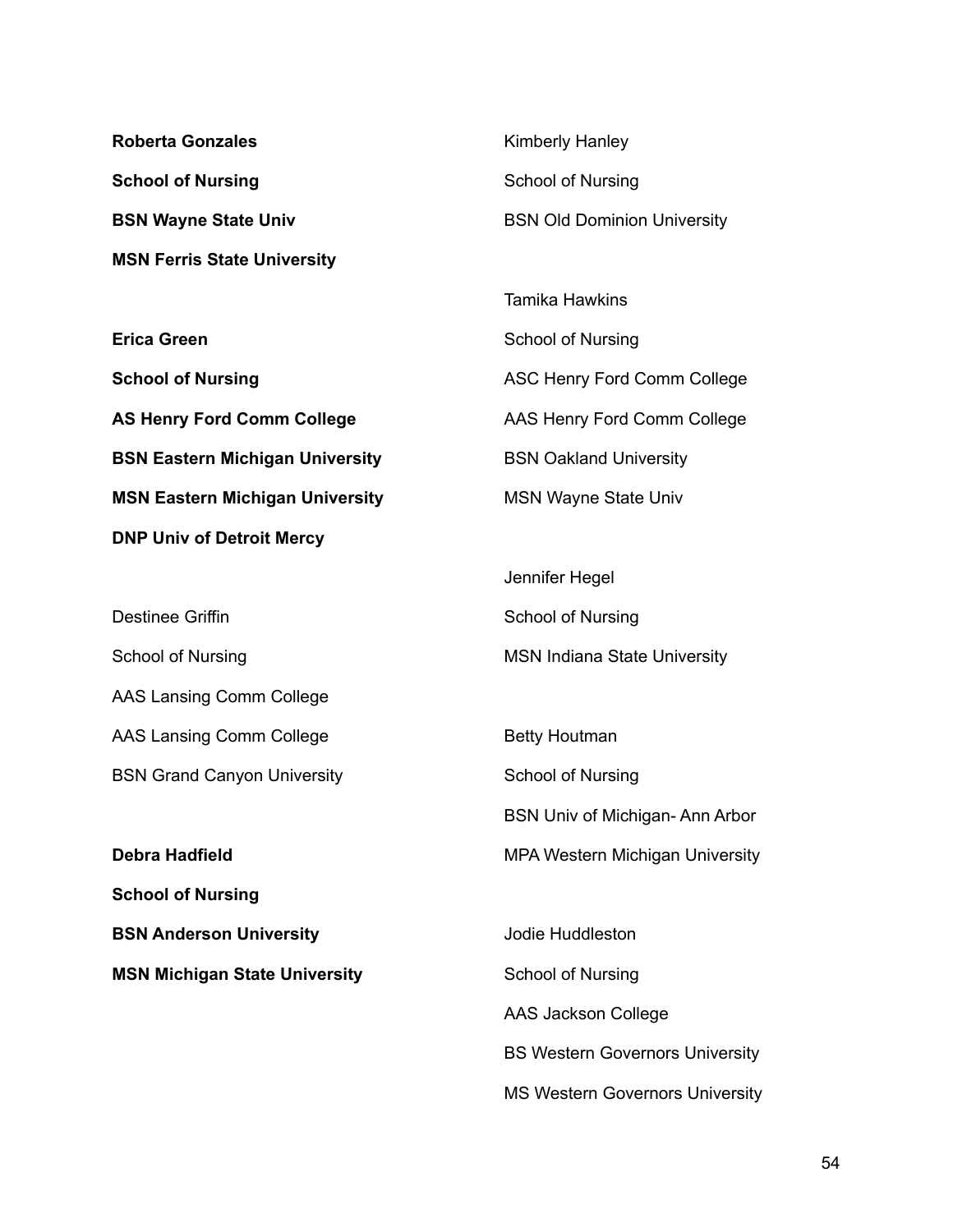**Roberta Gonzales**

**School of Nursing**

**BSN Wayne State Univ**

**MSN Ferris State University**

**Erica Green**

**School of Nursing**

**AS Henry Ford Comm College**

**BSN Eastern Michigan University**

**MSN Eastern Michigan University**

**DNP Univ of Detroit Mercy**

Destinee Griffin

School of Nursing

AAS Lansing Comm College

AAS Lansing Comm College

BSN Grand Canyon University

**Debra Hadfield**

**School of Nursing**

**BSN Anderson University**

**MSN Michigan State University**

Kimberly Hanley

School of Nursing

BSN Old Dominion University

Tamika Hawkins

School of Nursing

ASC Henry Ford Comm College

AAS Henry Ford Comm College

BSN Oakland University

MSN Wayne State Univ

Jennifer Hegel

School of Nursing

MSN Indiana State University

Betty Houtman

School of Nursing

BSN Univ of Michigan- Ann Arbor

MPA Western Michigan University

Jodie Huddleston

School of Nursing

AAS Jackson College

BS Western Governors University

MS Western Governors University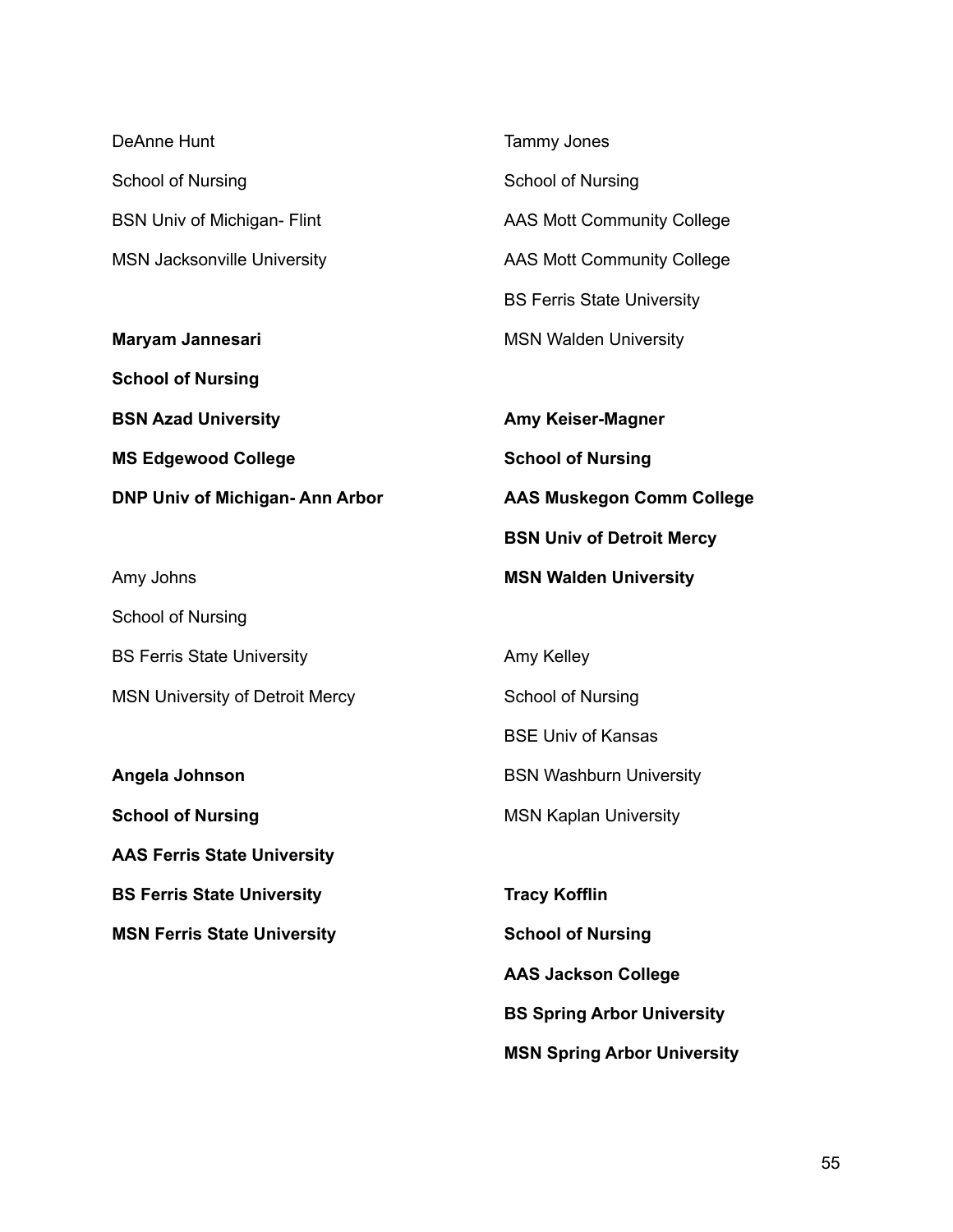DeAnne Hunt

School of Nursing

BSN Univ of Michigan- Flint

MSN Jacksonville University

**Maryam Jannesari**

**School of Nursing**

**BSN Azad University**

**MS Edgewood College**

**DNP Univ of Michigan- Ann Arbor**

Amy Johns

School of Nursing

BS Ferris State University

MSN University of Detroit Mercy

**Angela Johnson**

**School of Nursing**

**AAS Ferris State University**

**BS Ferris State University**

**MSN Ferris State University**

Tammy Jones

School of Nursing

AAS Mott Community College

AAS Mott Community College

BS Ferris State University

MSN Walden University

**Amy Keiser-Magner**

**School of Nursing**

**AAS Muskegon Comm College**

**BSN Univ of Detroit Mercy**

**MSN Walden University**

Amy Kelley

School of Nursing

BSE Univ of Kansas

BSN Washburn University

MSN Kaplan University

**Tracy Kofflin**

**School of Nursing**

**AAS Jackson College**

**BS Spring Arbor University**

**MSN Spring Arbor University**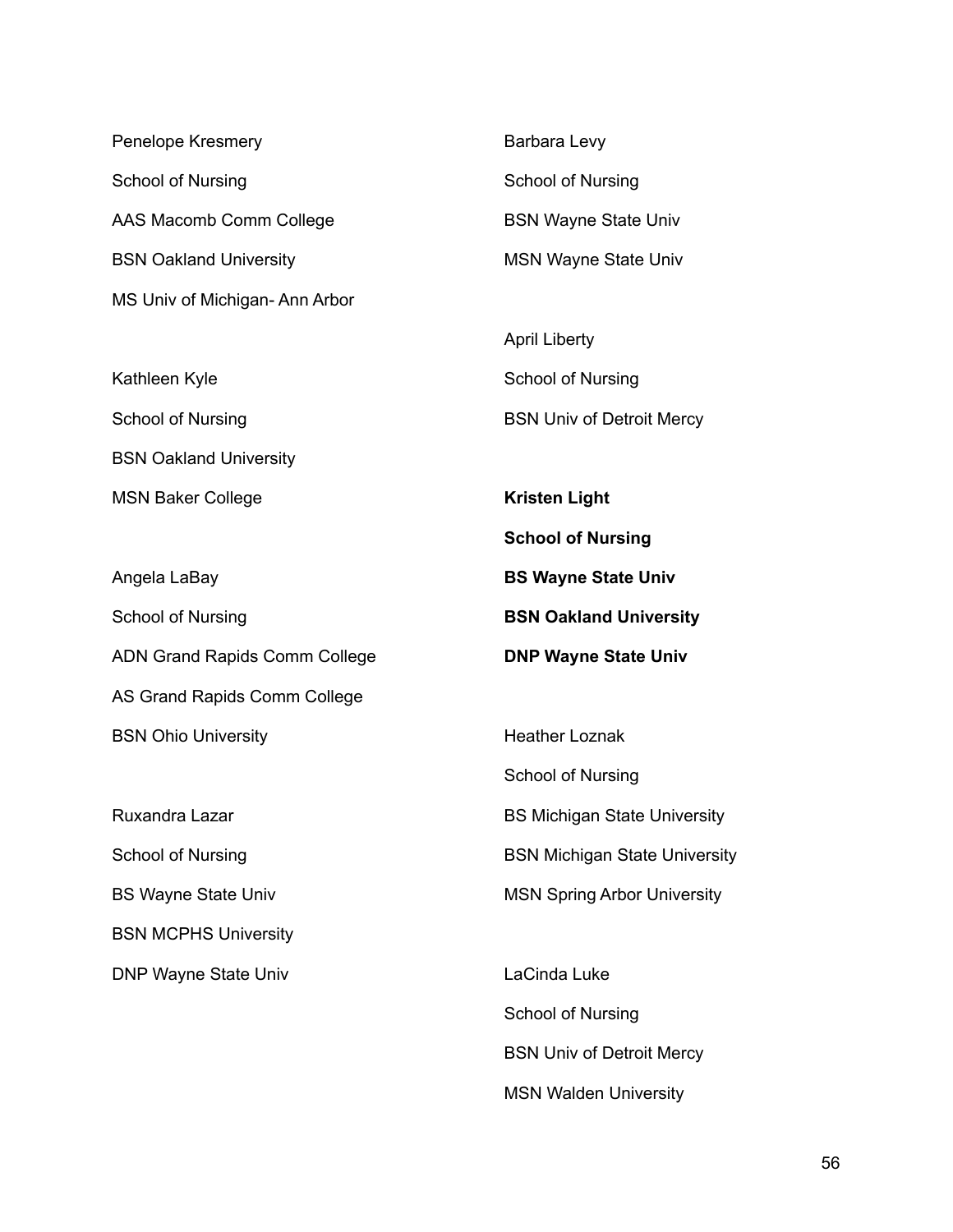Penelope Kresmery

School of Nursing

AAS Macomb Comm College

BSN Oakland University

MS Univ of Michigan- Ann Arbor

Kathleen Kyle

School of Nursing

BSN Oakland University

MSN Baker College

Angela LaBay

School of Nursing

ADN Grand Rapids Comm College

AS Grand Rapids Comm College

BSN Ohio University

Ruxandra Lazar

School of Nursing

BS Wayne State Univ

BSN MCPHS University

DNP Wayne State Univ

Barbara Levy

School of Nursing

BSN Wayne State Univ

MSN Wayne State Univ

April Liberty

School of Nursing

BSN Univ of Detroit Mercy

**Kristen Light**

**School of Nursing**

**BS Wayne State Univ**

**BSN Oakland University**

**DNP Wayne State Univ**

Heather Loznak

School of Nursing

BS Michigan State University

BSN Michigan State University

MSN Spring Arbor University

LaCinda Luke

School of Nursing

BSN Univ of Detroit Mercy

MSN Walden University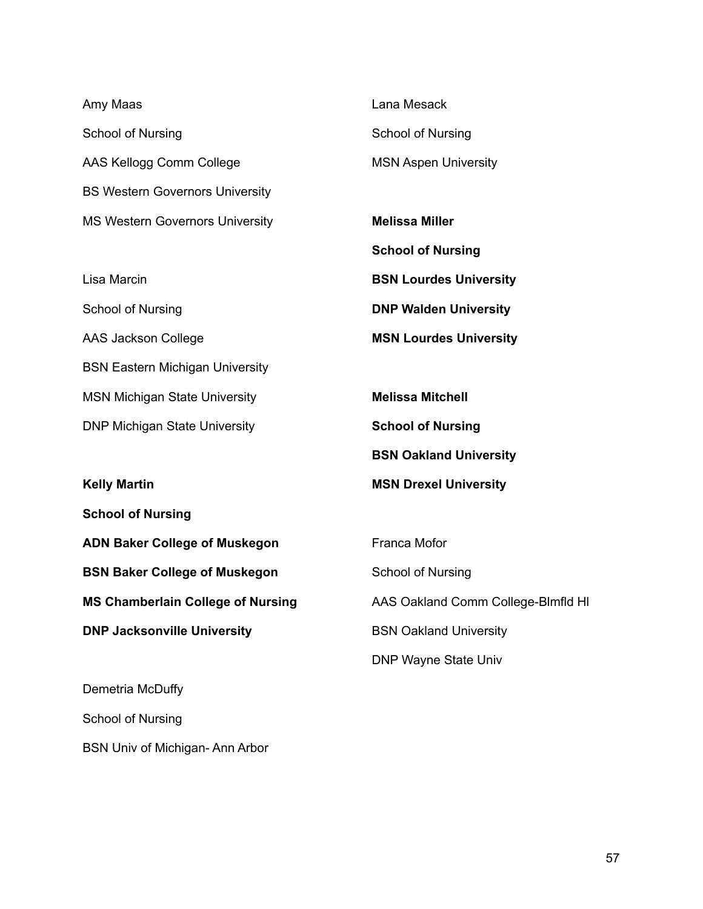Amy Maas

School of Nursing

AAS Kellogg Comm College

BS Western Governors University

MS Western Governors University

Lisa Marcin

School of Nursing

AAS Jackson College

BSN Eastern Michigan University

MSN Michigan State University

DNP Michigan State University

**Kelly Martin**

**School of Nursing**

**ADN Baker College of Muskegon**

**BSN Baker College of Muskegon**

**MS Chamberlain College of Nursing**

**DNP Jacksonville University**

Demetria McDuffy

School of Nursing

BSN Univ of Michigan- Ann Arbor

Lana Mesack

School of Nursing

MSN Aspen University

**Melissa Miller**

**School of Nursing**

**BSN Lourdes University**

**DNP Walden University**

**MSN Lourdes University**

**Melissa Mitchell**

**School of Nursing**

**BSN Oakland University**

**MSN Drexel University**

Franca Mofor

School of Nursing

AAS Oakland Comm College-Blmfld Hl

BSN Oakland University

DNP Wayne State Univ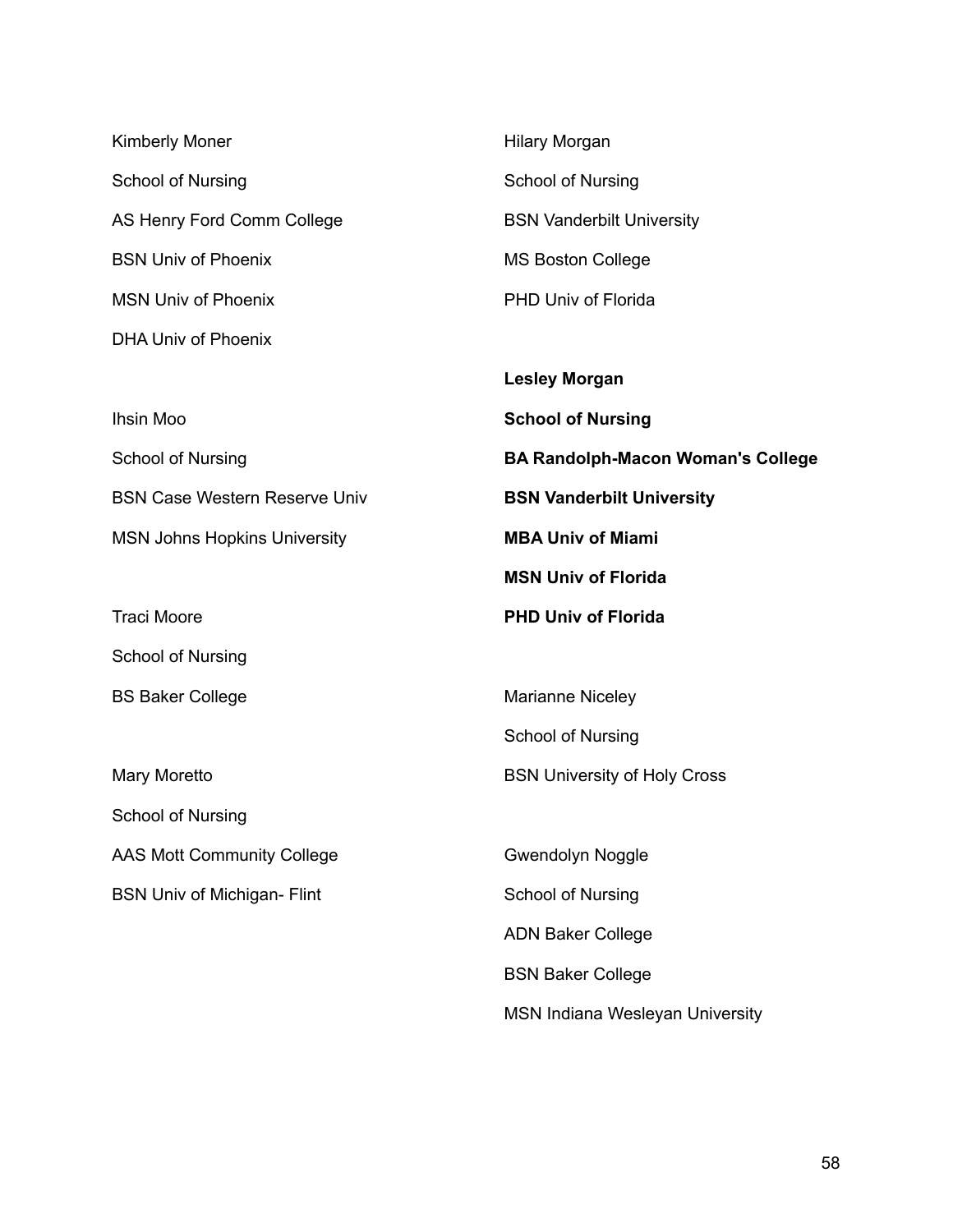Kimberly Moner

School of Nursing

AS Henry Ford Comm College

BSN Univ of Phoenix

MSN Univ of Phoenix

DHA Univ of Phoenix

Ihsin Moo

School of Nursing

BSN Case Western Reserve Univ

MSN Johns Hopkins University

Traci Moore

School of Nursing

BS Baker College

Mary Moretto

School of Nursing

AAS Mott Community College

BSN Univ of Michigan- Flint

Hilary Morgan

School of Nursing

BSN Vanderbilt University

MS Boston College

PHD Univ of Florida

**Lesley Morgan**

**School of Nursing**

**BA Randolph-Macon Woman's College**

**BSN Vanderbilt University**

**MBA Univ of Miami**

**MSN Univ of Florida**

**PHD Univ of Florida**

Marianne Niceley

School of Nursing

BSN University of Holy Cross

Gwendolyn Noggle

School of Nursing

ADN Baker College

BSN Baker College

MSN Indiana Wesleyan University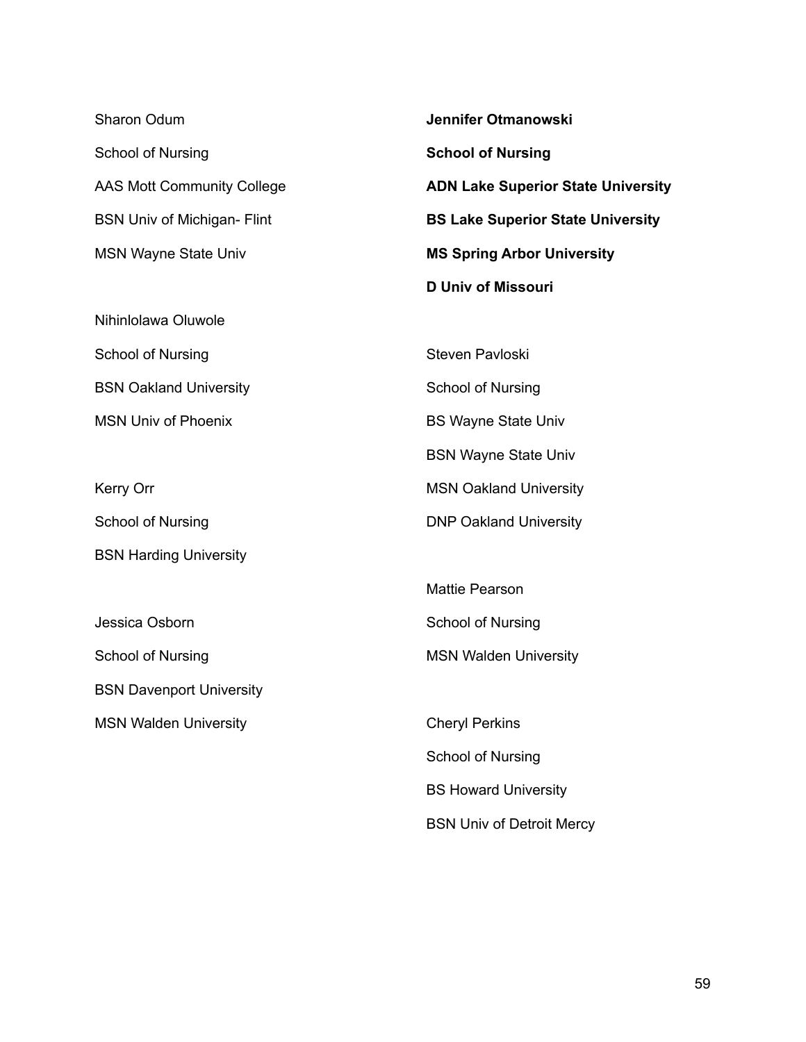Sharon Odum

School of Nursing

AAS Mott Community College

BSN Univ of Michigan- Flint

MSN Wayne State Univ

Nihinlolawa Oluwole

School of Nursing

BSN Oakland University

MSN Univ of Phoenix

Kerry Orr

School of Nursing

BSN Harding University

Jessica Osborn

School of Nursing

BSN Davenport University

MSN Walden University

**Jennifer Otmanowski**

**School of Nursing**

**ADN Lake Superior State University**

**BS Lake Superior State University**

**MS Spring Arbor University**

**D Univ of Missouri**

Steven Pavloski

School of Nursing

BS Wayne State Univ

BSN Wayne State Univ

MSN Oakland University

DNP Oakland University

Mattie Pearson

School of Nursing

MSN Walden University

Cheryl Perkins

School of Nursing

BS Howard University

BSN Univ of Detroit Mercy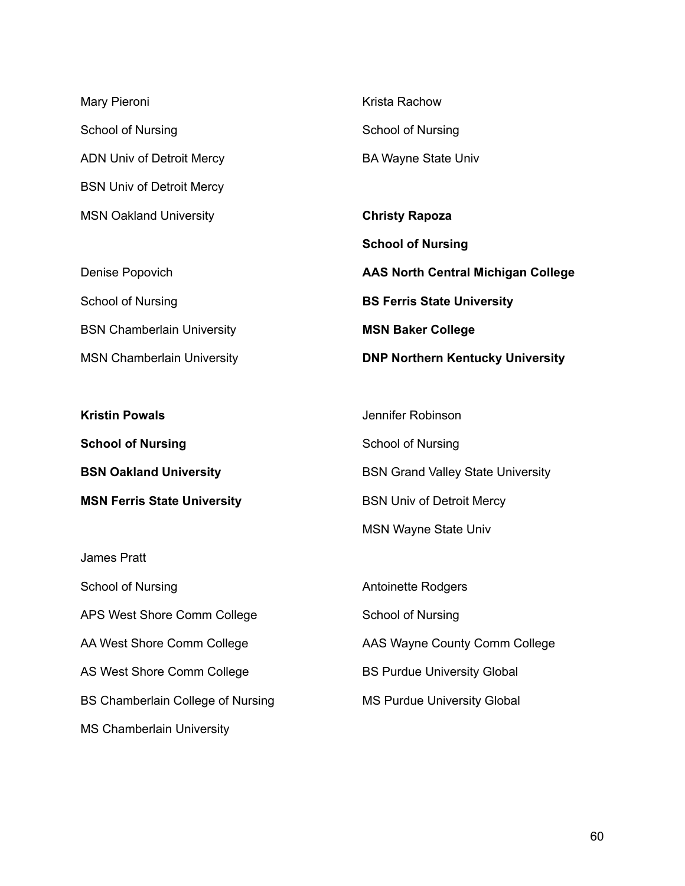Mary Pieroni

School of Nursing

ADN Univ of Detroit Mercy

BSN Univ of Detroit Mercy

MSN Oakland University

Denise Popovich

School of Nursing

BSN Chamberlain University

MSN Chamberlain University

**Kristin Powals**

**School of Nursing**

**BSN Oakland University**

**MSN Ferris State University**

James Pratt

School of Nursing

APS West Shore Comm College

AA West Shore Comm College

AS West Shore Comm College

BS Chamberlain College of Nursing

MS Chamberlain University

Krista Rachow

School of Nursing

BA Wayne State Univ

**Christy Rapoza**

**School of Nursing**

**AAS North Central Michigan College**

**BS Ferris State University**

**MSN Baker College**

**DNP Northern Kentucky University**

Jennifer Robinson

School of Nursing

BSN Grand Valley State University

BSN Univ of Detroit Mercy

MSN Wayne State Univ

Antoinette Rodgers

School of Nursing

AAS Wayne County Comm College

BS Purdue University Global

MS Purdue University Global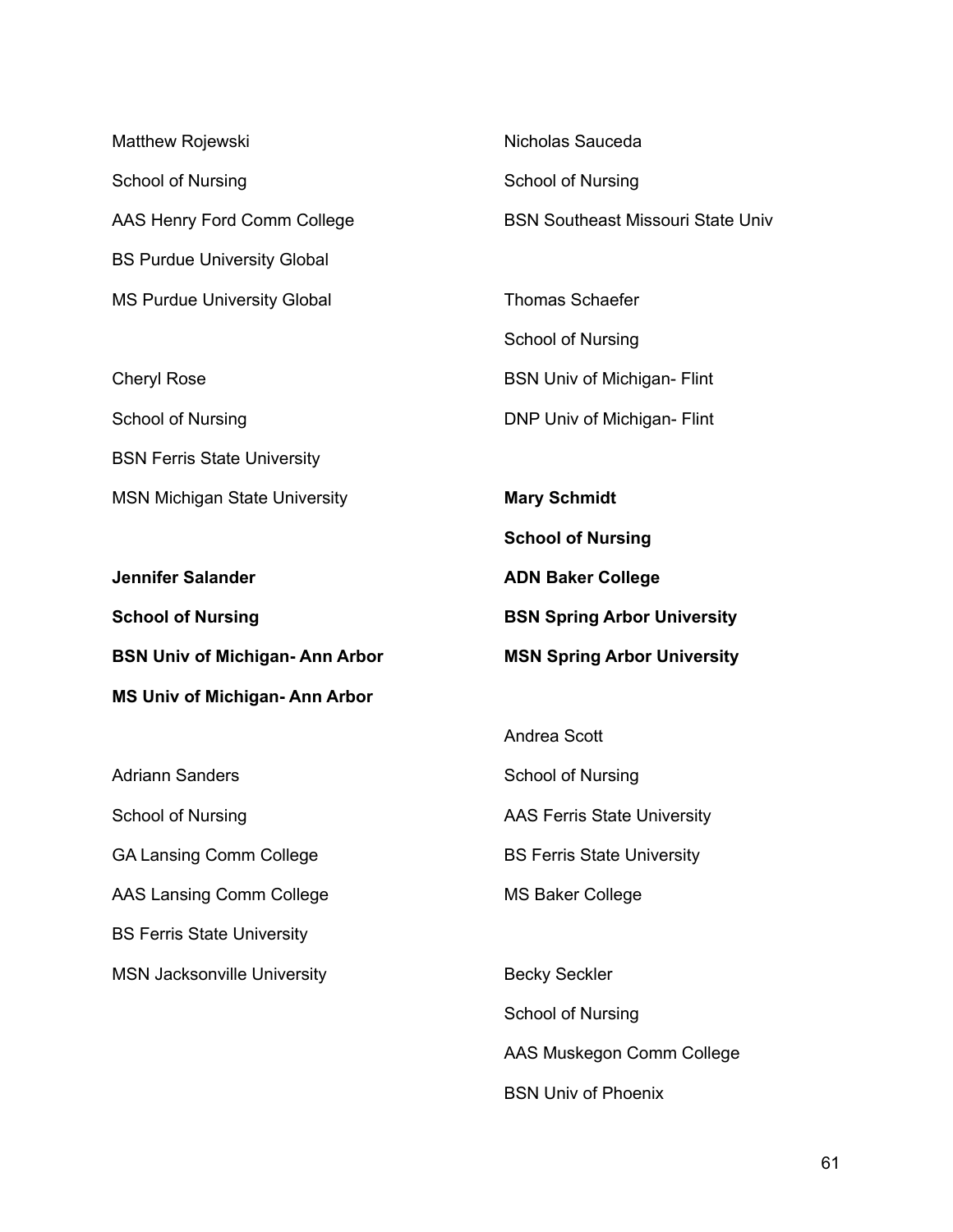Matthew Rojewski
School of Nursing
AAS Henry Ford Comm College
BS Purdue University Global
MS Purdue University Global

Cheryl Rose
School of Nursing
BSN Ferris State University
MSN Michigan State University

**Jennifer Salander**
**School of Nursing**
**BSN Univ of Michigan- Ann Arbor**
**MS Univ of Michigan- Ann Arbor**

Adriann Sanders
School of Nursing
GA Lansing Comm College
AAS Lansing Comm College
BS Ferris State University
MSN Jacksonville University

Nicholas Sauceda
School of Nursing
BSN Southeast Missouri State Univ

Thomas Schaefer
School of Nursing
BSN Univ of Michigan- Flint
DNP Univ of Michigan- Flint

**Mary Schmidt**
**School of Nursing**
**ADN Baker College**
**BSN Spring Arbor University**
**MSN Spring Arbor University**

Andrea Scott
School of Nursing
AAS Ferris State University
BS Ferris State University
MS Baker College

Becky Seckler
School of Nursing
AAS Muskegon Comm College
BSN Univ of Phoenix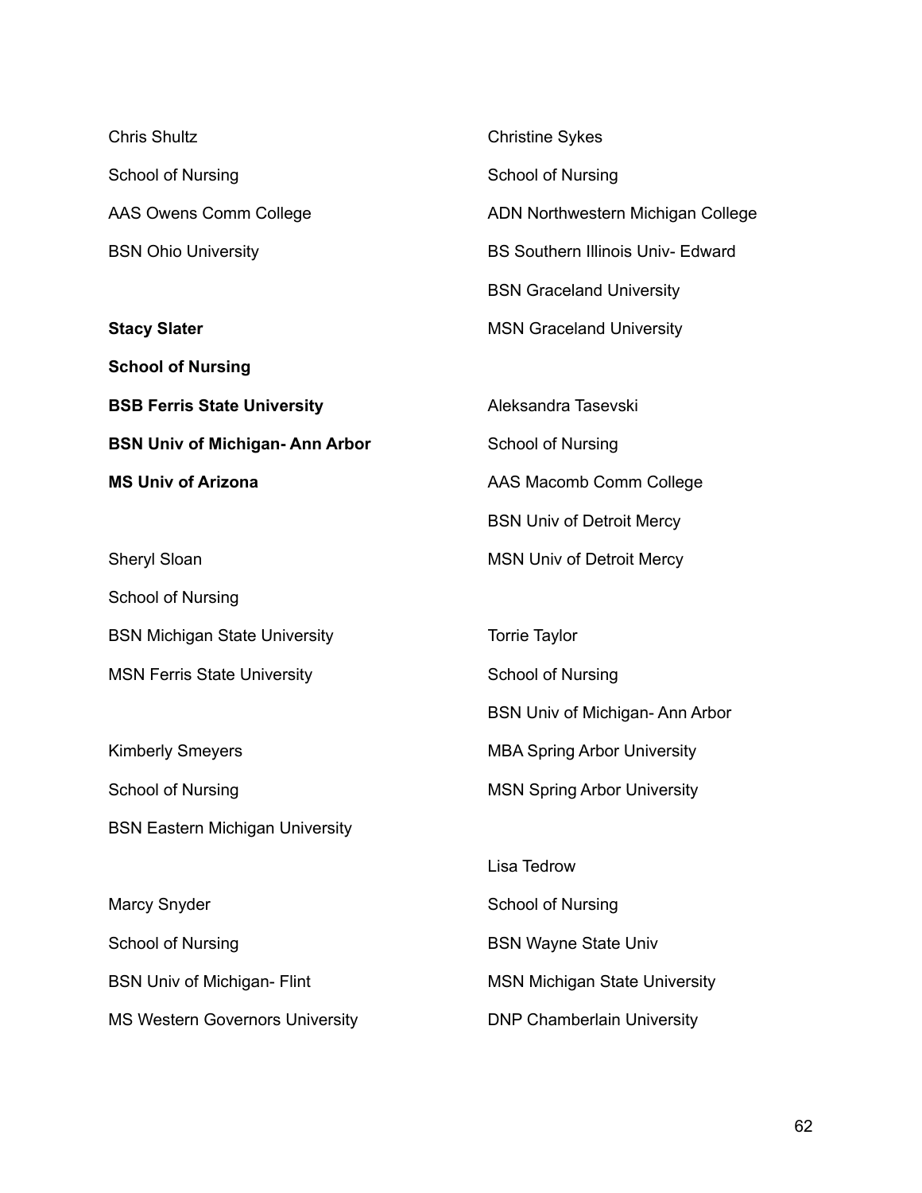Chris Shultz

School of Nursing

AAS Owens Comm College

BSN Ohio University

**Stacy Slater**

**School of Nursing**

**BSB Ferris State University**

**BSN Univ of Michigan- Ann Arbor**

**MS Univ of Arizona**

Sheryl Sloan

School of Nursing

BSN Michigan State University

MSN Ferris State University

Kimberly Smeyers

School of Nursing

BSN Eastern Michigan University

Marcy Snyder

School of Nursing

BSN Univ of Michigan- Flint

MS Western Governors University

Christine Sykes

School of Nursing

ADN Northwestern Michigan College

BS Southern Illinois Univ- Edward

BSN Graceland University

MSN Graceland University

Aleksandra Tasevski

School of Nursing

AAS Macomb Comm College

BSN Univ of Detroit Mercy

MSN Univ of Detroit Mercy

Torrie Taylor

School of Nursing

BSN Univ of Michigan- Ann Arbor

MBA Spring Arbor University

MSN Spring Arbor University

Lisa Tedrow

School of Nursing

BSN Wayne State Univ

MSN Michigan State University

DNP Chamberlain University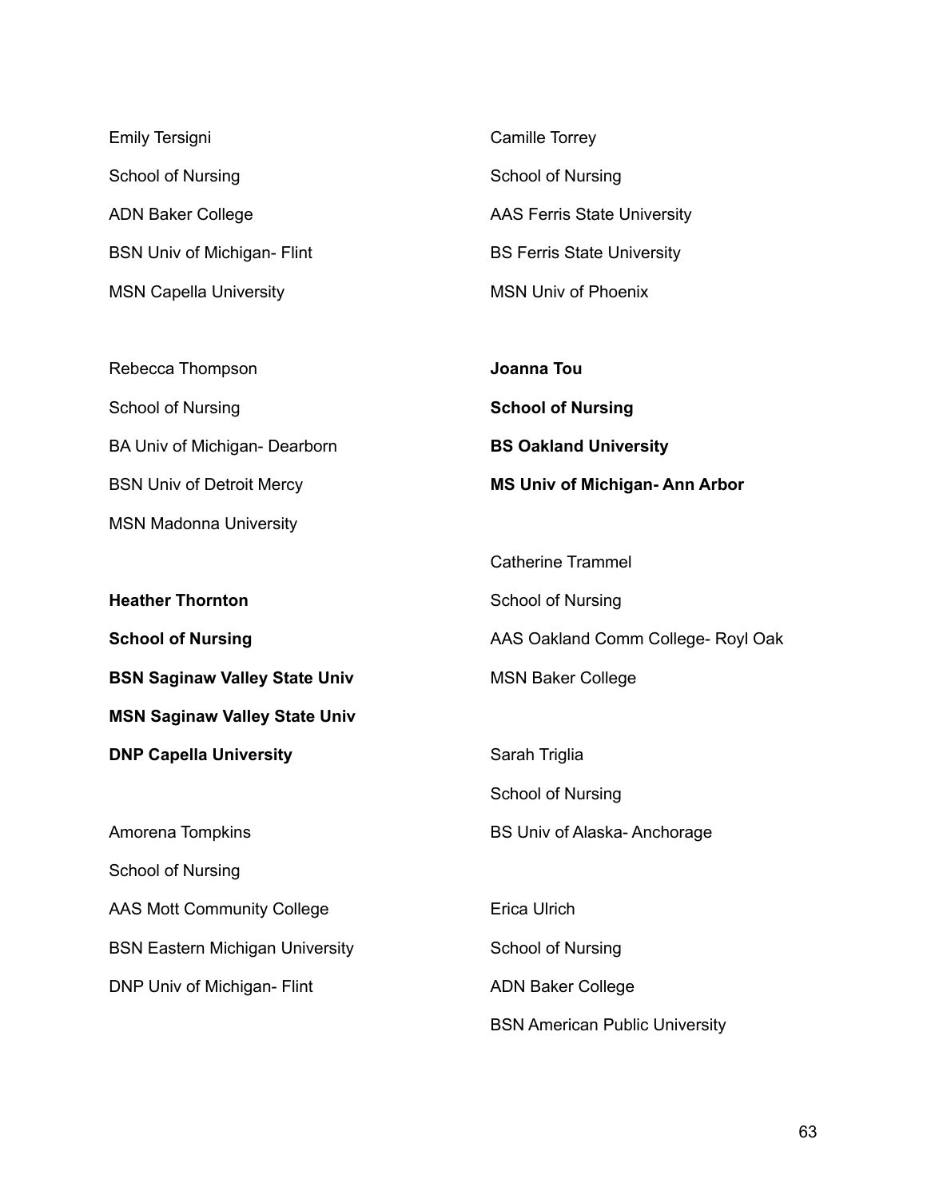Emily Tersigni

School of Nursing

ADN Baker College

BSN Univ of Michigan- Flint

MSN Capella University

Rebecca Thompson

School of Nursing

BA Univ of Michigan- Dearborn

BSN Univ of Detroit Mercy

MSN Madonna University

**Heather Thornton**

**School of Nursing**

**BSN Saginaw Valley State Univ**

**MSN Saginaw Valley State Univ**

**DNP Capella University**

Amorena Tompkins

School of Nursing

AAS Mott Community College

BSN Eastern Michigan University

DNP Univ of Michigan- Flint

Camille Torrey

School of Nursing

AAS Ferris State University

BS Ferris State University

MSN Univ of Phoenix

**Joanna Tou**

**School of Nursing**

**BS Oakland University**

**MS Univ of Michigan- Ann Arbor**

Catherine Trammel

School of Nursing

AAS Oakland Comm College- Royl Oak

MSN Baker College

Sarah Triglia

School of Nursing

BS Univ of Alaska- Anchorage

Erica Ulrich

School of Nursing

ADN Baker College

BSN American Public University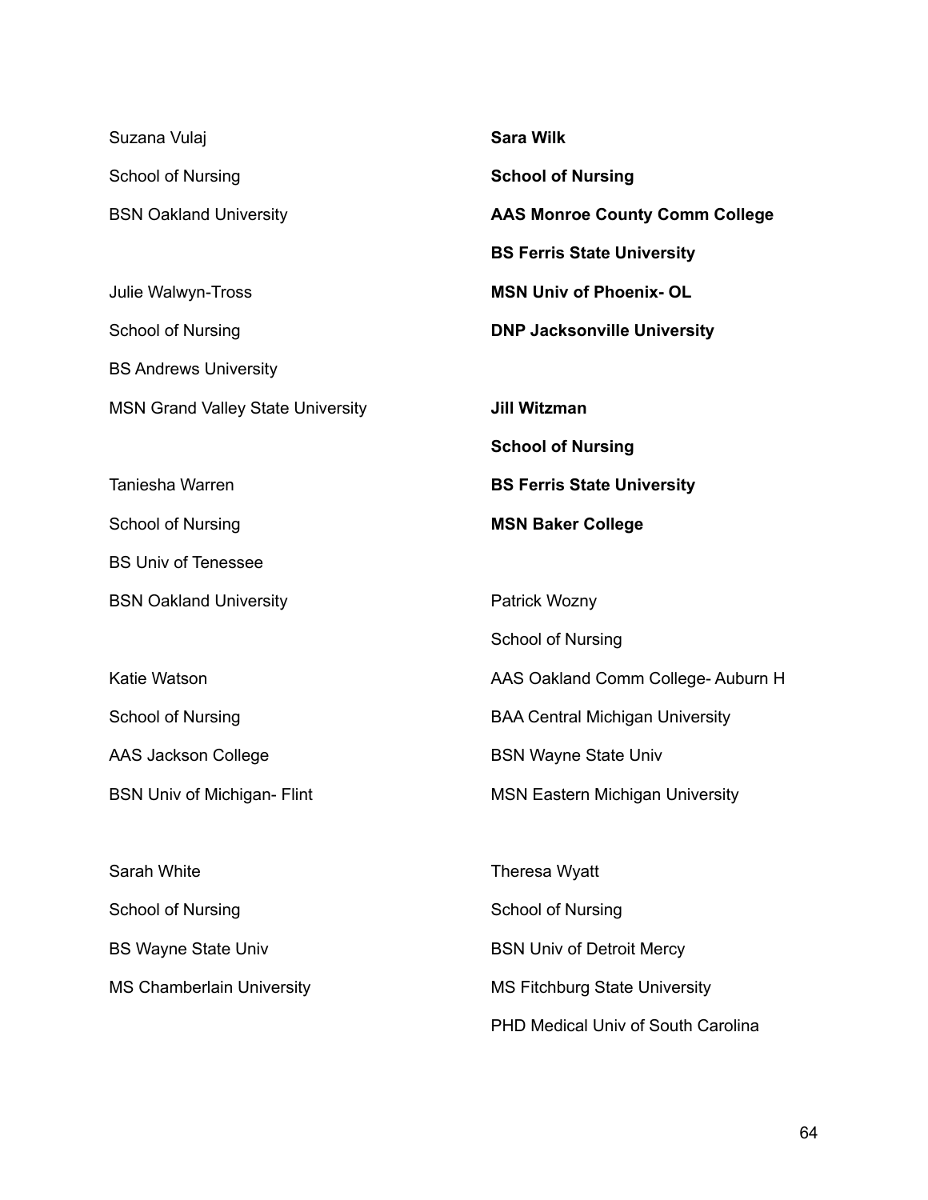Suzana Vulaj

School of Nursing

BSN Oakland University

Julie Walwyn-Tross

School of Nursing

BS Andrews University

MSN Grand Valley State University

Taniesha Warren

School of Nursing

BS Univ of Tenessee

BSN Oakland University

Katie Watson

School of Nursing

AAS Jackson College

BSN Univ of Michigan- Flint

Sarah White

School of Nursing

BS Wayne State Univ

MS Chamberlain University

**Sara Wilk**

**School of Nursing**

**AAS Monroe County Comm College**

**BS Ferris State University**

**MSN Univ of Phoenix- OL**

**DNP Jacksonville University**

**Jill Witzman**

**School of Nursing**

**BS Ferris State University**

**MSN Baker College**

Patrick Wozny

School of Nursing

AAS Oakland Comm College- Auburn H

BAA Central Michigan University

BSN Wayne State Univ

MSN Eastern Michigan University

Theresa Wyatt

School of Nursing

BSN Univ of Detroit Mercy

MS Fitchburg State University

PHD Medical Univ of South Carolina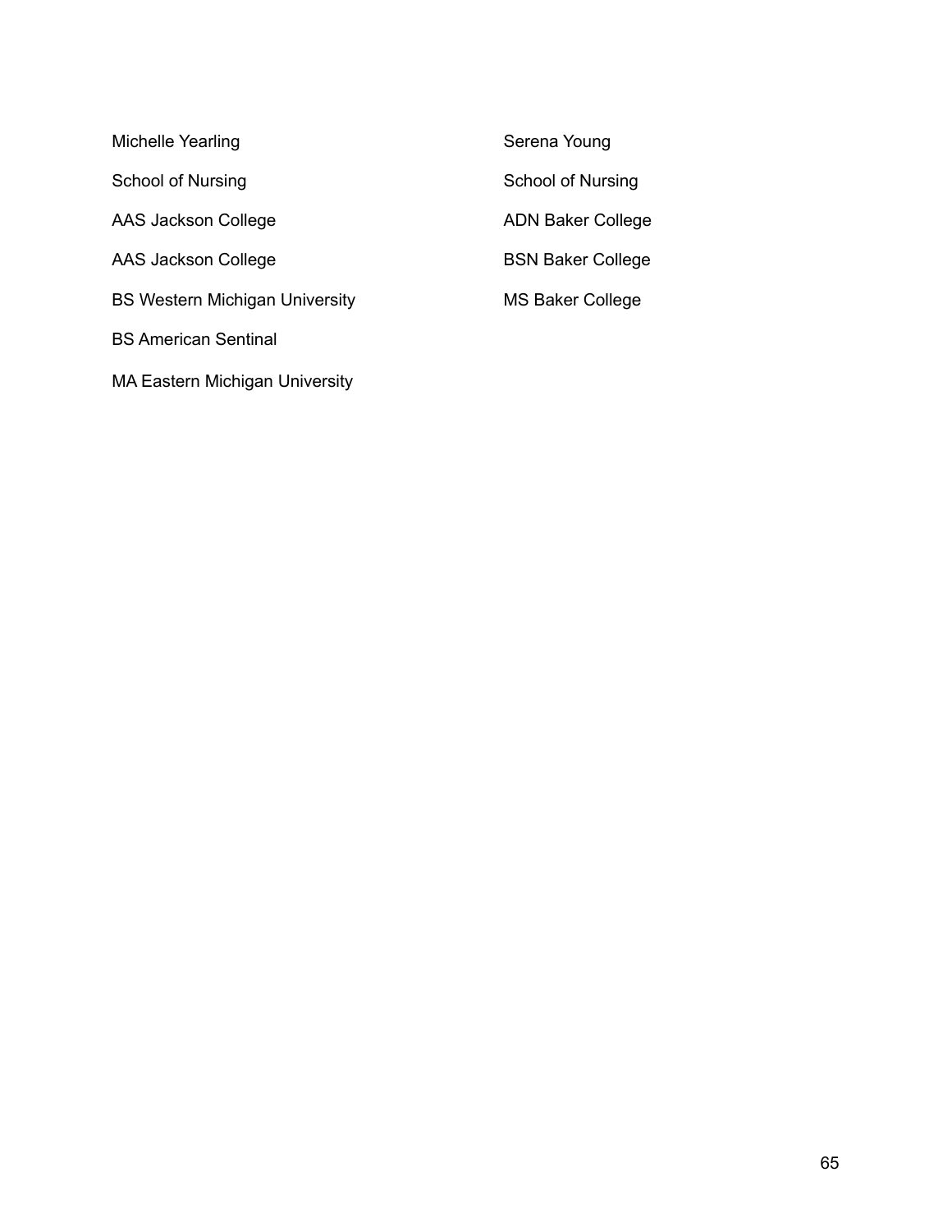Michelle Yearling

School of Nursing

AAS Jackson College

AAS Jackson College

BS Western Michigan University

BS American Sentinal

MA Eastern Michigan University

Serena Young

School of Nursing

ADN Baker College

BSN Baker College

MS Baker College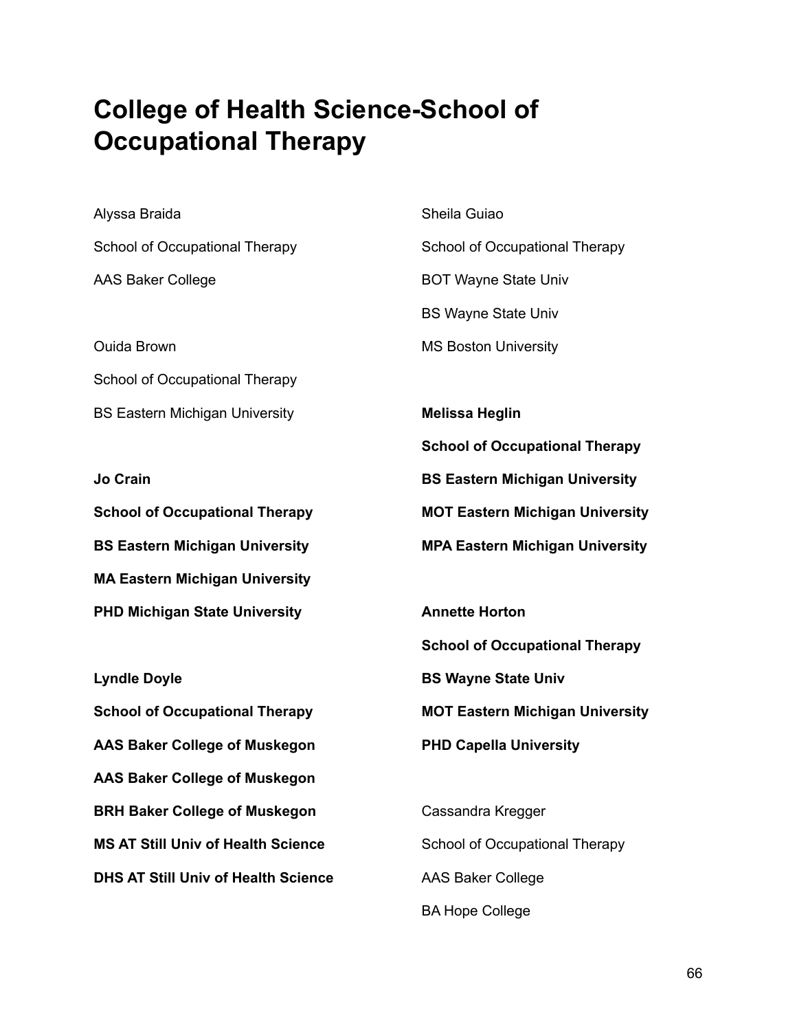# College of Health Science-School of Occupational Therapy

Alyssa Braida

School of Occupational Therapy

AAS Baker College

Ouida Brown

School of Occupational Therapy

BS Eastern Michigan University

**Jo Crain**

**School of Occupational Therapy**

**BS Eastern Michigan University**

**MA Eastern Michigan University**

**PHD Michigan State University**

**Lyndle Doyle**

**School of Occupational Therapy**

**AAS Baker College of Muskegon**

**AAS Baker College of Muskegon**

**BRH Baker College of Muskegon**

**MS AT Still Univ of Health Science**

**DHS AT Still Univ of Health Science**

Sheila Guiao

School of Occupational Therapy

BOT Wayne State Univ

BS Wayne State Univ

MS Boston University

**Melissa Heglin**

**School of Occupational Therapy**

**BS Eastern Michigan University**

**MOT Eastern Michigan University**

**MPA Eastern Michigan University**

**Annette Horton**

**School of Occupational Therapy**

**BS Wayne State Univ**

**MOT Eastern Michigan University**

**PHD Capella University**

Cassandra Kregger

School of Occupational Therapy

AAS Baker College

BA Hope College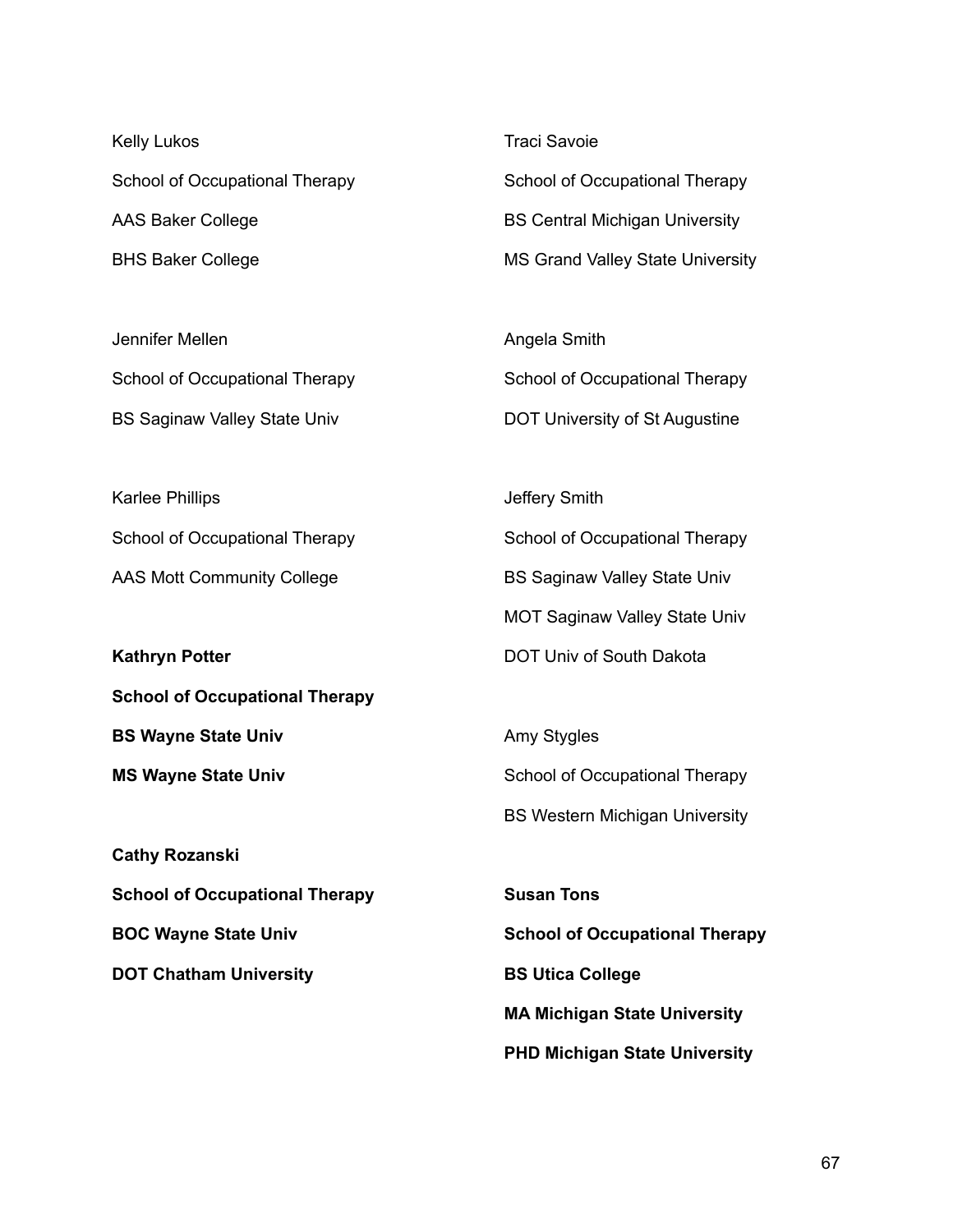Kelly Lukos

School of Occupational Therapy

AAS Baker College

BHS Baker College

Jennifer Mellen

School of Occupational Therapy

BS Saginaw Valley State Univ

Karlee Phillips

School of Occupational Therapy

AAS Mott Community College

**Kathryn Potter**

**School of Occupational Therapy**

**BS Wayne State Univ**

**MS Wayne State Univ**

**Cathy Rozanski**

**School of Occupational Therapy**

**BOC Wayne State Univ**

**DOT Chatham University**

Traci Savoie

School of Occupational Therapy

BS Central Michigan University

MS Grand Valley State University

Angela Smith

School of Occupational Therapy

DOT University of St Augustine

Jeffery Smith

School of Occupational Therapy

BS Saginaw Valley State Univ

MOT Saginaw Valley State Univ

DOT Univ of South Dakota

Amy Stygles

School of Occupational Therapy

BS Western Michigan University

**Susan Tons**

**School of Occupational Therapy**

**BS Utica College**

**MA Michigan State University**

**PHD Michigan State University**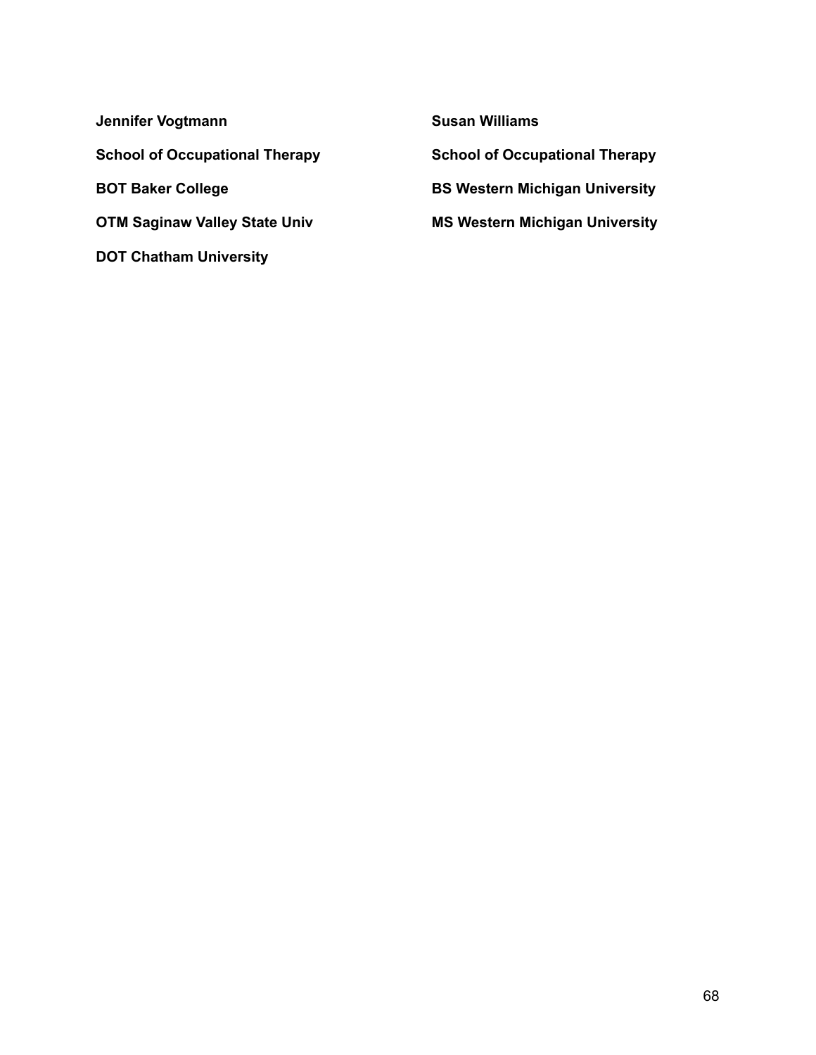**Jennifer Vogtmann**

**School of Occupational Therapy**

**BOT Baker College**

**OTM Saginaw Valley State Univ**

**DOT Chatham University**

**Susan Williams**

**School of Occupational Therapy**

**BS Western Michigan University**

**MS Western Michigan University**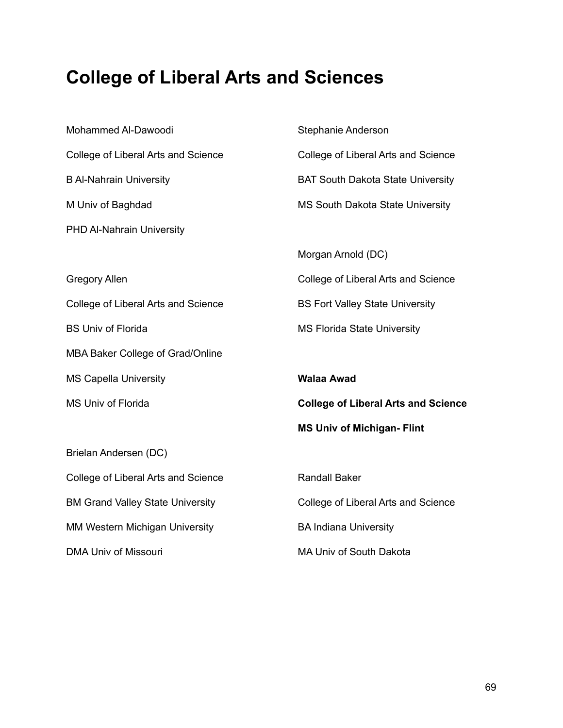# College of Liberal Arts and Sciences

Mohammed Al-Dawoodi

College of Liberal Arts and Science

B Al-Nahrain University

M Univ of Baghdad

PHD Al-Nahrain University

Gregory Allen

College of Liberal Arts and Science

BS Univ of Florida

MBA Baker College of Grad/Online

MS Capella University

MS Univ of Florida

Brielan Andersen (DC)

College of Liberal Arts and Science

BM Grand Valley State University

MM Western Michigan University

DMA Univ of Missouri

Stephanie Anderson

College of Liberal Arts and Science

BAT South Dakota State University

MS South Dakota State University

Morgan Arnold (DC)

College of Liberal Arts and Science

BS Fort Valley State University

MS Florida State University

**Walaa Awad**

**College of Liberal Arts and Science**

**MS Univ of Michigan- Flint**

Randall Baker

College of Liberal Arts and Science

BA Indiana University

MA Univ of South Dakota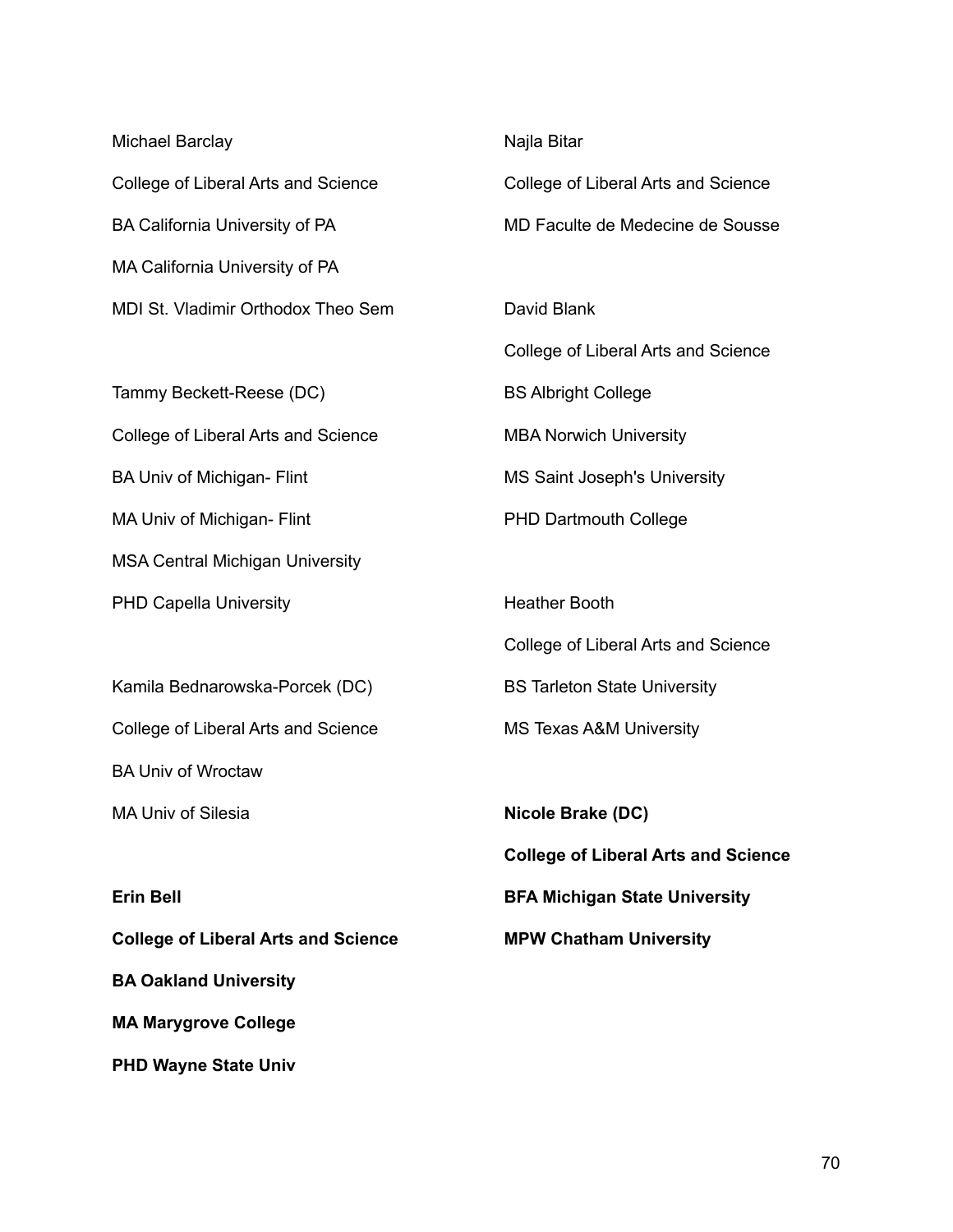Michael Barclay

College of Liberal Arts and Science

BA California University of PA

MA California University of PA

MDI St. Vladimir Orthodox Theo Sem

Tammy Beckett-Reese (DC)

College of Liberal Arts and Science

BA Univ of Michigan- Flint

MA Univ of Michigan- Flint

MSA Central Michigan University

PHD Capella University

Kamila Bednarowska-Porcek (DC)

College of Liberal Arts and Science

BA Univ of Wroctaw

MA Univ of Silesia

**Erin Bell**

**College of Liberal Arts and Science**

**BA Oakland University**

**MA Marygrove College**

**PHD Wayne State Univ**

Najla Bitar

College of Liberal Arts and Science

MD Faculte de Medecine de Sousse

David Blank

College of Liberal Arts and Science

BS Albright College

MBA Norwich University

MS Saint Joseph's University

PHD Dartmouth College

Heather Booth

College of Liberal Arts and Science

BS Tarleton State University

MS Texas A&M University

**Nicole Brake (DC)**

**College of Liberal Arts and Science**

**BFA Michigan State University**

**MPW Chatham University**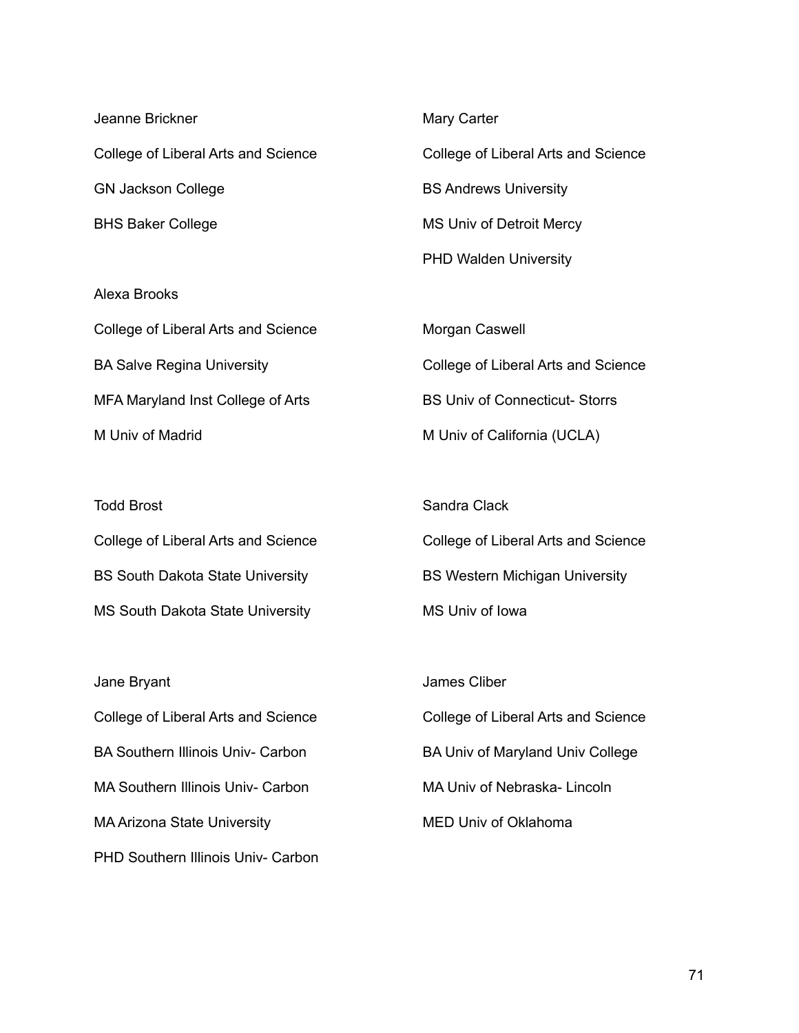Jeanne Brickner

College of Liberal Arts and Science

GN Jackson College

BHS Baker College

Alexa Brooks

College of Liberal Arts and Science

BA Salve Regina University

MFA Maryland Inst College of Arts

M Univ of Madrid

Todd Brost

College of Liberal Arts and Science

BS South Dakota State University

MS South Dakota State University

Jane Bryant

College of Liberal Arts and Science

BA Southern Illinois Univ- Carbon

MA Southern Illinois Univ- Carbon

MA Arizona State University

PHD Southern Illinois Univ- Carbon

Mary Carter

College of Liberal Arts and Science

BS Andrews University

MS Univ of Detroit Mercy

PHD Walden University

Morgan Caswell

College of Liberal Arts and Science

BS Univ of Connecticut- Storrs

M Univ of California (UCLA)

Sandra Clack

College of Liberal Arts and Science

BS Western Michigan University

MS Univ of Iowa

James Cliber

College of Liberal Arts and Science

BA Univ of Maryland Univ College

MA Univ of Nebraska- Lincoln

MED Univ of Oklahoma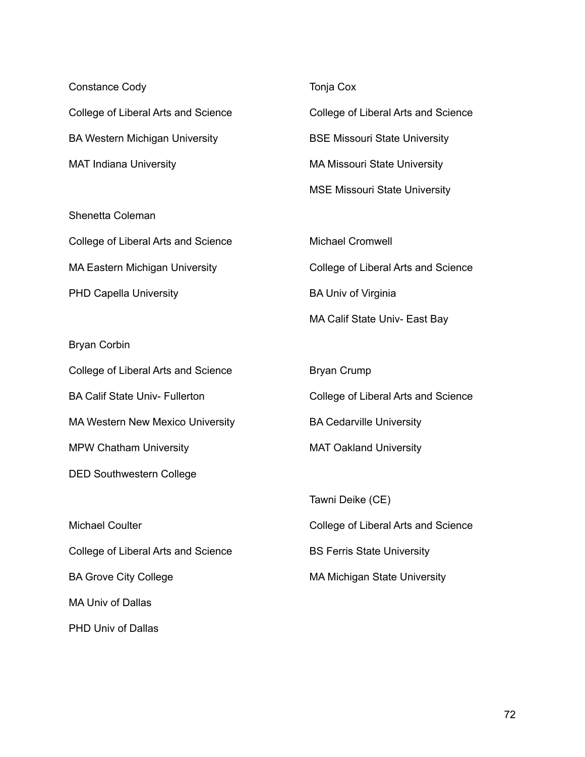Constance Cody

College of Liberal Arts and Science

BA Western Michigan University

MAT Indiana University

Shenetta Coleman

College of Liberal Arts and Science

MA Eastern Michigan University

PHD Capella University

Bryan Corbin

College of Liberal Arts and Science

BA Calif State Univ- Fullerton

MA Western New Mexico University

MPW Chatham University

DED Southwestern College

Michael Coulter

College of Liberal Arts and Science

BA Grove City College

MA Univ of Dallas

PHD Univ of Dallas

Tonja Cox

College of Liberal Arts and Science

BSE Missouri State University

MA Missouri State University

MSE Missouri State University

Michael Cromwell

College of Liberal Arts and Science

BA Univ of Virginia

MA Calif State Univ- East Bay

Bryan Crump

College of Liberal Arts and Science

BA Cedarville University

MAT Oakland University

Tawni Deike (CE)

College of Liberal Arts and Science

BS Ferris State University

MA Michigan State University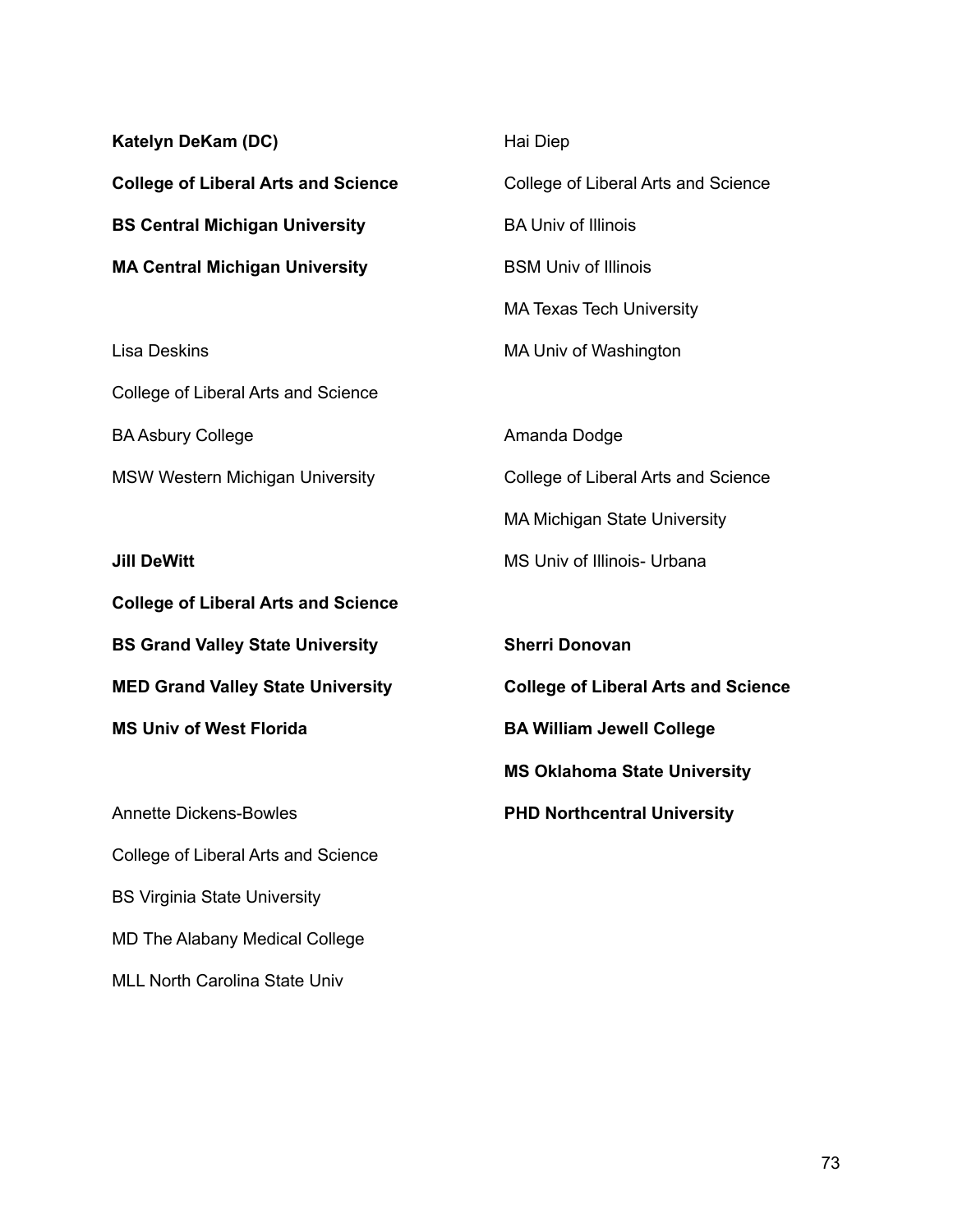**Katelyn DeKam (DC)**

**College of Liberal Arts and Science**

**BS Central Michigan University**

**MA Central Michigan University**

Lisa Deskins

College of Liberal Arts and Science

BA Asbury College

MSW Western Michigan University

**Jill DeWitt**

**College of Liberal Arts and Science**

**BS Grand Valley State University**

**MED Grand Valley State University**

**MS Univ of West Florida**

Annette Dickens-Bowles

College of Liberal Arts and Science

BS Virginia State University

MD The Alabany Medical College

MLL North Carolina State Univ

Hai Diep

College of Liberal Arts and Science

BA Univ of Illinois

BSM Univ of Illinois

MA Texas Tech University

MA Univ of Washington

Amanda Dodge

College of Liberal Arts and Science

MA Michigan State University

MS Univ of Illinois- Urbana

**Sherri Donovan**

**College of Liberal Arts and Science**

**BA William Jewell College**

**MS Oklahoma State University**

**PHD Northcentral University**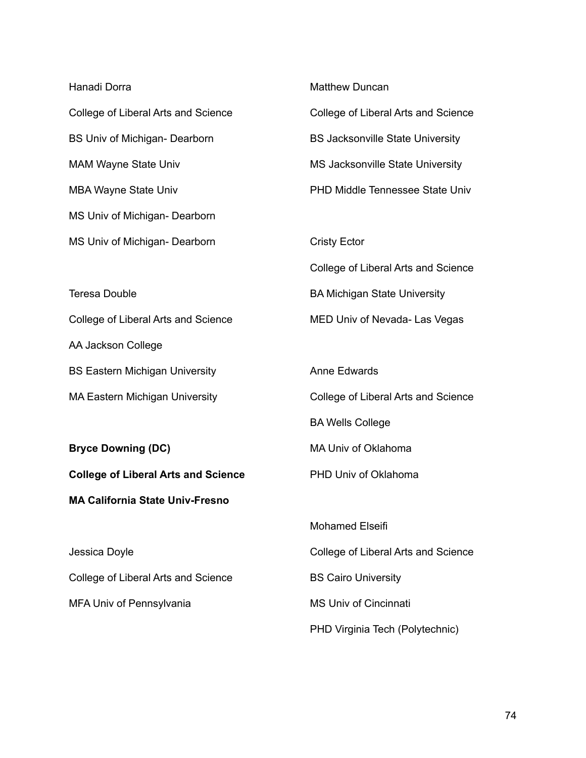Hanadi Dorra

College of Liberal Arts and Science

BS Univ of Michigan- Dearborn

MAM Wayne State Univ

MBA Wayne State Univ

MS Univ of Michigan- Dearborn

MS Univ of Michigan- Dearborn

Teresa Double

College of Liberal Arts and Science

AA Jackson College

BS Eastern Michigan University

MA Eastern Michigan University

**Bryce Downing (DC)**

**College of Liberal Arts and Science**

**MA California State Univ-Fresno**

Jessica Doyle

College of Liberal Arts and Science

MFA Univ of Pennsylvania

Matthew Duncan

College of Liberal Arts and Science

BS Jacksonville State University

MS Jacksonville State University

PHD Middle Tennessee State Univ

Cristy Ector

College of Liberal Arts and Science

BA Michigan State University

MED Univ of Nevada- Las Vegas

Anne Edwards

College of Liberal Arts and Science

BA Wells College

MA Univ of Oklahoma

PHD Univ of Oklahoma

Mohamed Elseifi

College of Liberal Arts and Science

BS Cairo University

MS Univ of Cincinnati

PHD Virginia Tech (Polytechnic)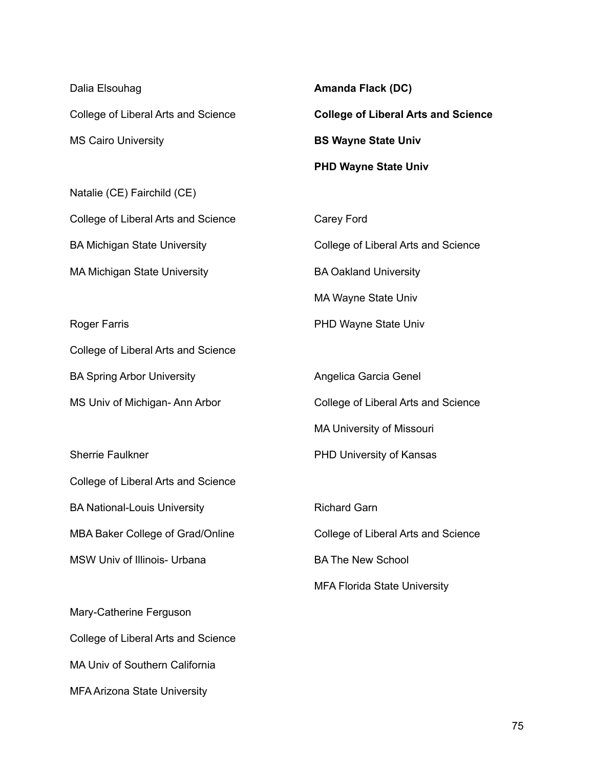Dalia Elsouhag

College of Liberal Arts and Science

MS Cairo University

Natalie (CE) Fairchild (CE)

College of Liberal Arts and Science

BA Michigan State University

MA Michigan State University

Roger Farris

College of Liberal Arts and Science

BA Spring Arbor University

MS Univ of Michigan- Ann Arbor

Sherrie Faulkner

College of Liberal Arts and Science

BA National-Louis University

MBA Baker College of Grad/Online

MSW Univ of Illinois- Urbana

Mary-Catherine Ferguson

College of Liberal Arts and Science

MA Univ of Southern California

MFA Arizona State University

**Amanda Flack (DC)**

**College of Liberal Arts and Science**

**BS Wayne State Univ**

**PHD Wayne State Univ**

Carey Ford

College of Liberal Arts and Science

BA Oakland University

MA Wayne State Univ

PHD Wayne State Univ

Angelica Garcia Genel

College of Liberal Arts and Science

MA University of Missouri

PHD University of Kansas

Richard Garn

College of Liberal Arts and Science

BA The New School

MFA Florida State University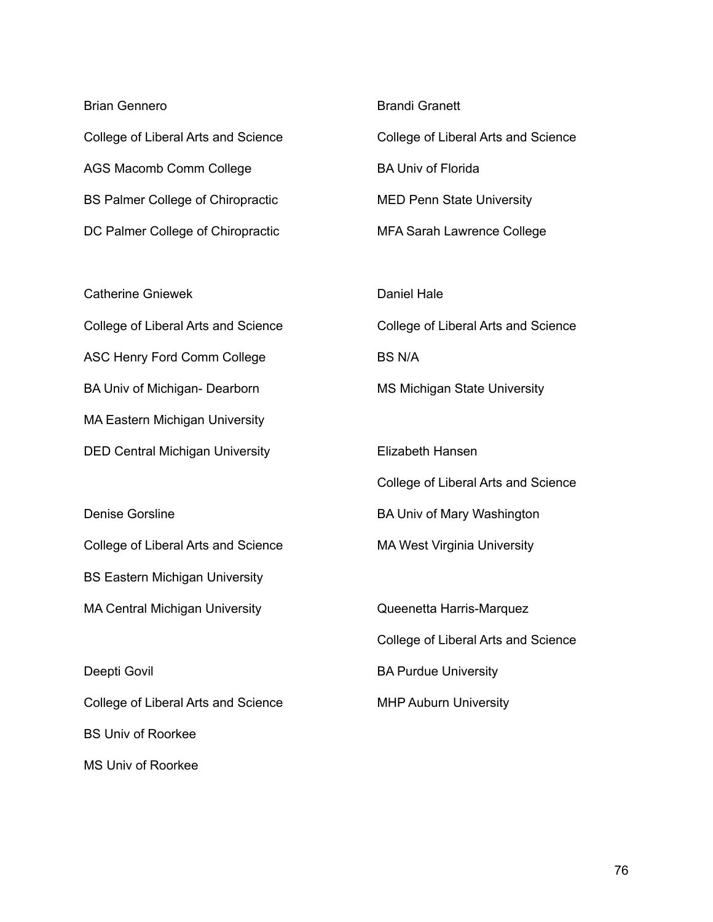Brian Gennero

College of Liberal Arts and Science

AGS Macomb Comm College

BS Palmer College of Chiropractic

DC Palmer College of Chiropractic

Catherine Gniewek

College of Liberal Arts and Science

ASC Henry Ford Comm College

BA Univ of Michigan- Dearborn

MA Eastern Michigan University

DED Central Michigan University

Denise Gorsline

College of Liberal Arts and Science

BS Eastern Michigan University

MA Central Michigan University

Deepti Govil

College of Liberal Arts and Science

BS Univ of Roorkee

MS Univ of Roorkee

Brandi Granett

College of Liberal Arts and Science

BA Univ of Florida

MED Penn State University

MFA Sarah Lawrence College

Daniel Hale

College of Liberal Arts and Science

BS N/A

MS Michigan State University

Elizabeth Hansen

College of Liberal Arts and Science

BA Univ of Mary Washington

MA West Virginia University

Queenetta Harris-Marquez

College of Liberal Arts and Science

BA Purdue University

MHP Auburn University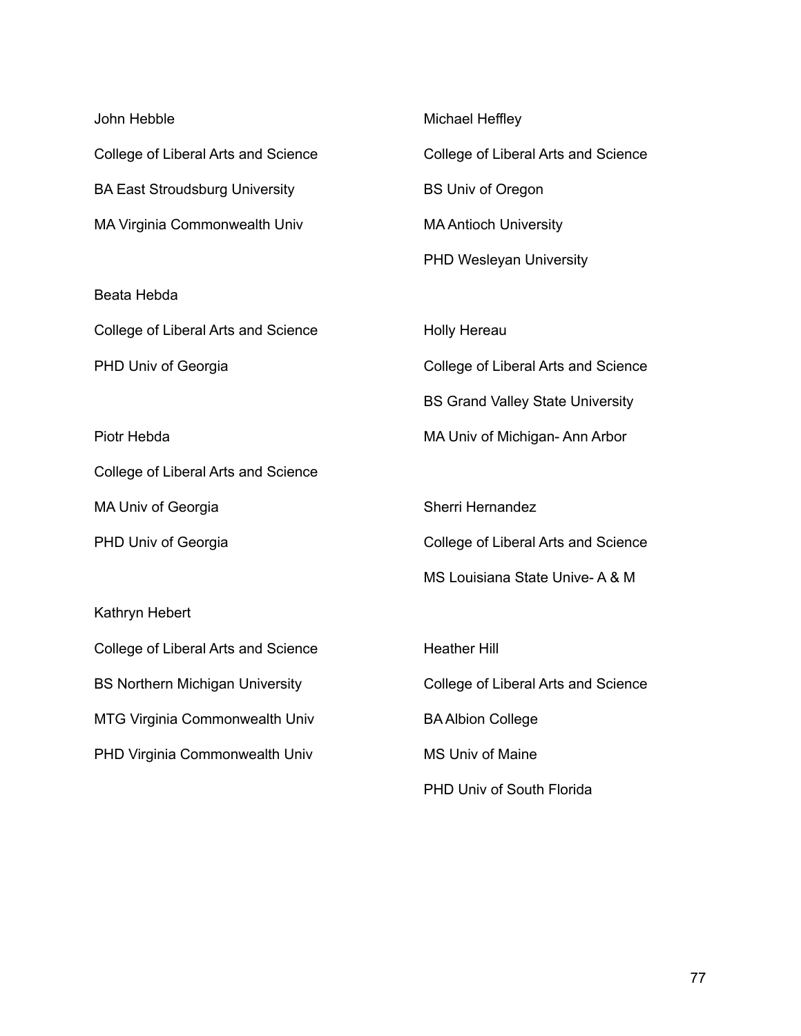John Hebble

College of Liberal Arts and Science

BA East Stroudsburg University

MA Virginia Commonwealth Univ

Beata Hebda

College of Liberal Arts and Science

PHD Univ of Georgia

Piotr Hebda

College of Liberal Arts and Science

MA Univ of Georgia

PHD Univ of Georgia

Kathryn Hebert

College of Liberal Arts and Science

BS Northern Michigan University

MTG Virginia Commonwealth Univ

PHD Virginia Commonwealth Univ

Michael Heffley

College of Liberal Arts and Science

BS Univ of Oregon

MA Antioch University

PHD Wesleyan University

Holly Hereau

College of Liberal Arts and Science

BS Grand Valley State University

MA Univ of Michigan- Ann Arbor

Sherri Hernandez

College of Liberal Arts and Science

MS Louisiana State Unive- A & M

Heather Hill

College of Liberal Arts and Science

BA Albion College

MS Univ of Maine

PHD Univ of South Florida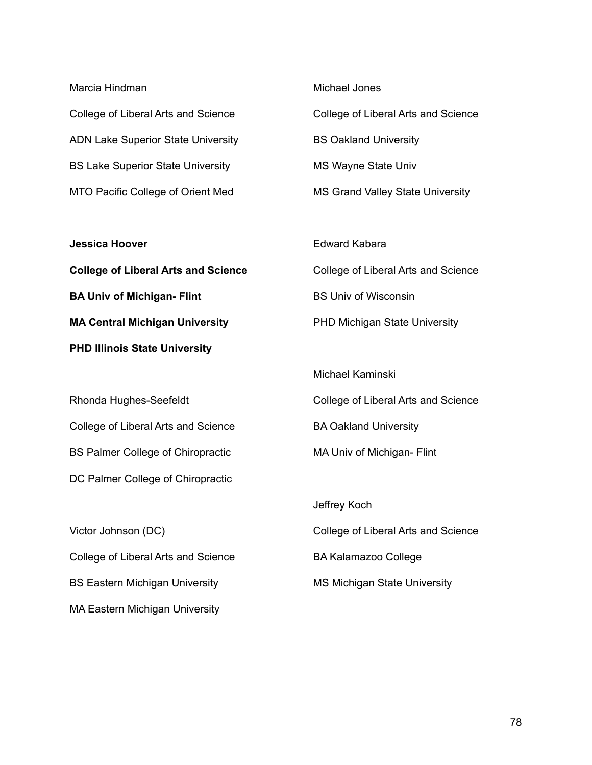Marcia Hindman

College of Liberal Arts and Science

ADN Lake Superior State University

BS Lake Superior State University

MTO Pacific College of Orient Med

**Jessica Hoover**

**College of Liberal Arts and Science**

**BA Univ of Michigan- Flint**

**MA Central Michigan University**

**PHD Illinois State University**

Rhonda Hughes-Seefeldt

College of Liberal Arts and Science

BS Palmer College of Chiropractic

DC Palmer College of Chiropractic

Victor Johnson (DC)

College of Liberal Arts and Science

BS Eastern Michigan University

MA Eastern Michigan University

Michael Jones

College of Liberal Arts and Science

BS Oakland University

MS Wayne State Univ

MS Grand Valley State University

Edward Kabara

College of Liberal Arts and Science

BS Univ of Wisconsin

PHD Michigan State University

Michael Kaminski

College of Liberal Arts and Science

BA Oakland University

MA Univ of Michigan- Flint

Jeffrey Koch

College of Liberal Arts and Science

BA Kalamazoo College

MS Michigan State University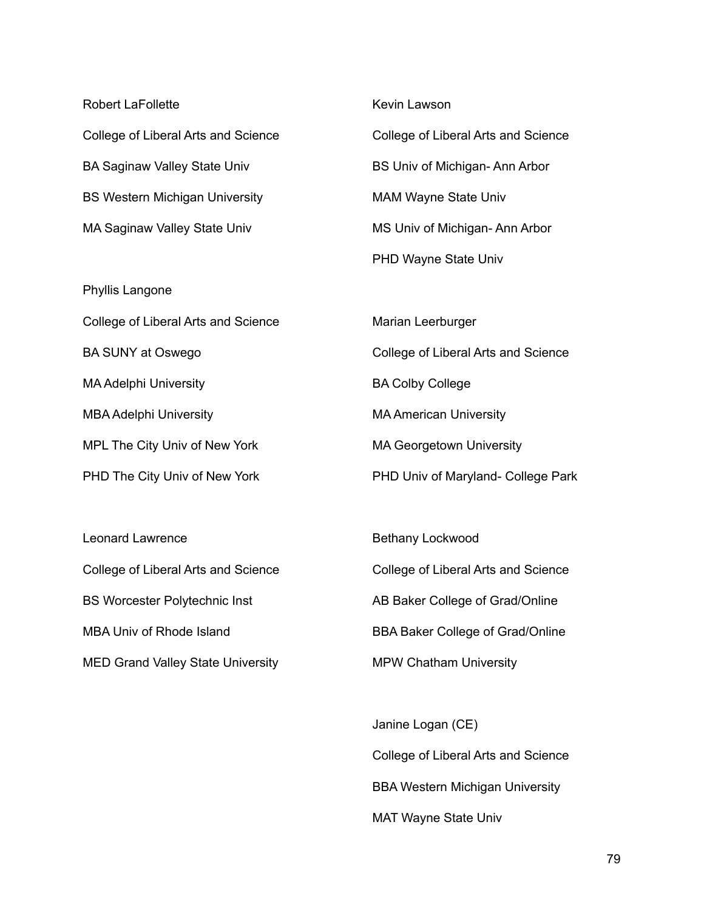Robert LaFollette

College of Liberal Arts and Science

BA Saginaw Valley State Univ

BS Western Michigan University

MA Saginaw Valley State Univ

Phyllis Langone

College of Liberal Arts and Science

BA SUNY at Oswego

MA Adelphi University

MBA Adelphi University

MPL The City Univ of New York

PHD The City Univ of New York

Leonard Lawrence

College of Liberal Arts and Science

BS Worcester Polytechnic Inst

MBA Univ of Rhode Island

MED Grand Valley State University

Kevin Lawson

College of Liberal Arts and Science

BS Univ of Michigan- Ann Arbor

MAM Wayne State Univ

MS Univ of Michigan- Ann Arbor

PHD Wayne State Univ

Marian Leerburger

College of Liberal Arts and Science

BA Colby College

MA American University

MA Georgetown University

PHD Univ of Maryland- College Park

Bethany Lockwood

College of Liberal Arts and Science

AB Baker College of Grad/Online

BBA Baker College of Grad/Online

MPW Chatham University

Janine Logan (CE)

College of Liberal Arts and Science

BBA Western Michigan University

MAT Wayne State Univ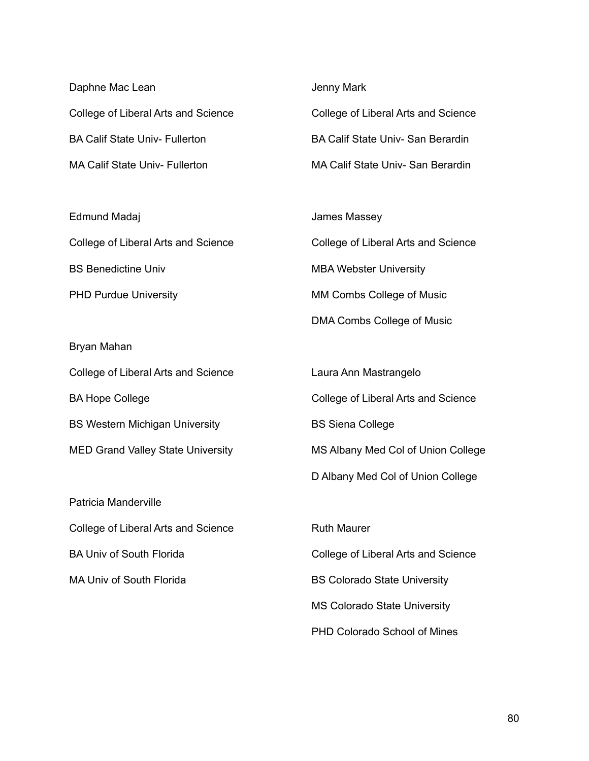Daphne Mac Lean

College of Liberal Arts and Science

BA Calif State Univ- Fullerton

MA Calif State Univ- Fullerton

Edmund Madaj

College of Liberal Arts and Science

BS Benedictine Univ

PHD Purdue University

Bryan Mahan

College of Liberal Arts and Science

BA Hope College

BS Western Michigan University

MED Grand Valley State University

Patricia Manderville

College of Liberal Arts and Science

BA Univ of South Florida

MA Univ of South Florida

Jenny Mark

College of Liberal Arts and Science

BA Calif State Univ- San Berardin

MA Calif State Univ- San Berardin

James Massey

College of Liberal Arts and Science

MBA Webster University

MM Combs College of Music

DMA Combs College of Music

Laura Ann Mastrangelo

College of Liberal Arts and Science

BS Siena College

MS Albany Med Col of Union College

D Albany Med Col of Union College

Ruth Maurer

College of Liberal Arts and Science

BS Colorado State University

MS Colorado State University

PHD Colorado School of Mines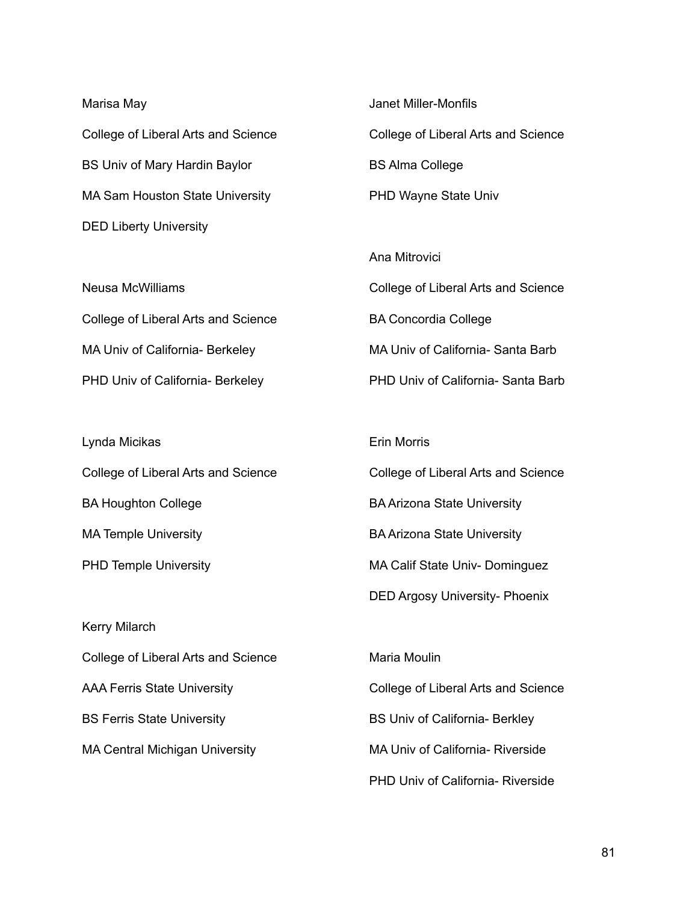Marisa May

College of Liberal Arts and Science

BS Univ of Mary Hardin Baylor

MA Sam Houston State University

DED Liberty University

Neusa McWilliams

College of Liberal Arts and Science

MA Univ of California- Berkeley

PHD Univ of California- Berkeley

Lynda Micikas

College of Liberal Arts and Science

BA Houghton College

MA Temple University

PHD Temple University

Kerry Milarch

College of Liberal Arts and Science

AAA Ferris State University

BS Ferris State University

MA Central Michigan University

Janet Miller-Monfils

College of Liberal Arts and Science

BS Alma College

PHD Wayne State Univ

Ana Mitrovici

College of Liberal Arts and Science

BA Concordia College

MA Univ of California- Santa Barb

PHD Univ of California- Santa Barb

Erin Morris

College of Liberal Arts and Science

BA Arizona State University

BA Arizona State University

MA Calif State Univ- Dominguez

DED Argosy University- Phoenix

Maria Moulin

College of Liberal Arts and Science

BS Univ of California- Berkley

MA Univ of California- Riverside

PHD Univ of California- Riverside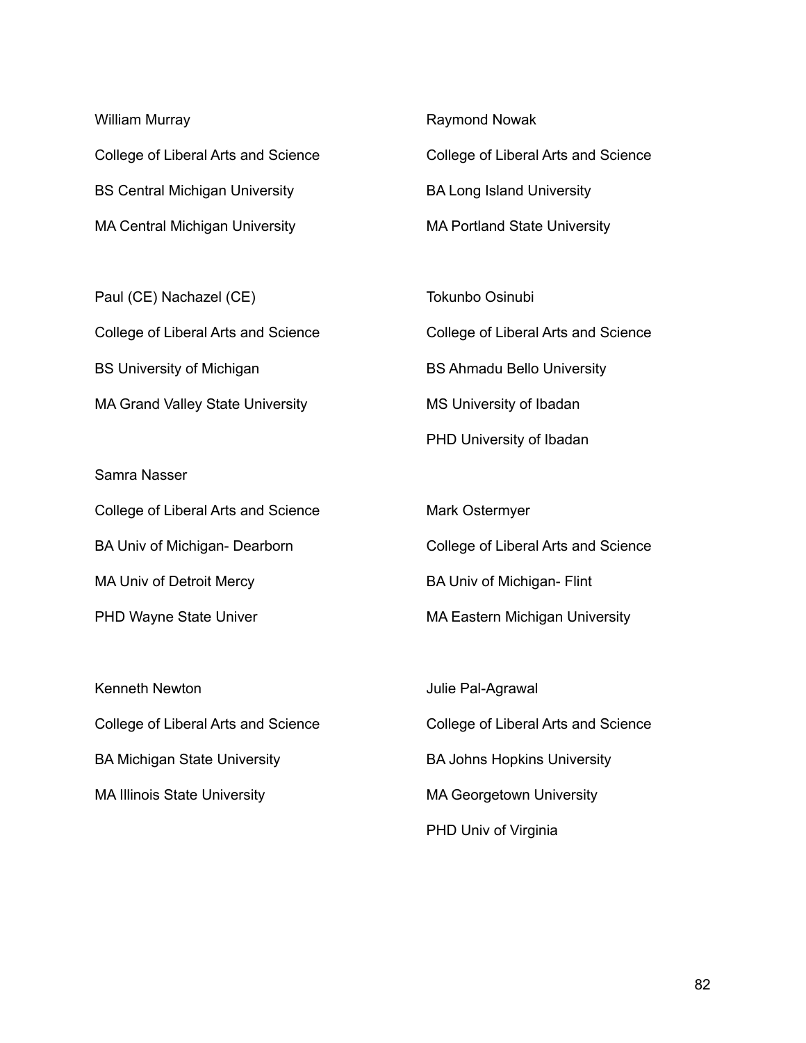William Murray

College of Liberal Arts and Science

BS Central Michigan University

MA Central Michigan University

Paul (CE) Nachazel (CE)

College of Liberal Arts and Science

BS University of Michigan

MA Grand Valley State University

Samra Nasser

College of Liberal Arts and Science

BA Univ of Michigan- Dearborn

MA Univ of Detroit Mercy

PHD Wayne State Univer

Kenneth Newton

College of Liberal Arts and Science

BA Michigan State University

MA Illinois State University

Raymond Nowak

College of Liberal Arts and Science

BA Long Island University

MA Portland State University

Tokunbo Osinubi

College of Liberal Arts and Science

BS Ahmadu Bello University

MS University of Ibadan

PHD University of Ibadan

Mark Ostermyer

College of Liberal Arts and Science

BA Univ of Michigan- Flint

MA Eastern Michigan University

Julie Pal-Agrawal

College of Liberal Arts and Science

BA Johns Hopkins University

MA Georgetown University

PHD Univ of Virginia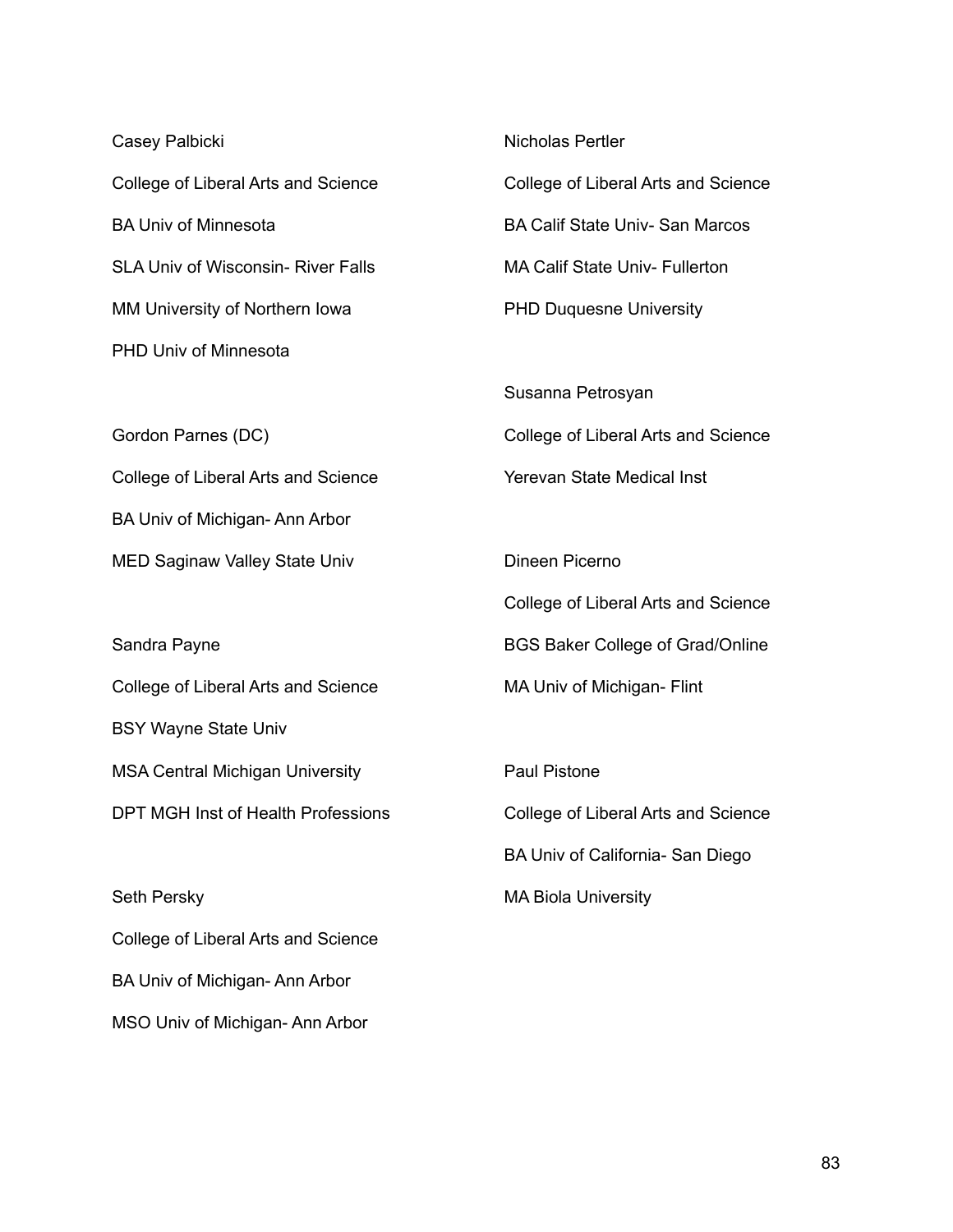Casey Palbicki

College of Liberal Arts and Science

BA Univ of Minnesota

SLA Univ of Wisconsin- River Falls

MM University of Northern Iowa

PHD Univ of Minnesota

Gordon Parnes (DC)

College of Liberal Arts and Science

BA Univ of Michigan- Ann Arbor

MED Saginaw Valley State Univ

Sandra Payne

College of Liberal Arts and Science

BSY Wayne State Univ

MSA Central Michigan University

DPT MGH Inst of Health Professions

Seth Persky

College of Liberal Arts and Science

BA Univ of Michigan- Ann Arbor

MSO Univ of Michigan- Ann Arbor

Nicholas Pertler

College of Liberal Arts and Science

BA Calif State Univ- San Marcos

MA Calif State Univ- Fullerton

PHD Duquesne University

Susanna Petrosyan

College of Liberal Arts and Science

Yerevan State Medical Inst

Dineen Picerno

College of Liberal Arts and Science

BGS Baker College of Grad/Online

MA Univ of Michigan- Flint

Paul Pistone

College of Liberal Arts and Science

BA Univ of California- San Diego

MA Biola University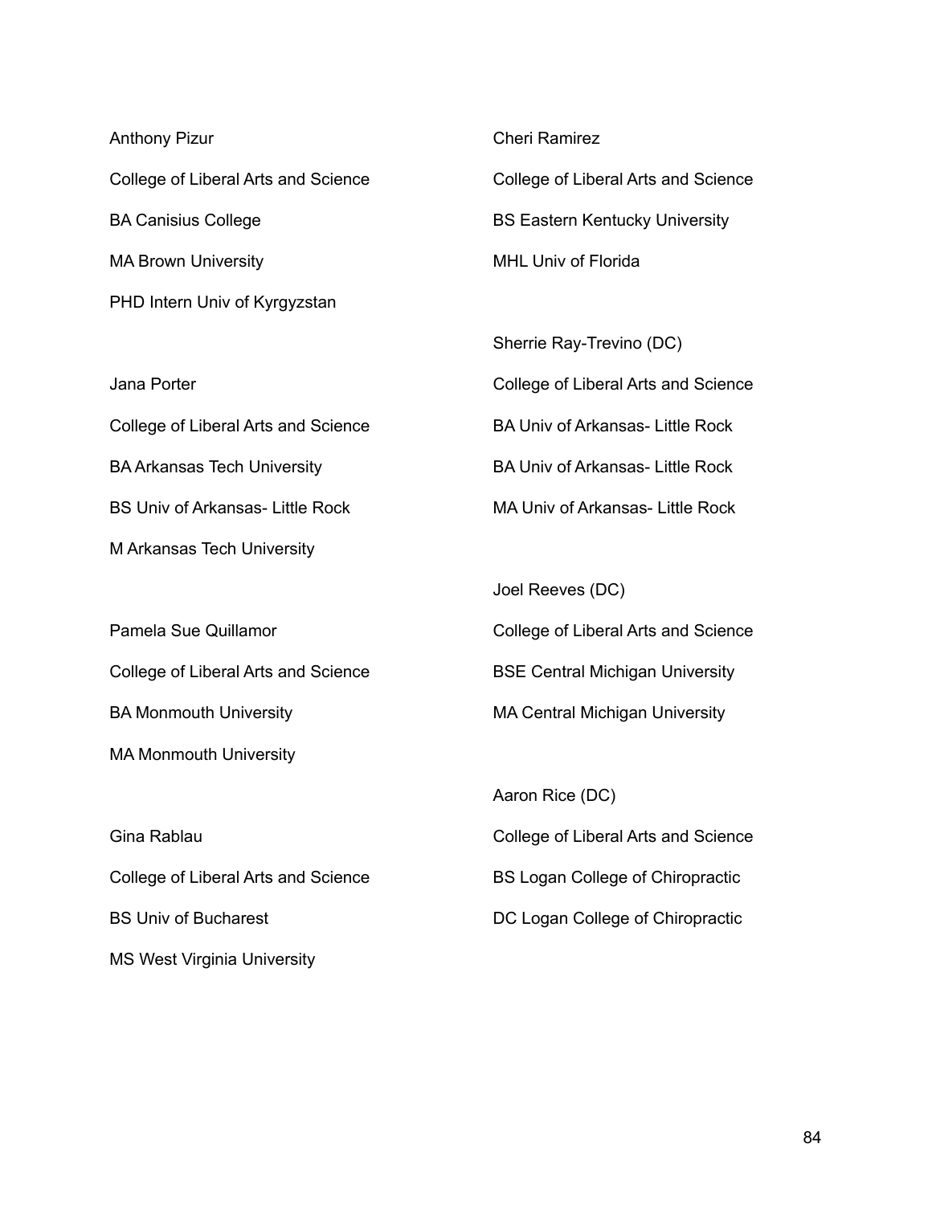Anthony Pizur

College of Liberal Arts and Science

BA Canisius College

MA Brown University

PHD Intern Univ of Kyrgyzstan

Jana Porter

College of Liberal Arts and Science

BA Arkansas Tech University

BS Univ of Arkansas- Little Rock

M Arkansas Tech University

Pamela Sue Quillamor

College of Liberal Arts and Science

BA Monmouth University

MA Monmouth University

Gina Rablau

College of Liberal Arts and Science

BS Univ of Bucharest

MS West Virginia University

Cheri Ramirez

College of Liberal Arts and Science

BS Eastern Kentucky University

MHL Univ of Florida

Sherrie Ray-Trevino (DC)

College of Liberal Arts and Science

BA Univ of Arkansas- Little Rock

BA Univ of Arkansas- Little Rock

MA Univ of Arkansas- Little Rock

Joel Reeves (DC)

College of Liberal Arts and Science

BSE Central Michigan University

MA Central Michigan University

Aaron Rice (DC)

College of Liberal Arts and Science

BS Logan College of Chiropractic

DC Logan College of Chiropractic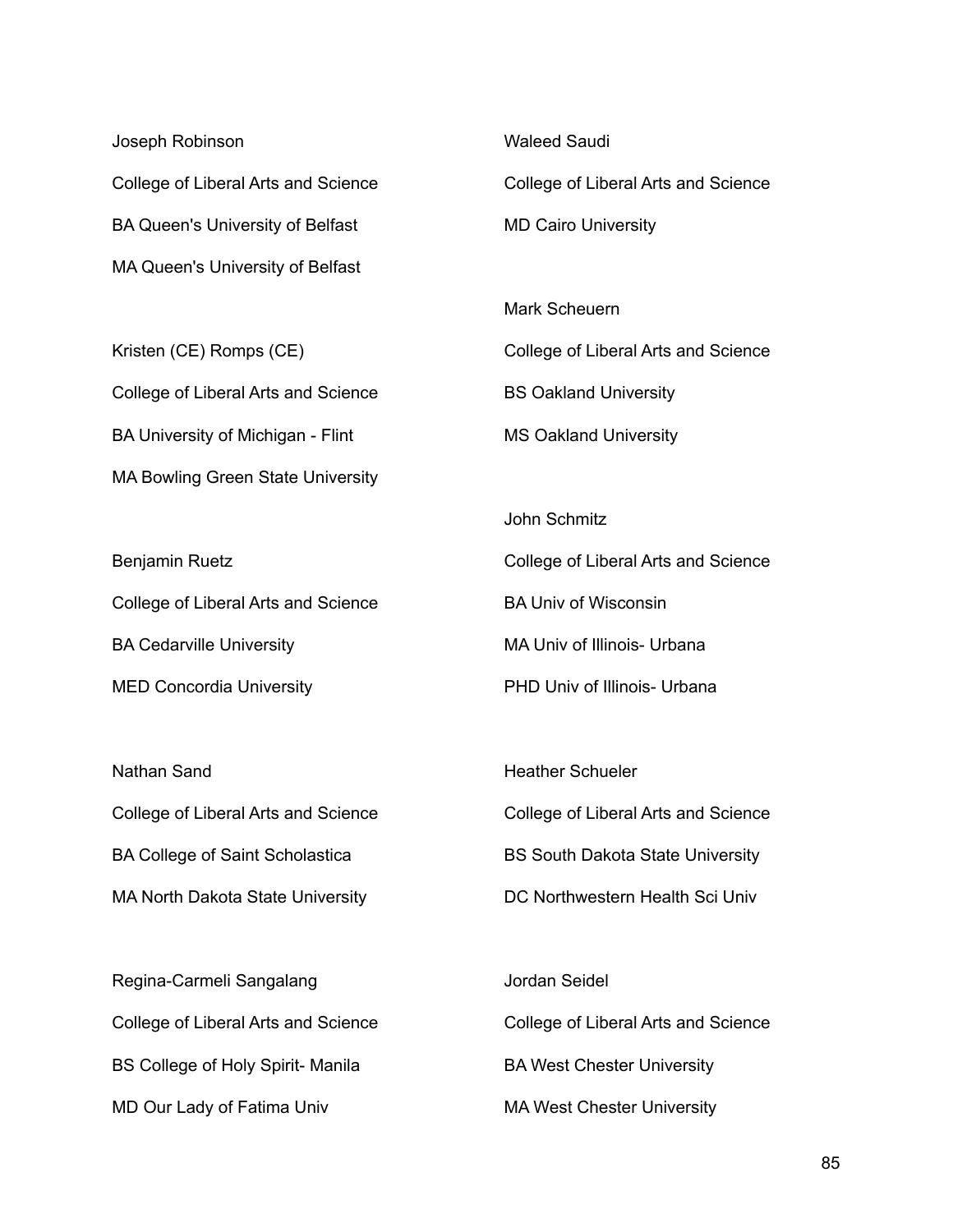Joseph Robinson

College of Liberal Arts and Science

BA Queen's University of Belfast

MA Queen's University of Belfast

Kristen (CE) Romps (CE)

College of Liberal Arts and Science

BA University of Michigan - Flint

MA Bowling Green State University

Benjamin Ruetz

College of Liberal Arts and Science

BA Cedarville University

MED Concordia University

Nathan Sand

College of Liberal Arts and Science

BA College of Saint Scholastica

MA North Dakota State University

Regina-Carmeli Sangalang

College of Liberal Arts and Science

BS College of Holy Spirit- Manila

MD Our Lady of Fatima Univ

Waleed Saudi

College of Liberal Arts and Science

MD Cairo University

Mark Scheuern

College of Liberal Arts and Science

BS Oakland University

MS Oakland University

John Schmitz

College of Liberal Arts and Science

BA Univ of Wisconsin

MA Univ of Illinois- Urbana

PHD Univ of Illinois- Urbana

Heather Schueler

College of Liberal Arts and Science

BS South Dakota State University

DC Northwestern Health Sci Univ

Jordan Seidel

College of Liberal Arts and Science

BA West Chester University

MA West Chester University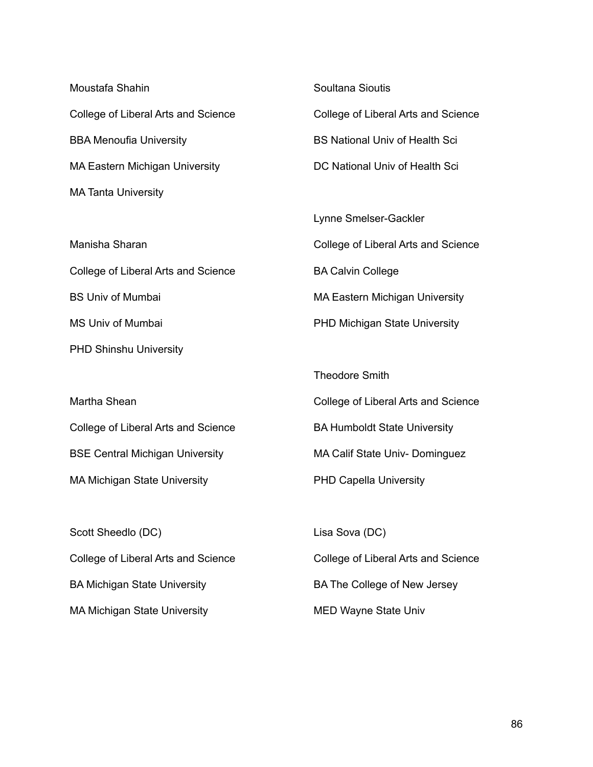Moustafa Shahin

College of Liberal Arts and Science

BBA Menoufia University

MA Eastern Michigan University

MA Tanta University

Manisha Sharan

College of Liberal Arts and Science

BS Univ of Mumbai

MS Univ of Mumbai

PHD Shinshu University

Martha Shean

College of Liberal Arts and Science

BSE Central Michigan University

MA Michigan State University

Scott Sheedlo (DC)

College of Liberal Arts and Science

BA Michigan State University

MA Michigan State University

Soultana Sioutis

College of Liberal Arts and Science

BS National Univ of Health Sci

DC National Univ of Health Sci

Lynne Smelser-Gackler

College of Liberal Arts and Science

BA Calvin College

MA Eastern Michigan University

PHD Michigan State University

Theodore Smith

College of Liberal Arts and Science

BA Humboldt State University

MA Calif State Univ- Dominguez

PHD Capella University

Lisa Sova (DC)

College of Liberal Arts and Science

BA The College of New Jersey

MED Wayne State Univ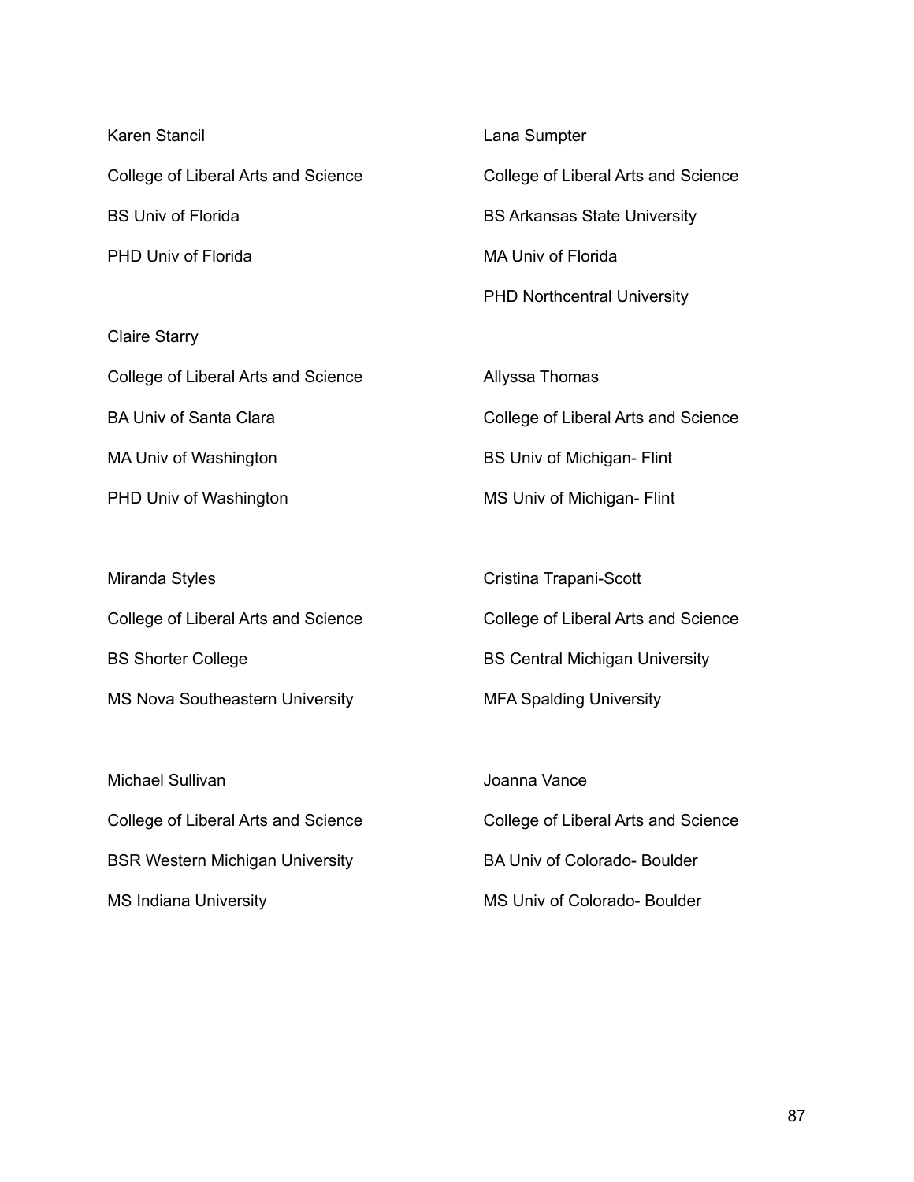Karen Stancil

College of Liberal Arts and Science

BS Univ of Florida

PHD Univ of Florida

Claire Starry

College of Liberal Arts and Science

BA Univ of Santa Clara

MA Univ of Washington

PHD Univ of Washington

Miranda Styles

College of Liberal Arts and Science

BS Shorter College

MS Nova Southeastern University

Michael Sullivan

College of Liberal Arts and Science

BSR Western Michigan University

MS Indiana University

Lana Sumpter

College of Liberal Arts and Science

BS Arkansas State University

MA Univ of Florida

PHD Northcentral University

Allyssa Thomas

College of Liberal Arts and Science

BS Univ of Michigan- Flint

MS Univ of Michigan- Flint

Cristina Trapani-Scott

College of Liberal Arts and Science

BS Central Michigan University

MFA Spalding University

Joanna Vance

College of Liberal Arts and Science

BA Univ of Colorado- Boulder

MS Univ of Colorado- Boulder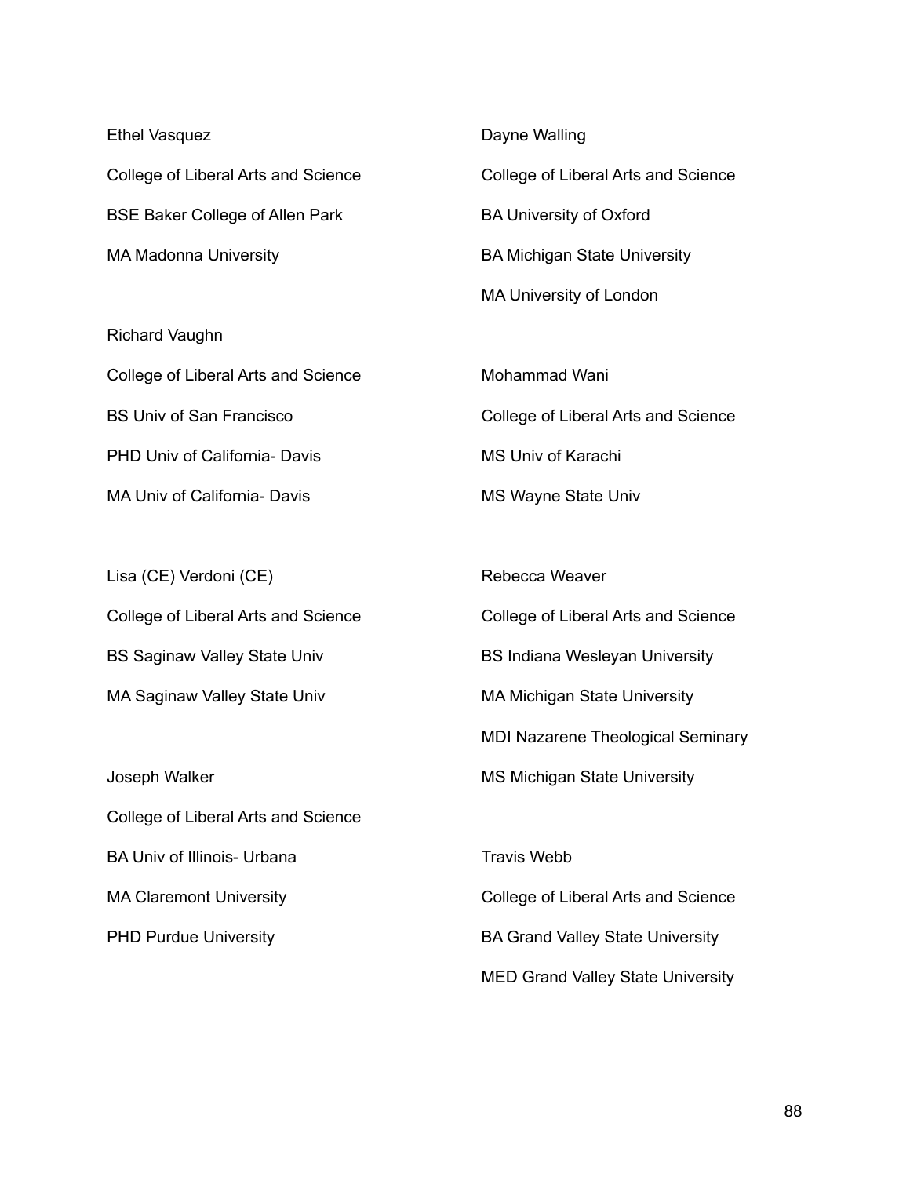Ethel Vasquez

College of Liberal Arts and Science

BSE Baker College of Allen Park

MA Madonna University

Richard Vaughn

College of Liberal Arts and Science

BS Univ of San Francisco

PHD Univ of California- Davis

MA Univ of California- Davis

Lisa (CE) Verdoni (CE)

College of Liberal Arts and Science

BS Saginaw Valley State Univ

MA Saginaw Valley State Univ

Joseph Walker

College of Liberal Arts and Science

BA Univ of Illinois- Urbana

MA Claremont University

PHD Purdue University

Dayne Walling

College of Liberal Arts and Science

BA University of Oxford

BA Michigan State University

MA University of London

Mohammad Wani

College of Liberal Arts and Science

MS Univ of Karachi

MS Wayne State Univ

Rebecca Weaver

College of Liberal Arts and Science

BS Indiana Wesleyan University

MA Michigan State University

MDI Nazarene Theological Seminary

MS Michigan State University

Travis Webb

College of Liberal Arts and Science

BA Grand Valley State University

MED Grand Valley State University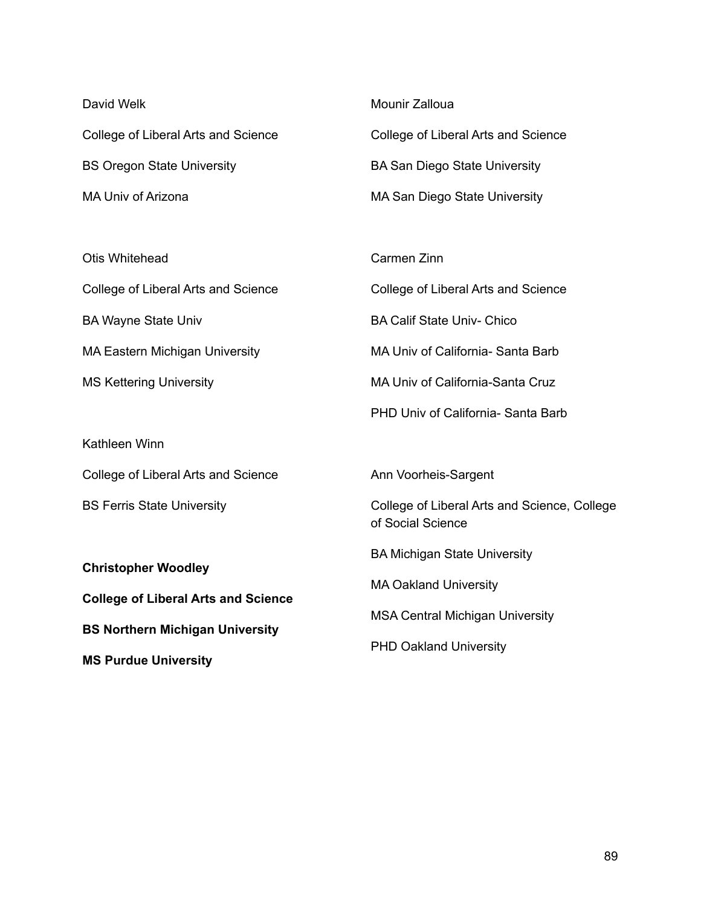David Welk

College of Liberal Arts and Science

BS Oregon State University

MA Univ of Arizona

Otis Whitehead

College of Liberal Arts and Science

BA Wayne State Univ

MA Eastern Michigan University

MS Kettering University

Kathleen Winn

College of Liberal Arts and Science

BS Ferris State University

**Christopher Woodley**

**College of Liberal Arts and Science**

**BS Northern Michigan University**

**MS Purdue University**

Mounir Zalloua

College of Liberal Arts and Science

BA San Diego State University

MA San Diego State University

Carmen Zinn

College of Liberal Arts and Science

BA Calif State Univ- Chico

MA Univ of California- Santa Barb

MA Univ of California-Santa Cruz

PHD Univ of California- Santa Barb

Ann Voorheis-Sargent

College of Liberal Arts and Science, College of Social Science

BA Michigan State University

MA Oakland University

MSA Central Michigan University

PHD Oakland University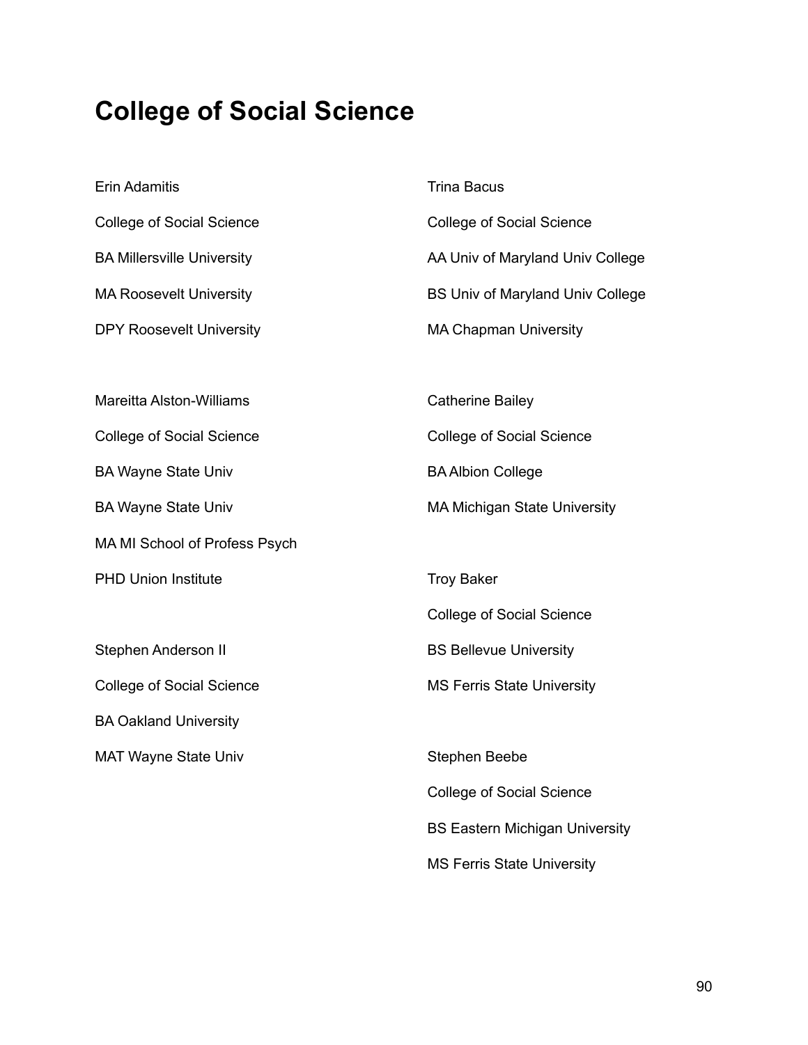# College of Social Science

Erin Adamitis

College of Social Science

BA Millersville University

MA Roosevelt University

DPY Roosevelt University

Mareitta Alston-Williams

College of Social Science

BA Wayne State Univ

BA Wayne State Univ

MA MI School of Profess Psych

PHD Union Institute

Stephen Anderson II

College of Social Science

BA Oakland University

MAT Wayne State Univ

Trina Bacus

College of Social Science

AA Univ of Maryland Univ College

BS Univ of Maryland Univ College

MA Chapman University

Catherine Bailey

College of Social Science

BA Albion College

MA Michigan State University

Troy Baker

College of Social Science

BS Bellevue University

MS Ferris State University

Stephen Beebe

College of Social Science

BS Eastern Michigan University

MS Ferris State University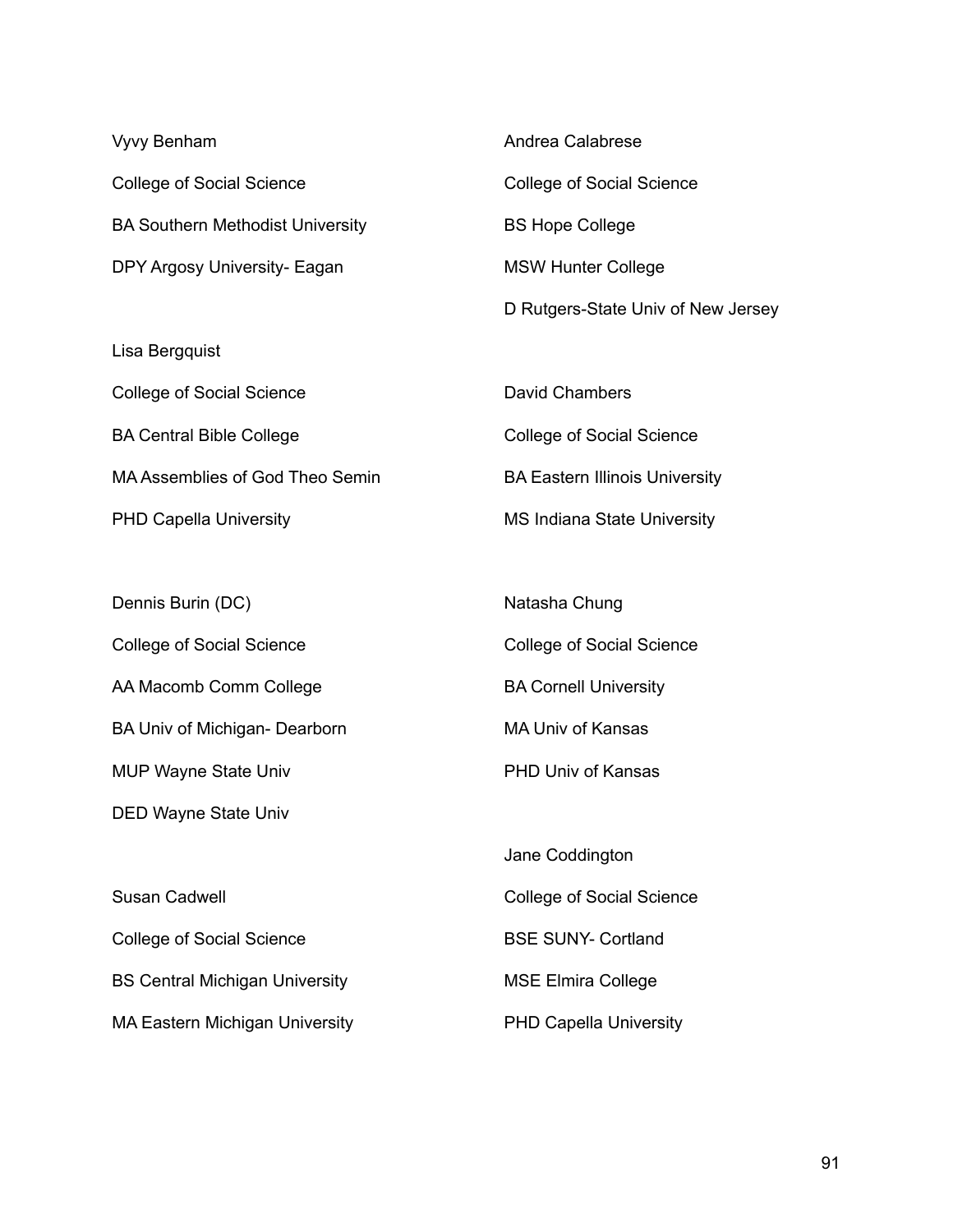Vyvy Benham

College of Social Science

BA Southern Methodist University

DPY Argosy University- Eagan

Lisa Bergquist

College of Social Science

BA Central Bible College

MA Assemblies of God Theo Semin

PHD Capella University

Dennis Burin (DC)

College of Social Science

AA Macomb Comm College

BA Univ of Michigan- Dearborn

MUP Wayne State Univ

DED Wayne State Univ

Susan Cadwell

College of Social Science

BS Central Michigan University

MA Eastern Michigan University

Andrea Calabrese

College of Social Science

BS Hope College

MSW Hunter College

D Rutgers-State Univ of New Jersey

David Chambers

College of Social Science

BA Eastern Illinois University

MS Indiana State University

Natasha Chung

College of Social Science

BA Cornell University

MA Univ of Kansas

PHD Univ of Kansas

Jane Coddington

College of Social Science

BSE SUNY- Cortland

MSE Elmira College

PHD Capella University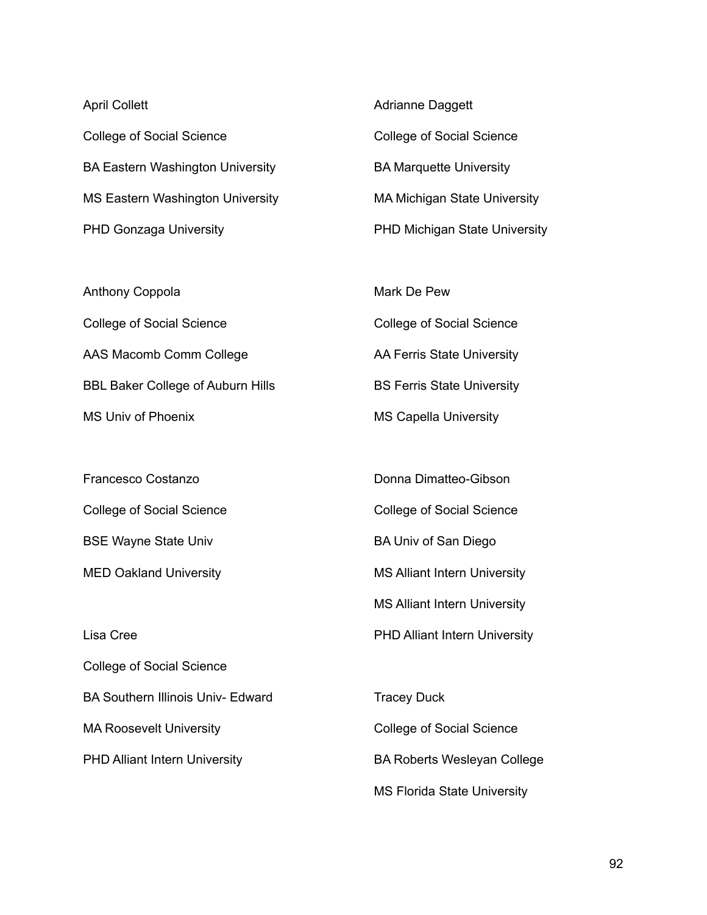April Collett

College of Social Science

BA Eastern Washington University

MS Eastern Washington University

PHD Gonzaga University

Anthony Coppola

College of Social Science

AAS Macomb Comm College

BBL Baker College of Auburn Hills

MS Univ of Phoenix

Francesco Costanzo

College of Social Science

BSE Wayne State Univ

MED Oakland University

Lisa Cree

College of Social Science

BA Southern Illinois Univ- Edward

MA Roosevelt University

PHD Alliant Intern University

Adrianne Daggett

College of Social Science

BA Marquette University

MA Michigan State University

PHD Michigan State University

Mark De Pew

College of Social Science

AA Ferris State University

BS Ferris State University

MS Capella University

Donna Dimatteo-Gibson

College of Social Science

BA Univ of San Diego

MS Alliant Intern University

MS Alliant Intern University

PHD Alliant Intern University

Tracey Duck

College of Social Science

BA Roberts Wesleyan College

MS Florida State University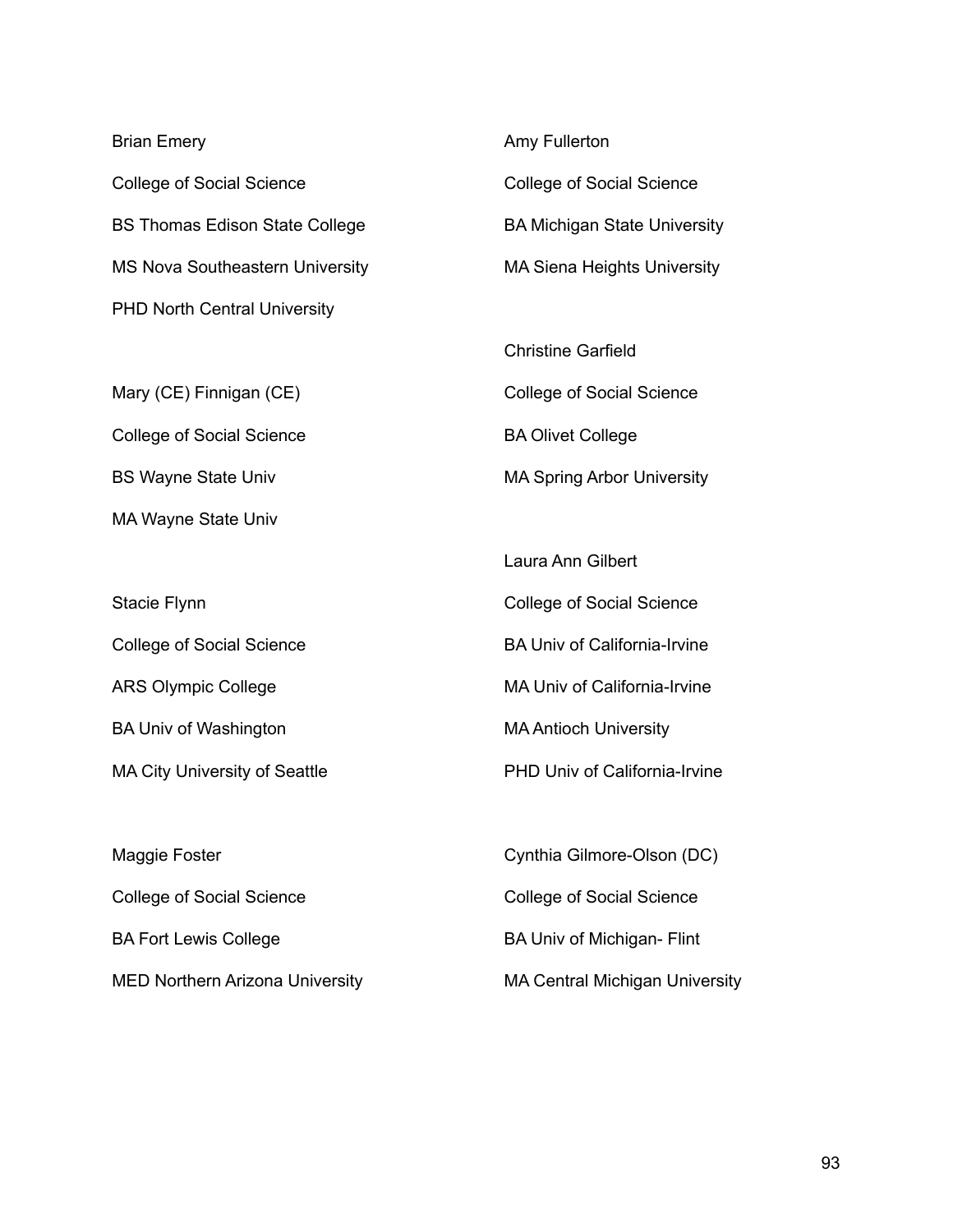Brian Emery

College of Social Science

BS Thomas Edison State College

MS Nova Southeastern University

PHD North Central University

Mary (CE) Finnigan (CE)

College of Social Science

BS Wayne State Univ

MA Wayne State Univ

Stacie Flynn

College of Social Science

ARS Olympic College

BA Univ of Washington

MA City University of Seattle

Maggie Foster

College of Social Science

BA Fort Lewis College

MED Northern Arizona University

Amy Fullerton

College of Social Science

BA Michigan State University

MA Siena Heights University

Christine Garfield

College of Social Science

BA Olivet College

MA Spring Arbor University

Laura Ann Gilbert

College of Social Science

BA Univ of California-Irvine

MA Univ of California-Irvine

MA Antioch University

PHD Univ of California-Irvine

Cynthia Gilmore-Olson (DC)

College of Social Science

BA Univ of Michigan- Flint

MA Central Michigan University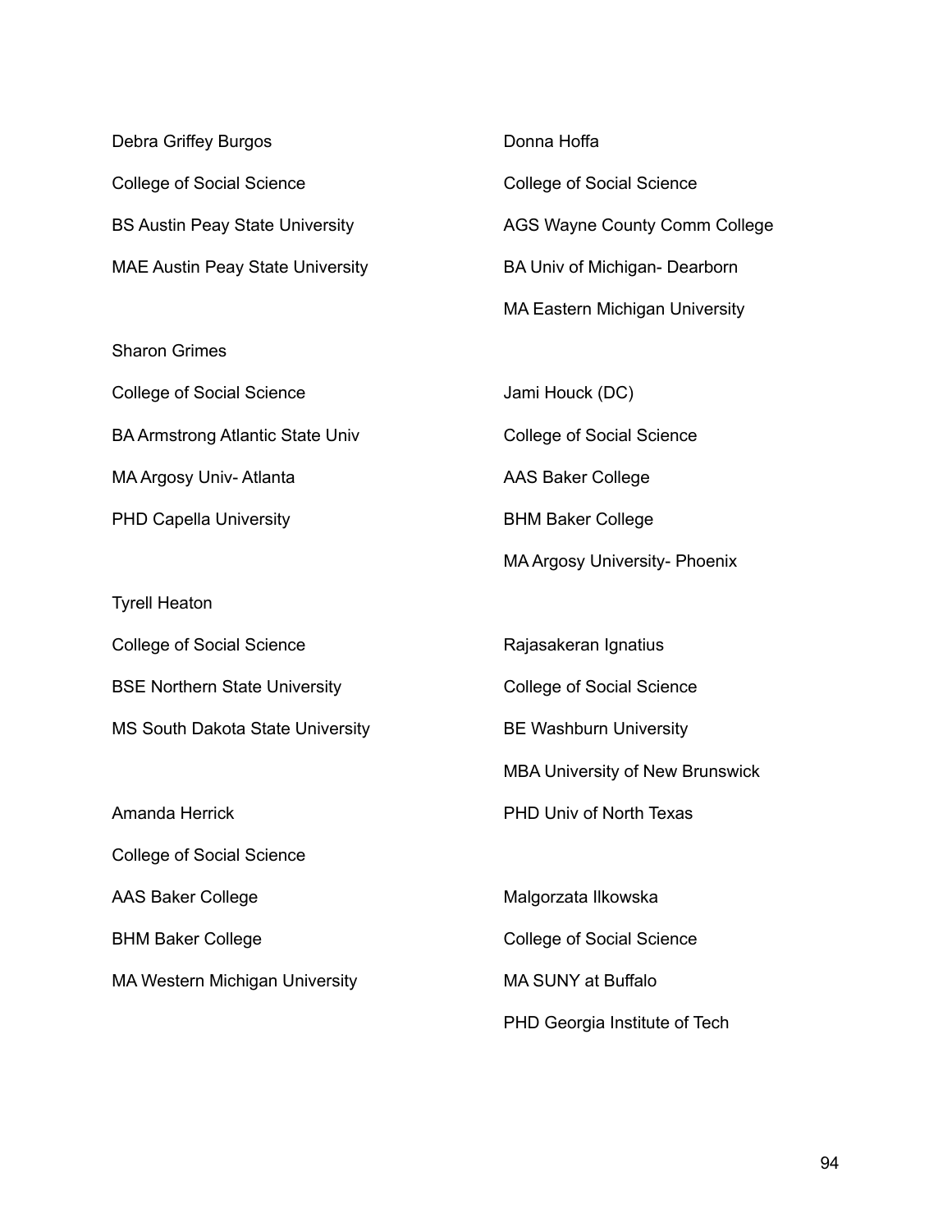Debra Griffey Burgos

College of Social Science

BS Austin Peay State University

MAE Austin Peay State University

Sharon Grimes

College of Social Science

BA Armstrong Atlantic State Univ

MA Argosy Univ- Atlanta

PHD Capella University

Tyrell Heaton

College of Social Science

BSE Northern State University

MS South Dakota State University

Amanda Herrick

College of Social Science

AAS Baker College

BHM Baker College

MA Western Michigan University

Donna Hoffa

College of Social Science

AGS Wayne County Comm College

BA Univ of Michigan- Dearborn

MA Eastern Michigan University

Jami Houck (DC)

College of Social Science

AAS Baker College

BHM Baker College

MA Argosy University- Phoenix

Rajasakeran Ignatius

College of Social Science

BE Washburn University

MBA University of New Brunswick

PHD Univ of North Texas

Malgorzata Ilkowska

College of Social Science

MA SUNY at Buffalo

PHD Georgia Institute of Tech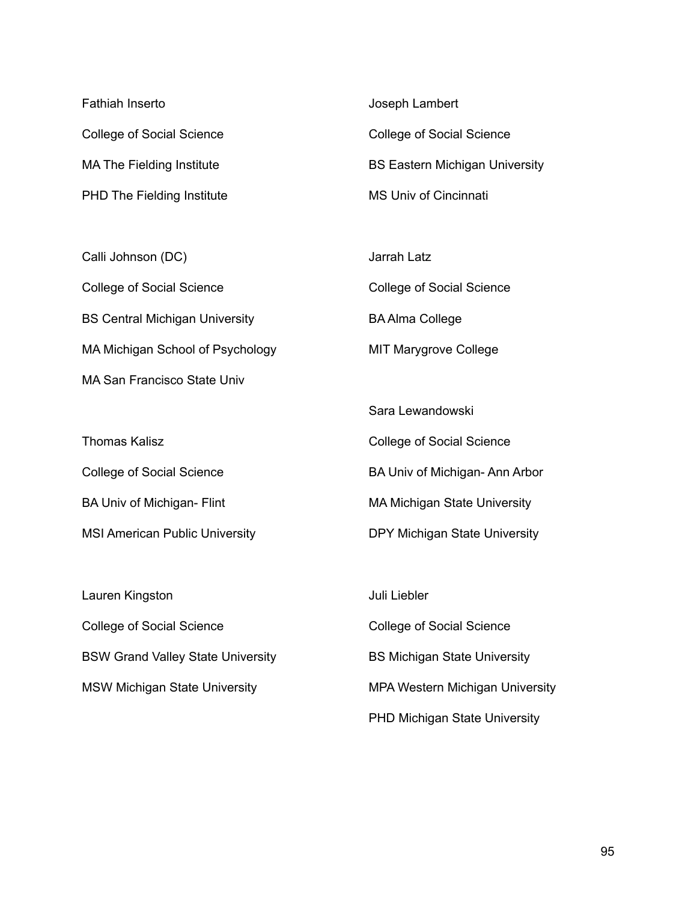Fathiah Inserto

College of Social Science

MA The Fielding Institute

PHD The Fielding Institute

Calli Johnson (DC)

College of Social Science

BS Central Michigan University

MA Michigan School of Psychology

MA San Francisco State Univ

Thomas Kalisz

College of Social Science

BA Univ of Michigan- Flint

MSI American Public University

Lauren Kingston

College of Social Science

BSW Grand Valley State University

MSW Michigan State University

Joseph Lambert

College of Social Science

BS Eastern Michigan University

MS Univ of Cincinnati

Jarrah Latz

College of Social Science

BA Alma College

MIT Marygrove College

Sara Lewandowski

College of Social Science

BA Univ of Michigan- Ann Arbor

MA Michigan State University

DPY Michigan State University

Juli Liebler

College of Social Science

BS Michigan State University

MPA Western Michigan University

PHD Michigan State University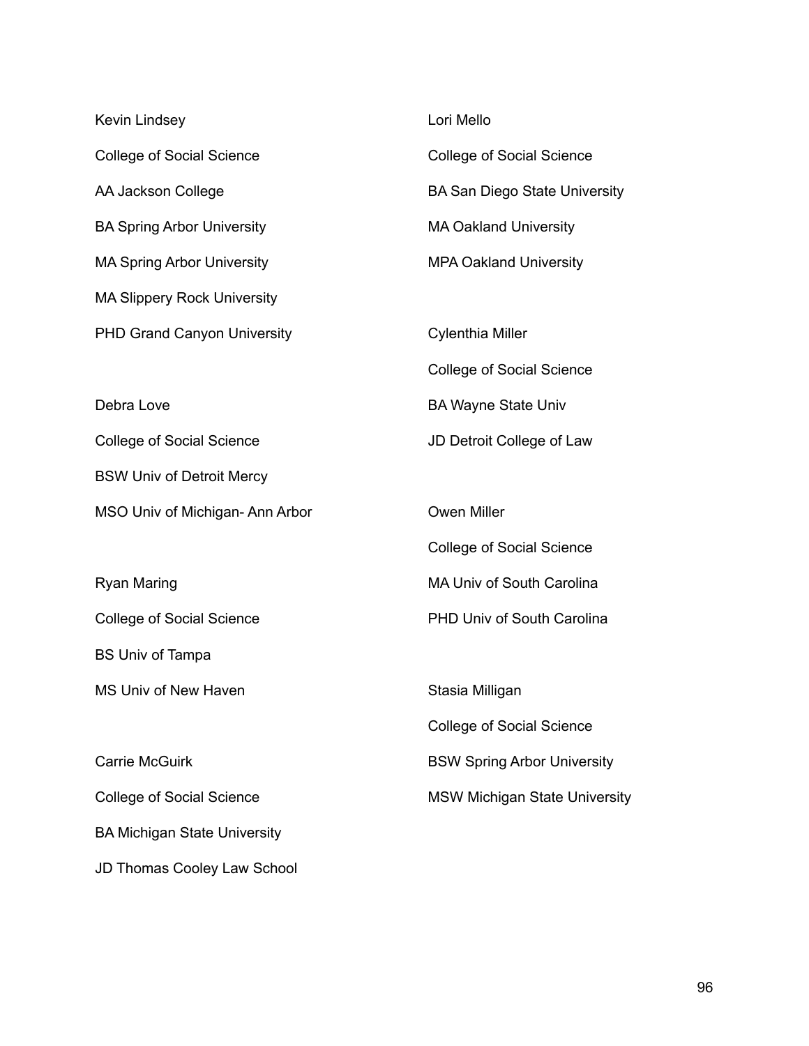Kevin Lindsey

College of Social Science

AA Jackson College

BA Spring Arbor University

MA Spring Arbor University

MA Slippery Rock University

PHD Grand Canyon University

Debra Love

College of Social Science

BSW Univ of Detroit Mercy

MSO Univ of Michigan- Ann Arbor

Ryan Maring

College of Social Science

BS Univ of Tampa

MS Univ of New Haven

Carrie McGuirk

College of Social Science

BA Michigan State University

JD Thomas Cooley Law School

Lori Mello

College of Social Science

BA San Diego State University

MA Oakland University

MPA Oakland University

Cylenthia Miller

College of Social Science

BA Wayne State Univ

JD Detroit College of Law

Owen Miller

College of Social Science

MA Univ of South Carolina

PHD Univ of South Carolina

Stasia Milligan

College of Social Science

BSW Spring Arbor University

MSW Michigan State University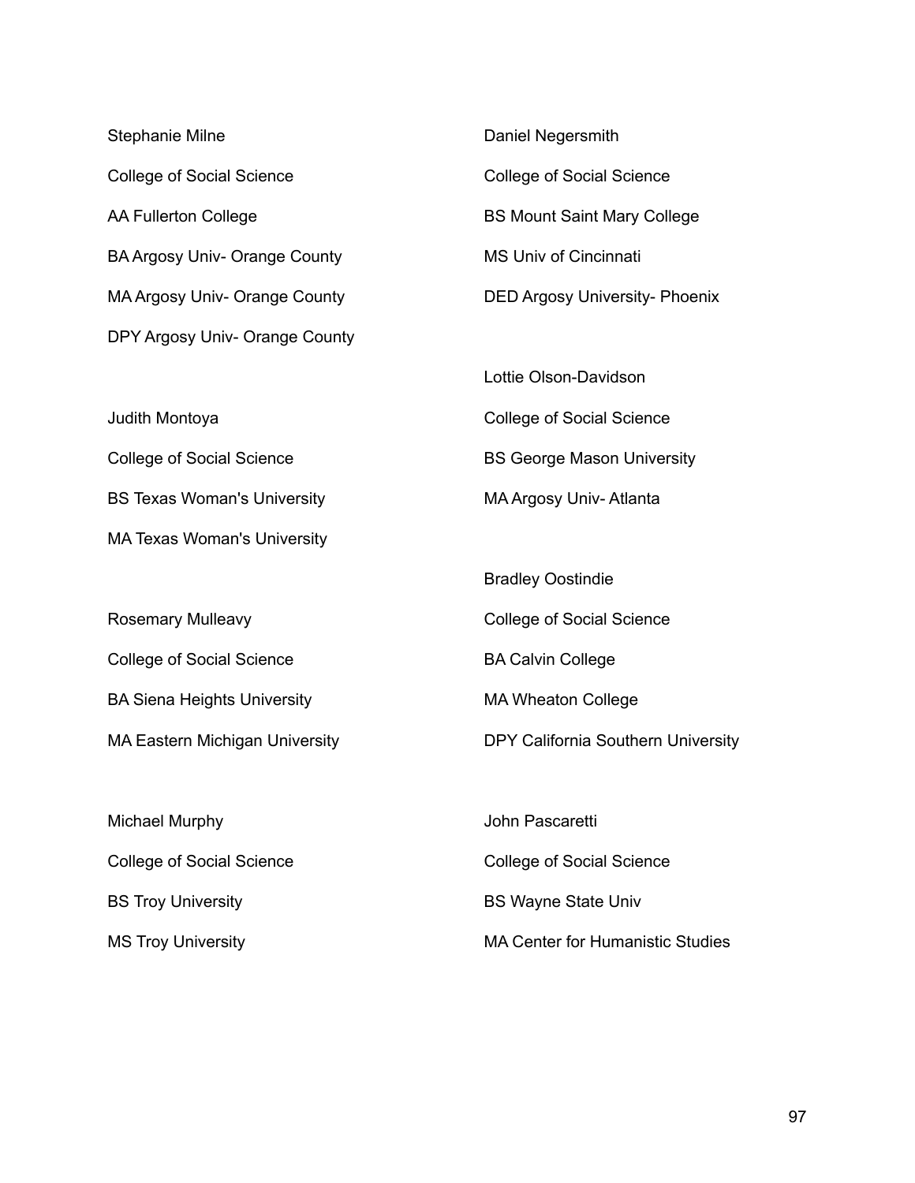Stephanie Milne

College of Social Science

AA Fullerton College

BA Argosy Univ- Orange County

MA Argosy Univ- Orange County

DPY Argosy Univ- Orange County

Judith Montoya

College of Social Science

BS Texas Woman's University

MA Texas Woman's University

Rosemary Mulleavy

College of Social Science

BA Siena Heights University

MA Eastern Michigan University

Michael Murphy

College of Social Science

BS Troy University

MS Troy University

Daniel Negersmith

College of Social Science

BS Mount Saint Mary College

MS Univ of Cincinnati

DED Argosy University- Phoenix

Lottie Olson-Davidson

College of Social Science

BS George Mason University

MA Argosy Univ- Atlanta

Bradley Oostindie

College of Social Science

BA Calvin College

MA Wheaton College

DPY California Southern University

John Pascaretti

College of Social Science

BS Wayne State Univ

MA Center for Humanistic Studies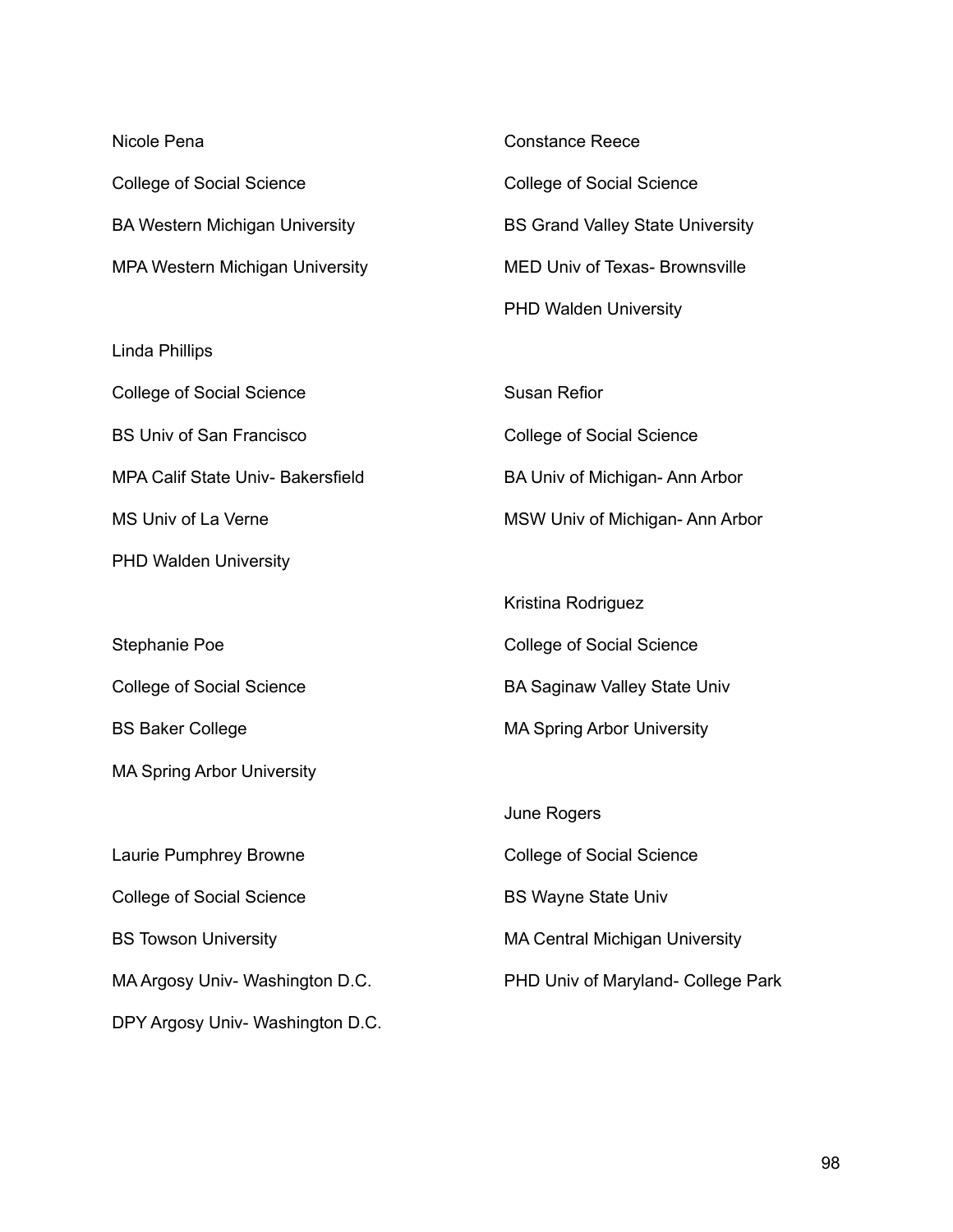Nicole Pena

College of Social Science

BA Western Michigan University

MPA Western Michigan University

Linda Phillips

College of Social Science

BS Univ of San Francisco

MPA Calif State Univ- Bakersfield

MS Univ of La Verne

PHD Walden University

Stephanie Poe

College of Social Science

BS Baker College

MA Spring Arbor University

Laurie Pumphrey Browne

College of Social Science

BS Towson University

MA Argosy Univ- Washington D.C.

DPY Argosy Univ- Washington D.C.

Constance Reece

College of Social Science

BS Grand Valley State University

MED Univ of Texas- Brownsville

PHD Walden University

Susan Refior

College of Social Science

BA Univ of Michigan- Ann Arbor

MSW Univ of Michigan- Ann Arbor

Kristina Rodriguez

College of Social Science

BA Saginaw Valley State Univ

MA Spring Arbor University

June Rogers

College of Social Science

BS Wayne State Univ

MA Central Michigan University

PHD Univ of Maryland- College Park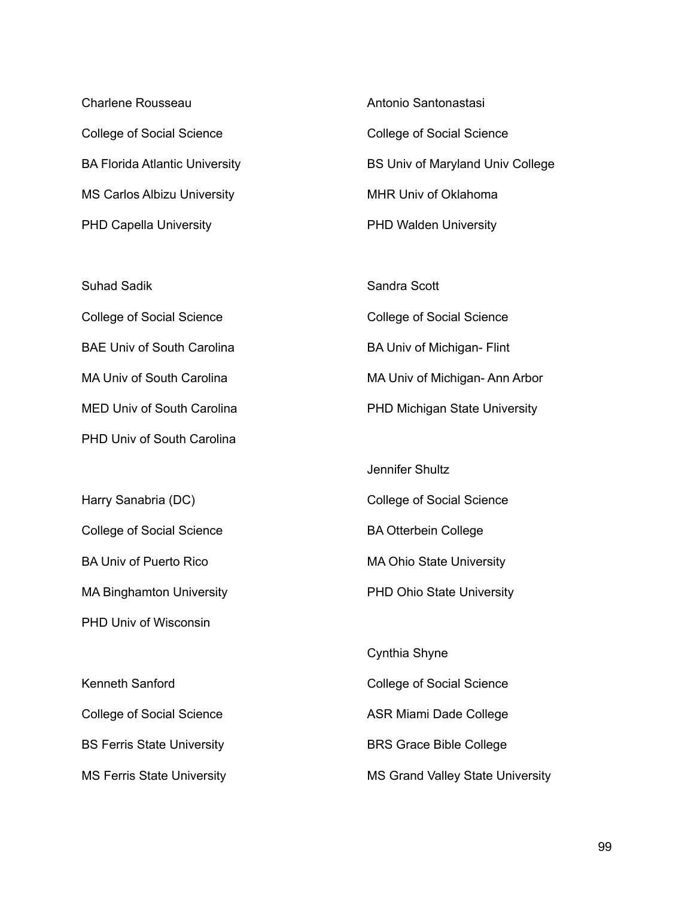Charlene Rousseau

College of Social Science

BA Florida Atlantic University

MS Carlos Albizu University

PHD Capella University

Suhad Sadik

College of Social Science

BAE Univ of South Carolina

MA Univ of South Carolina

MED Univ of South Carolina

PHD Univ of South Carolina

Harry Sanabria (DC)

College of Social Science

BA Univ of Puerto Rico

MA Binghamton University

PHD Univ of Wisconsin

Kenneth Sanford

College of Social Science

BS Ferris State University

MS Ferris State University

Antonio Santonastasi

College of Social Science

BS Univ of Maryland Univ College

MHR Univ of Oklahoma

PHD Walden University

Sandra Scott

College of Social Science

BA Univ of Michigan- Flint

MA Univ of Michigan- Ann Arbor

PHD Michigan State University

Jennifer Shultz

College of Social Science

BA Otterbein College

MA Ohio State University

PHD Ohio State University

Cynthia Shyne

College of Social Science

ASR Miami Dade College

BRS Grace Bible College

MS Grand Valley State University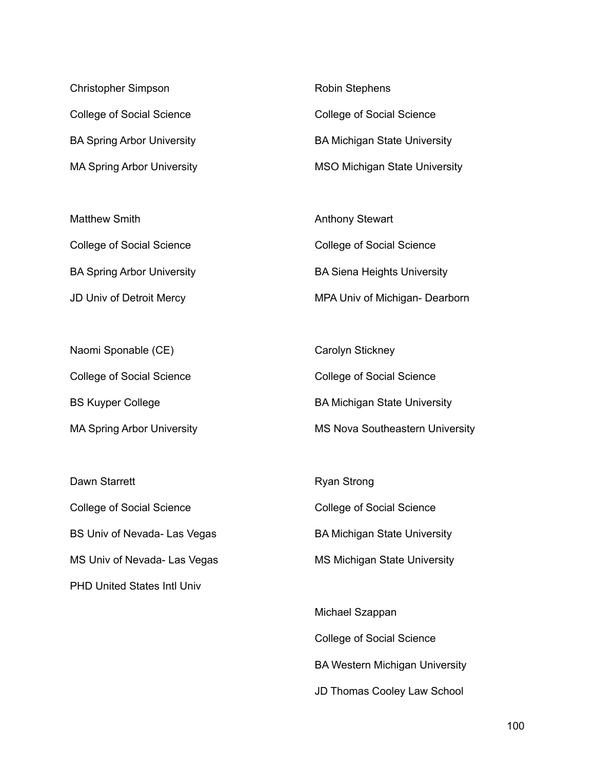Christopher Simpson

College of Social Science

BA Spring Arbor University

MA Spring Arbor University

Matthew Smith

College of Social Science

BA Spring Arbor University

JD Univ of Detroit Mercy

Naomi Sponable (CE)

College of Social Science

BS Kuyper College

MA Spring Arbor University

Dawn Starrett

College of Social Science

BS Univ of Nevada- Las Vegas

MS Univ of Nevada- Las Vegas

PHD United States Intl Univ

Robin Stephens

College of Social Science

BA Michigan State University

MSO Michigan State University

Anthony Stewart

College of Social Science

BA Siena Heights University

MPA Univ of Michigan- Dearborn

Carolyn Stickney

College of Social Science

BA Michigan State University

MS Nova Southeastern University

Ryan Strong

College of Social Science

BA Michigan State University

MS Michigan State University

Michael Szappan

College of Social Science

BA Western Michigan University

JD Thomas Cooley Law School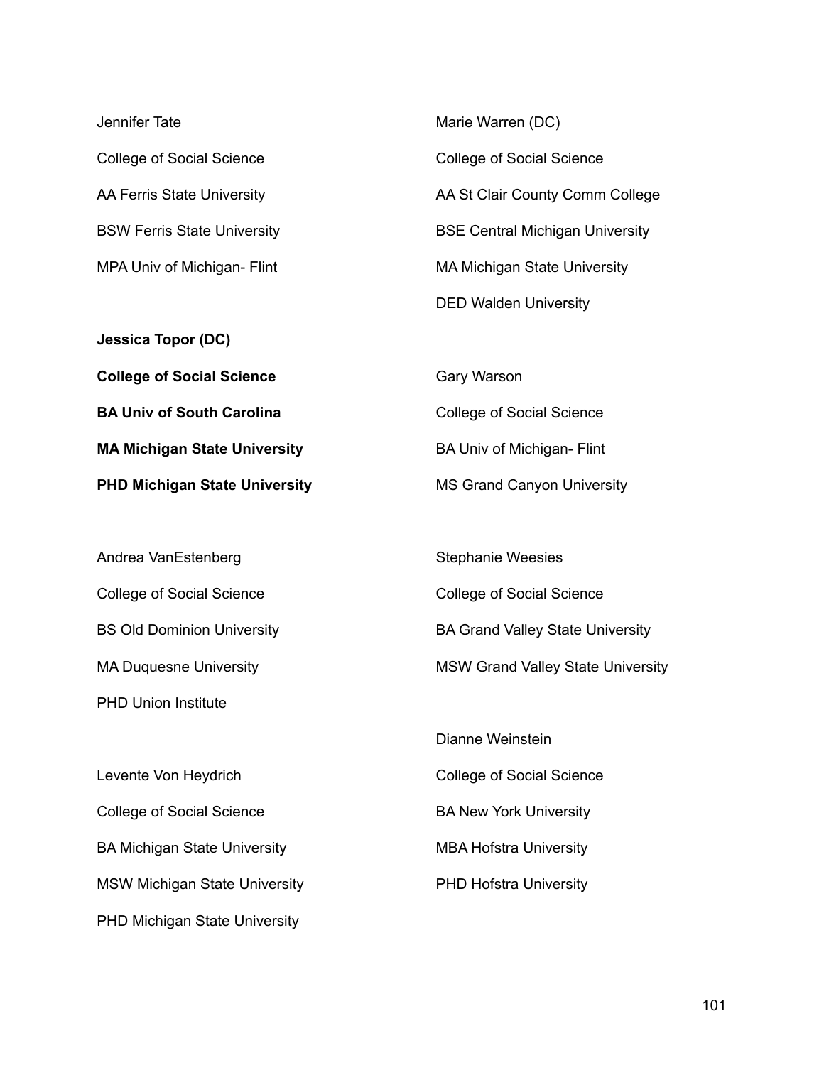Jennifer Tate

College of Social Science

AA Ferris State University

BSW Ferris State University

MPA Univ of Michigan- Flint

**Jessica Topor (DC)**

**College of Social Science**

**BA Univ of South Carolina**

**MA Michigan State University**

**PHD Michigan State University**

Andrea VanEstenberg

College of Social Science

BS Old Dominion University

MA Duquesne University

PHD Union Institute

Levente Von Heydrich

College of Social Science

BA Michigan State University

MSW Michigan State University

PHD Michigan State University

Marie Warren (DC)

College of Social Science

AA St Clair County Comm College

BSE Central Michigan University

MA Michigan State University

DED Walden University

Gary Warson

College of Social Science

BA Univ of Michigan- Flint

MS Grand Canyon University

Stephanie Weesies

College of Social Science

BA Grand Valley State University

MSW Grand Valley State University

Dianne Weinstein

College of Social Science

BA New York University

MBA Hofstra University

PHD Hofstra University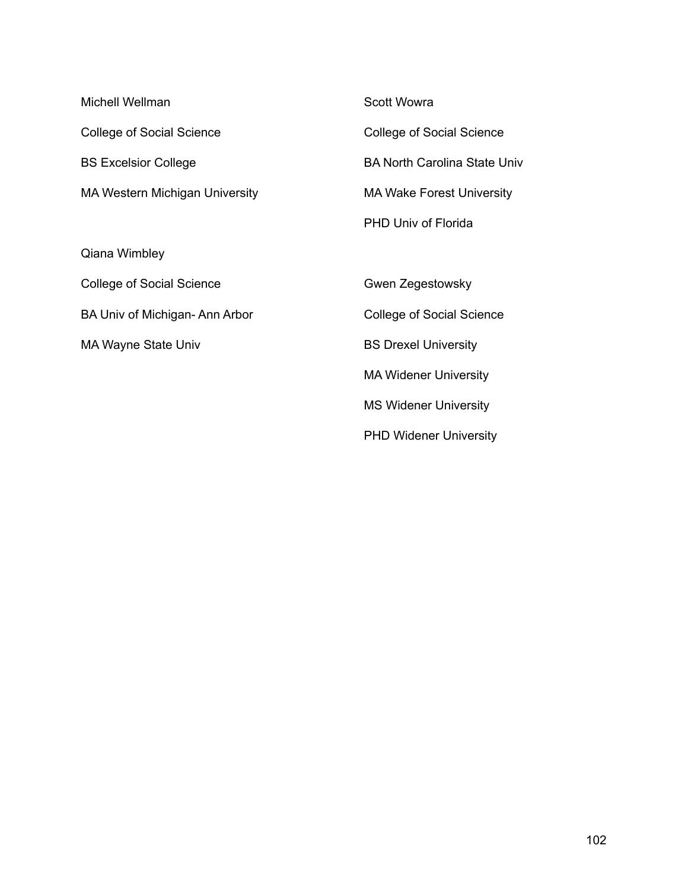Michell Wellman

College of Social Science

BS Excelsior College

MA Western Michigan University

Qiana Wimbley

College of Social Science

BA Univ of Michigan- Ann Arbor

MA Wayne State Univ

Scott Wowra

College of Social Science

BA North Carolina State Univ

MA Wake Forest University

PHD Univ of Florida

Gwen Zegestowsky

College of Social Science

BS Drexel University

MA Widener University

MS Widener University

PHD Widener University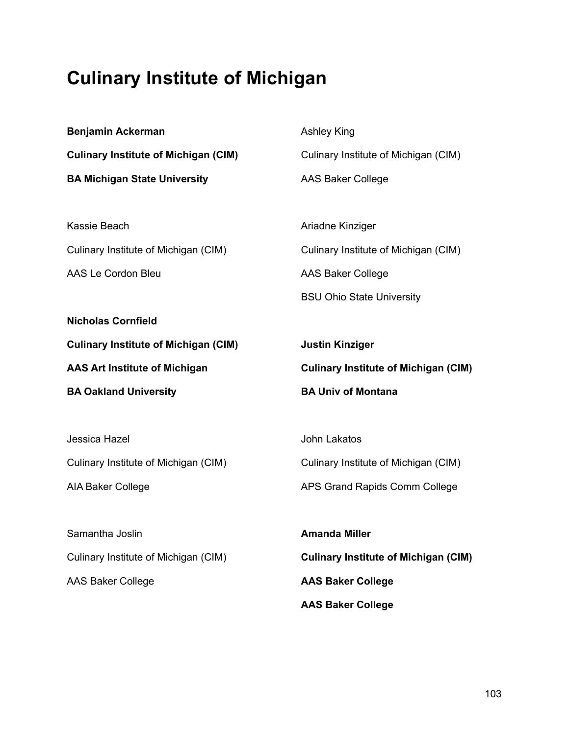# Culinary Institute of Michigan

**Benjamin Ackerman**
**Culinary Institute of Michigan (CIM)**
**BA Michigan State University**

Kassie Beach
Culinary Institute of Michigan (CIM)
AAS Le Cordon Bleu

**Nicholas Cornfield**
**Culinary Institute of Michigan (CIM)**
**AAS Art Institute of Michigan**
**BA Oakland University**

Jessica Hazel
Culinary Institute of Michigan (CIM)
AIA Baker College

Samantha Joslin
Culinary Institute of Michigan (CIM)
AAS Baker College

Ashley King
Culinary Institute of Michigan (CIM)
AAS Baker College

Ariadne Kinziger
Culinary Institute of Michigan (CIM)
AAS Baker College
BSU Ohio State University

**Justin Kinziger**
**Culinary Institute of Michigan (CIM)**
**BA Univ of Montana**

John Lakatos
Culinary Institute of Michigan (CIM)
APS Grand Rapids Comm College

**Amanda Miller**
**Culinary Institute of Michigan (CIM)**
**AAS Baker College**
**AAS Baker College**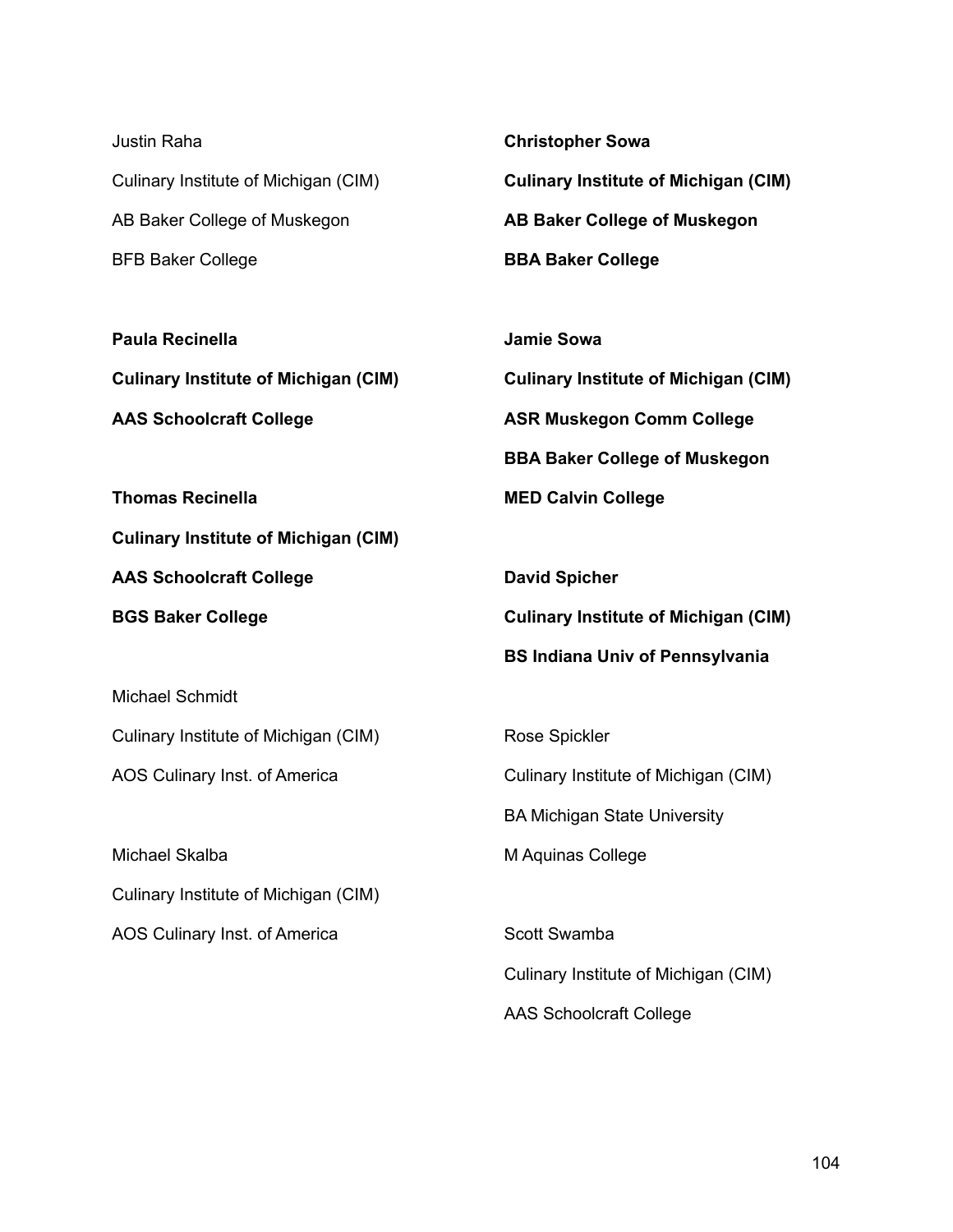Justin Raha

Culinary Institute of Michigan (CIM)

AB Baker College of Muskegon

BFB Baker College

**Paula Recinella**

**Culinary Institute of Michigan (CIM)**

**AAS Schoolcraft College**

**Thomas Recinella**

**Culinary Institute of Michigan (CIM)**

**AAS Schoolcraft College**

**BGS Baker College**

Michael Schmidt

Culinary Institute of Michigan (CIM)

AOS Culinary Inst. of America

Michael Skalba

Culinary Institute of Michigan (CIM)

AOS Culinary Inst. of America

**Christopher Sowa**

**Culinary Institute of Michigan (CIM)**

**AB Baker College of Muskegon**

**BBA Baker College**

**Jamie Sowa**

**Culinary Institute of Michigan (CIM)**

**ASR Muskegon Comm College**

**BBA Baker College of Muskegon**

**MED Calvin College**

**David Spicher**

**Culinary Institute of Michigan (CIM)**

**BS Indiana Univ of Pennsylvania**

Rose Spickler

Culinary Institute of Michigan (CIM)

BA Michigan State University

M Aquinas College

Scott Swamba

Culinary Institute of Michigan (CIM)

AAS Schoolcraft College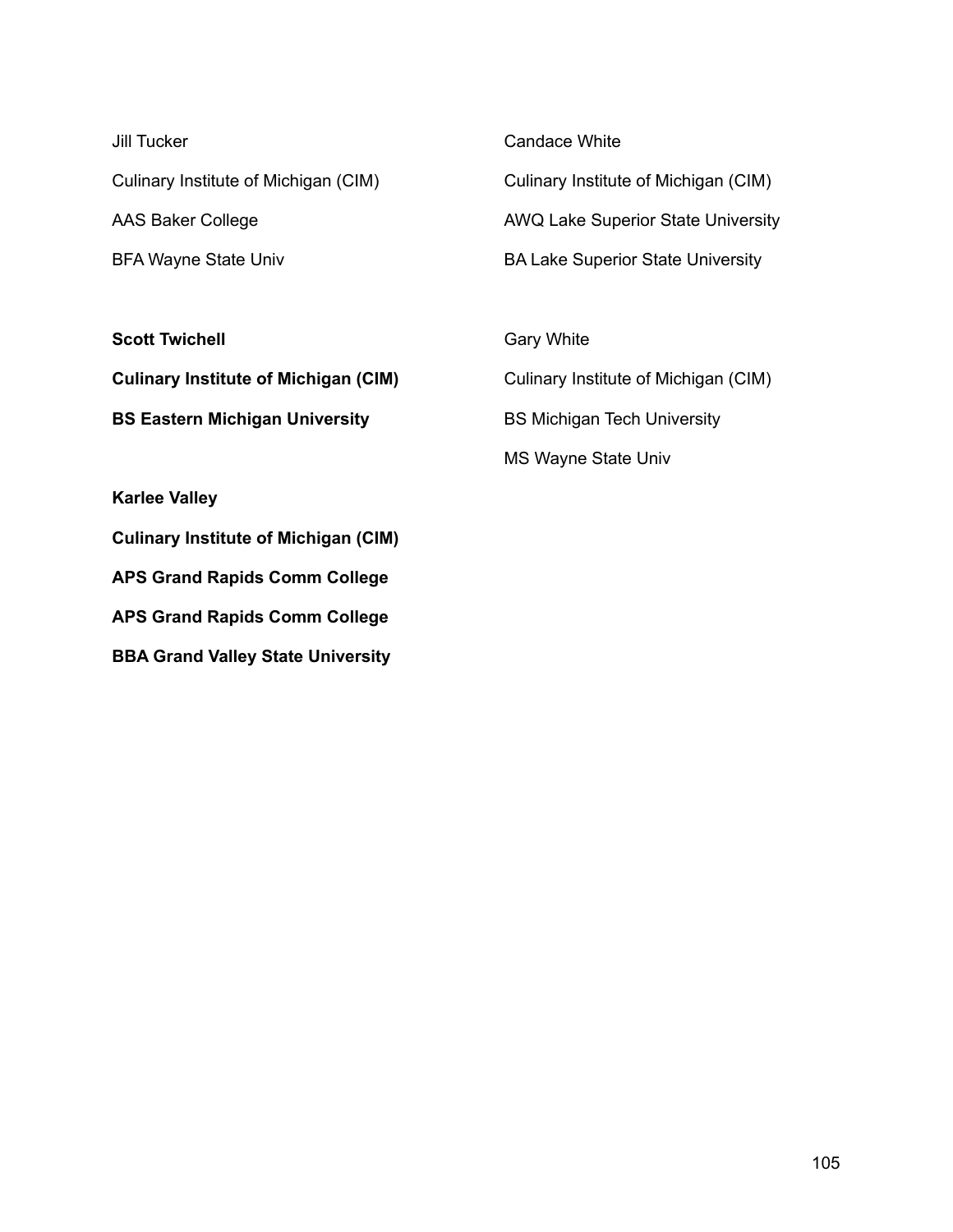Jill Tucker

Culinary Institute of Michigan (CIM)

AAS Baker College

BFA Wayne State Univ

**Scott Twichell**

**Culinary Institute of Michigan (CIM)**

**BS Eastern Michigan University**

**Karlee Valley**

**Culinary Institute of Michigan (CIM)**

**APS Grand Rapids Comm College**

**APS Grand Rapids Comm College**

**BBA Grand Valley State University**

Candace White

Culinary Institute of Michigan (CIM)

AWQ Lake Superior State University

BA Lake Superior State University

Gary White

Culinary Institute of Michigan (CIM)

BS Michigan Tech University

MS Wayne State Univ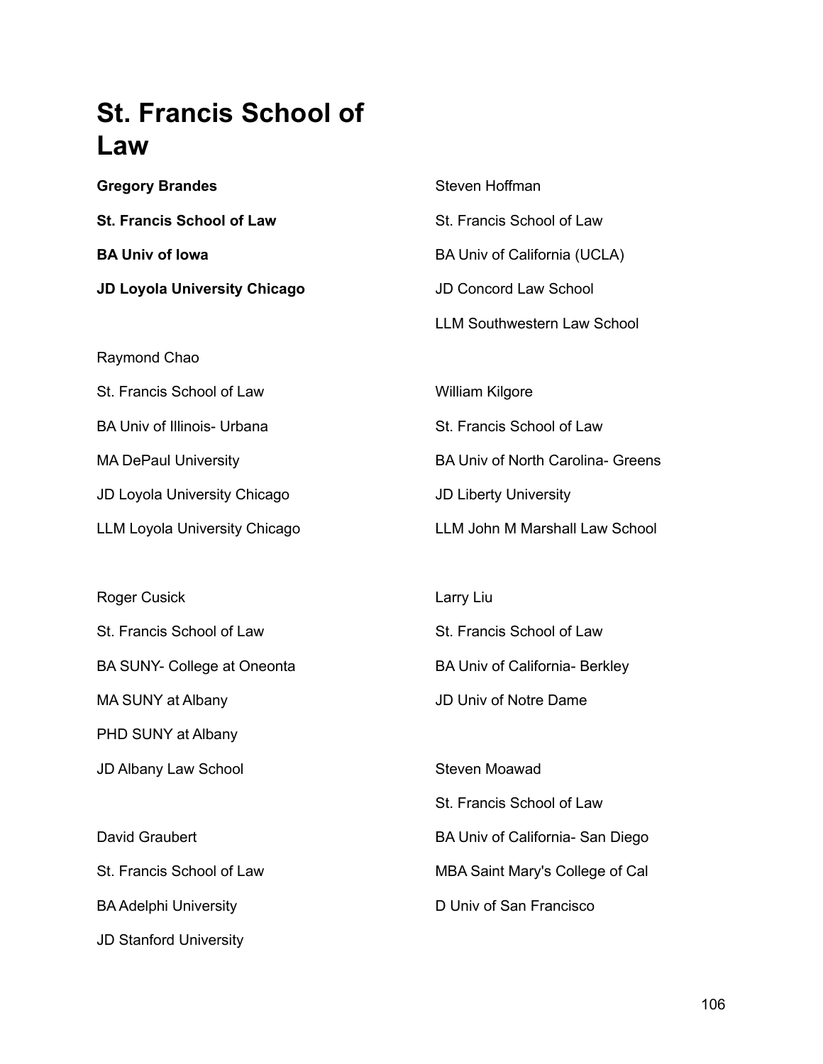# St. Francis School of Law

**Gregory Brandes**

**St. Francis School of Law**

**BA Univ of Iowa**

**JD Loyola University Chicago**

Raymond Chao

St. Francis School of Law

BA Univ of Illinois- Urbana

MA DePaul University

JD Loyola University Chicago

LLM Loyola University Chicago

Roger Cusick

St. Francis School of Law

BA SUNY- College at Oneonta

MA SUNY at Albany

PHD SUNY at Albany

JD Albany Law School

David Graubert

St. Francis School of Law

BA Adelphi University

JD Stanford University

Steven Hoffman

St. Francis School of Law

BA Univ of California (UCLA)

JD Concord Law School

LLM Southwestern Law School

William Kilgore

St. Francis School of Law

BA Univ of North Carolina- Greens

JD Liberty University

LLM John M Marshall Law School

Larry Liu

St. Francis School of Law

BA Univ of California- Berkley

JD Univ of Notre Dame

Steven Moawad

St. Francis School of Law

BA Univ of California- San Diego

MBA Saint Mary's College of Cal

D Univ of San Francisco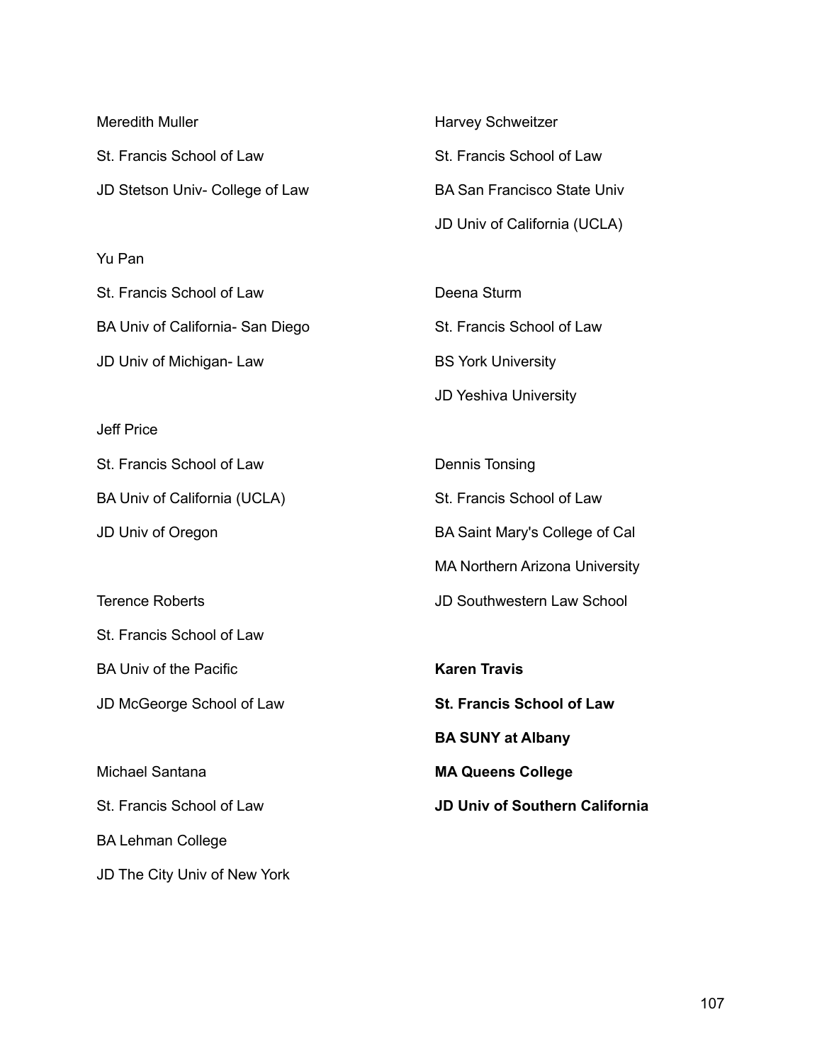Meredith Muller

St. Francis School of Law

JD Stetson Univ- College of Law

Yu Pan

St. Francis School of Law

BA Univ of California- San Diego

JD Univ of Michigan- Law

Jeff Price

St. Francis School of Law

BA Univ of California (UCLA)

JD Univ of Oregon

Terence Roberts

St. Francis School of Law

BA Univ of the Pacific

JD McGeorge School of Law

Michael Santana

St. Francis School of Law

BA Lehman College

JD The City Univ of New York

Harvey Schweitzer

St. Francis School of Law

BA San Francisco State Univ

JD Univ of California (UCLA)

Deena Sturm

St. Francis School of Law

BS York University

JD Yeshiva University

Dennis Tonsing

St. Francis School of Law

BA Saint Mary's College of Cal

MA Northern Arizona University

JD Southwestern Law School

**Karen Travis**

**St. Francis School of Law**

**BA SUNY at Albany**

**MA Queens College**

**JD Univ of Southern California**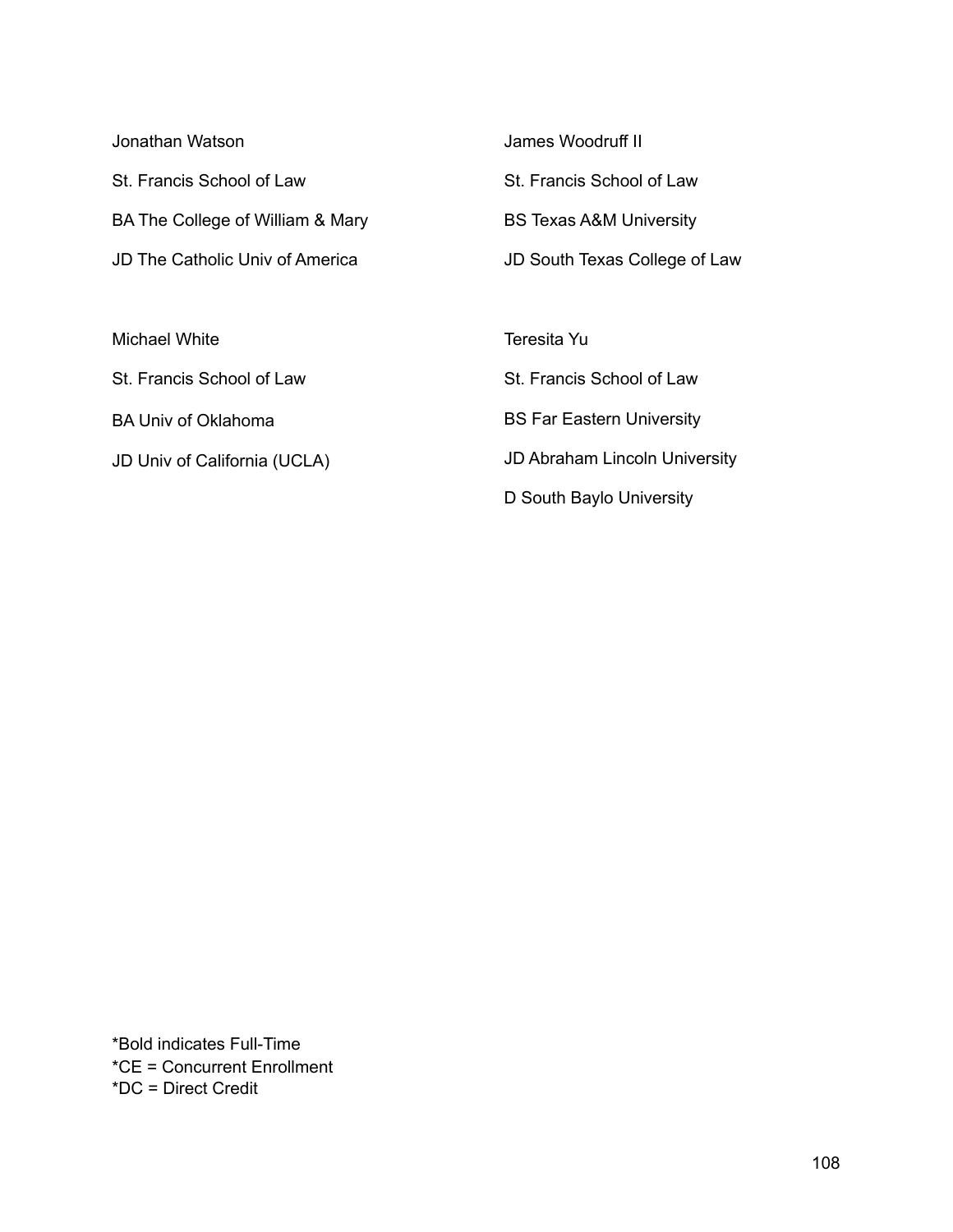Jonathan Watson

St. Francis School of Law

BA The College of William & Mary

JD The Catholic Univ of America

Michael White

St. Francis School of Law

BA Univ of Oklahoma

JD Univ of California (UCLA)

James Woodruff II

St. Francis School of Law

BS Texas A&M University

JD South Texas College of Law

Teresita Yu

St. Francis School of Law

BS Far Eastern University

JD Abraham Lincoln University

D South Baylo University

*Bold indicates Full-Time
*CE = Concurrent Enrollment
*DC = Direct Credit